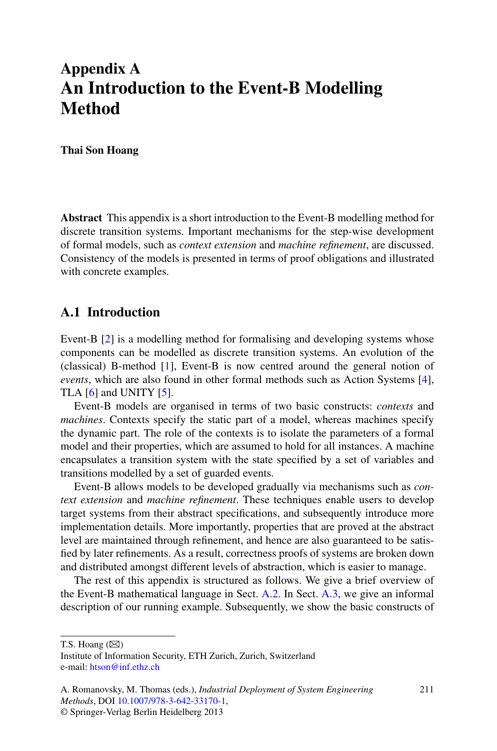# Appendix A
# An Introduction to the Event-B Modelling Method

**Thai Son Hoang**

**Abstract** This appendix is a short introduction to the Event-B modelling method for discrete transition systems. Important mechanisms for the step-wise development of formal models, such as *context extension* and *machine refinement*, are discussed. Consistency of the models is presented in terms of proof obligations and illustrated with concrete examples.

## A.1 Introduction

Event-B [2] is a modelling method for formalising and developing systems whose components can be modelled as discrete transition systems. An evolution of the (classical) B-method [1], Event-B is now centred around the general notion of *events*, which are also found in other formal methods such as Action Systems [4], TLA [6] and UNITY [5].

Event-B models are organised in terms of two basic constructs: *contexts* and *machines*. Contexts specify the static part of a model, whereas machines specify the dynamic part. The role of the contexts is to isolate the parameters of a formal model and their properties, which are assumed to hold for all instances. A machine encapsulates a transition system with the state specified by a set of variables and transitions modelled by a set of guarded events.

Event-B allows models to be developed gradually via mechanisms such as *context extension* and *machine refinement*. These techniques enable users to develop target systems from their abstract specifications, and subsequently introduce more implementation details. More importantly, properties that are proved at the abstract level are maintained through refinement, and hence are also guaranteed to be satisfied by later refinements. As a result, correctness proofs of systems are broken down and distributed amongst different levels of abstraction, which is easier to manage.

The rest of this appendix is structured as follows. We give a brief overview of the Event-B mathematical language in Sect. A.2. In Sect. A.3, we give an informal description of our running example. Subsequently, we show the basic constructs of

---

T.S. Hoang (✉)
Institute of Information Security, ETH Zurich, Zurich, Switzerland
e-mail: htson@inf.ethz.ch

A. Romanovsky, M. Thomas (eds.), *Industrial Deployment of System Engineering Methods*, DOI 10.1007/978-3-642-33170-1,
© Springer-Verlag Berlin Heidelberg 2013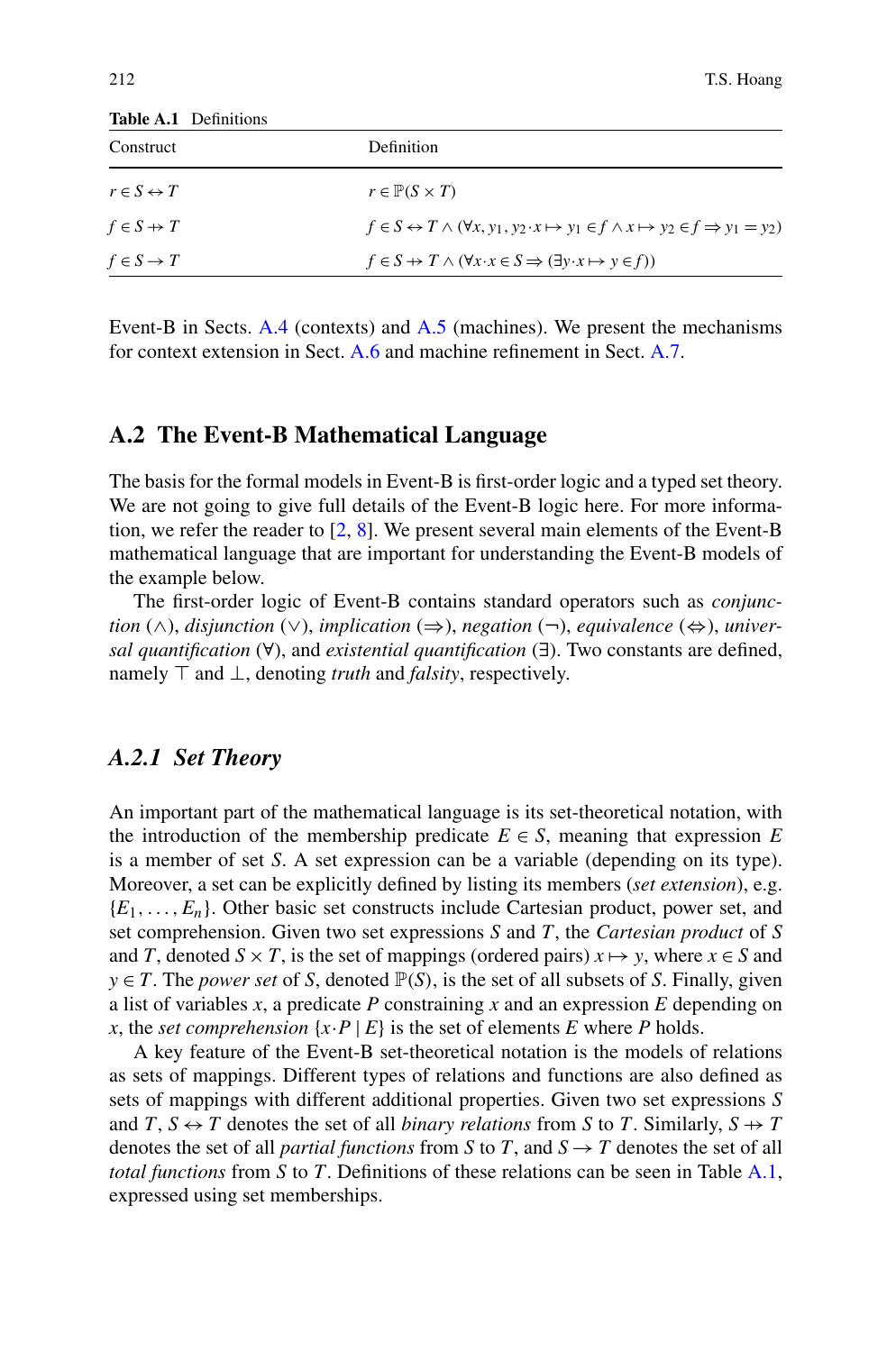**Table A.1** Definitions

| Construct | Definition |
| --- | --- |
| $r \in S \leftrightarrow T$ | $r \in \mathbb{P}(S \times T)$ |
| $f \in S \rightarrow\!\!\!\!\!+ T$ | $f \in S \leftrightarrow T \wedge (\forall x, y_1, y_2 \cdot x \mapsto y_1 \in f \wedge x \mapsto y_2 \in f \Rightarrow y_1 = y_2)$ |
| $f \in S \rightarrow T$ | $f \in S \rightarrow\!\!\!\!\!+ T \wedge (\forall x \cdot x \in S \Rightarrow (\exists y \cdot x \mapsto y \in f))$ |

Event-B in Sects. A.4 (contexts) and A.5 (machines). We present the mechanisms for context extension in Sect. A.6 and machine refinement in Sect. A.7.

## A.2 The Event-B Mathematical Language

The basis for the formal models in Event-B is first-order logic and a typed set theory. We are not going to give full details of the Event-B logic here. For more information, we refer the reader to [2, 8]. We present several main elements of the Event-B mathematical language that are important for understanding the Event-B models of the example below.

The first-order logic of Event-B contains standard operators such as *conjunction* ($\wedge$), *disjunction* ($\vee$), *implication* ($\Rightarrow$), *negation* ($\neg$), *equivalence* ($\Leftrightarrow$), *universal quantification* ($\forall$), and *existential quantification* ($\exists$). Two constants are defined, namely $\top$ and $\bot$, denoting *truth* and *falsity*, respectively.

### *A.2.1 Set Theory*

An important part of the mathematical language is its set-theoretical notation, with the introduction of the membership predicate $E \in S$, meaning that expression $E$ is a member of set $S$. A set expression can be a variable (depending on its type). Moreover, a set can be explicitly defined by listing its members (*set extension*), e.g. $\{E_1, \ldots, E_n\}$. Other basic set constructs include Cartesian product, power set, and set comprehension. Given two set expressions $S$ and $T$, the *Cartesian product* of $S$ and $T$, denoted $S \times T$, is the set of mappings (ordered pairs) $x \mapsto y$, where $x \in S$ and $y \in T$. The *power set* of $S$, denoted $\mathbb{P}(S)$, is the set of all subsets of $S$. Finally, given a list of variables $x$, a predicate $P$ constraining $x$ and an expression $E$ depending on $x$, the *set comprehension* $\{x \cdot P \mid E\}$ is the set of elements $E$ where $P$ holds.

A key feature of the Event-B set-theoretical notation is the models of relations as sets of mappings. Different types of relations and functions are also defined as sets of mappings with different additional properties. Given two set expressions $S$ and $T$, $S \leftrightarrow T$ denotes the set of all *binary relations* from $S$ to $T$. Similarly, $S \rightarrow\!\!\!\!\!+ T$ denotes the set of all *partial functions* from $S$ to $T$, and $S \rightarrow T$ denotes the set of all *total functions* from $S$ to $T$. Definitions of these relations can be seen in Table A.1, expressed using set memberships.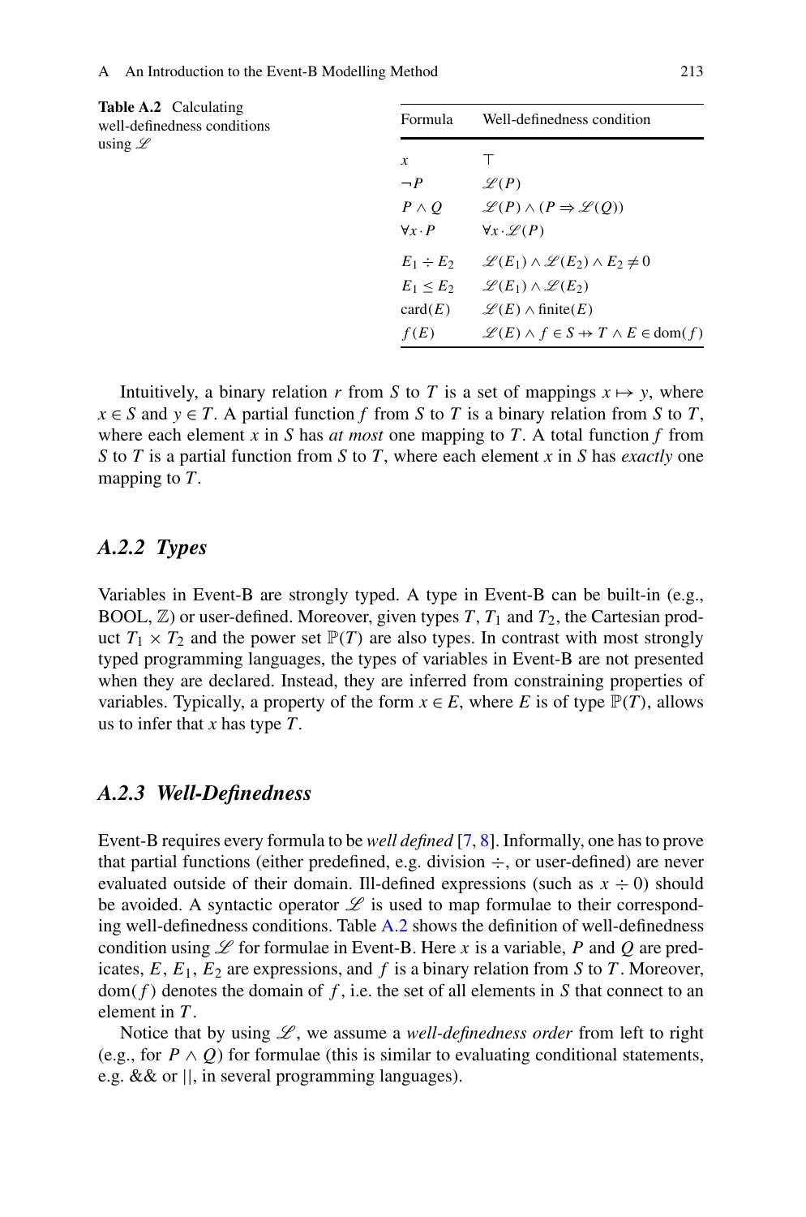**Table A.2** Calculating well-definedness conditions using $\mathscr{L}$

| Formula | Well-definedness condition |
|---|---|
| $x$ | $\top$ |
| $\neg P$ | $\mathscr{L}(P)$ |
| $P \wedge Q$ | $\mathscr{L}(P) \wedge (P \Rightarrow \mathscr{L}(Q))$ |
| $\forall x \cdot P$ | $\forall x \cdot \mathscr{L}(P)$ |
| $E_1 \div E_2$ | $\mathscr{L}(E_1) \wedge \mathscr{L}(E_2) \wedge E_2 \neq 0$ |
| $E_1 \leq E_2$ | $\mathscr{L}(E_1) \wedge \mathscr{L}(E_2)$ |
| $\text{card}(E)$ | $\mathscr{L}(E) \wedge \text{finite}(E)$ |
| $f(E)$ | $\mathscr{L}(E) \wedge f \in S \rightarrow\!\!\!\!\!+ T \wedge E \in \text{dom}(f)$ |

Intuitively, a binary relation $r$ from $S$ to $T$ is a set of mappings $x \mapsto y$, where $x \in S$ and $y \in T$. A partial function $f$ from $S$ to $T$ is a binary relation from $S$ to $T$, where each element $x$ in $S$ has *at most* one mapping to $T$. A total function $f$ from $S$ to $T$ is a partial function from $S$ to $T$, where each element $x$ in $S$ has *exactly* one mapping to $T$.

### *A.2.2 Types*

Variables in Event-B are strongly typed. A type in Event-B can be built-in (e.g., BOOL, $\mathbb{Z}$) or user-defined. Moreover, given types $T$, $T_1$ and $T_2$, the Cartesian product $T_1 \times T_2$ and the power set $\mathbb{P}(T)$ are also types. In contrast with most strongly typed programming languages, the types of variables in Event-B are not presented when they are declared. Instead, they are inferred from constraining properties of variables. Typically, a property of the form $x \in E$, where $E$ is of type $\mathbb{P}(T)$, allows us to infer that $x$ has type $T$.

### *A.2.3 Well-Definedness*

Event-B requires every formula to be *well defined* [7, 8]. Informally, one has to prove that partial functions (either predefined, e.g. division $\div$, or user-defined) are never evaluated outside of their domain. Ill-defined expressions (such as $x \div 0$) should be avoided. A syntactic operator $\mathscr{L}$ is used to map formulae to their corresponding well-definedness conditions. Table A.2 shows the definition of well-definedness condition using $\mathscr{L}$ for formulae in Event-B. Here $x$ is a variable, $P$ and $Q$ are predicates, $E$, $E_1$, $E_2$ are expressions, and $f$ is a binary relation from $S$ to $T$. Moreover, $\text{dom}(f)$ denotes the domain of $f$, i.e. the set of all elements in $S$ that connect to an element in $T$.

Notice that by using $\mathscr{L}$, we assume a *well-definedness order* from left to right (e.g., for $P \wedge Q$) for formulae (this is similar to evaluating conditional statements, e.g. && or ||, in several programming languages).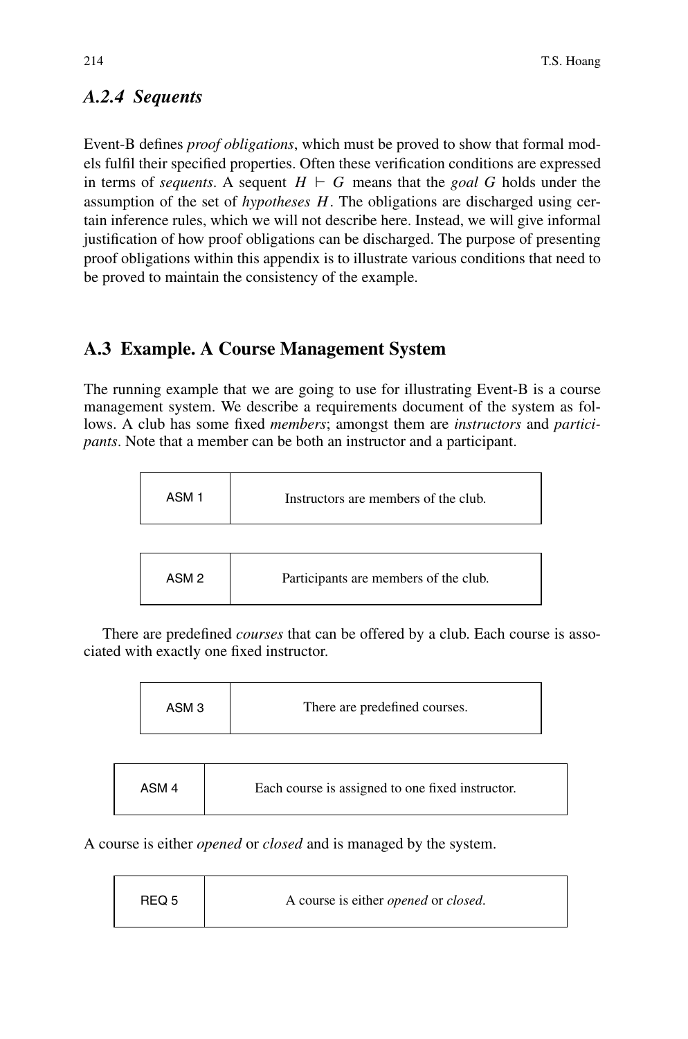### *A.2.4 Sequents*

Event-B defines *proof obligations*, which must be proved to show that formal models fulfil their specified properties. Often these verification conditions are expressed in terms of *sequents*. A sequent $H \vdash G$ means that the *goal* $G$ holds under the assumption of the set of *hypotheses* $H$. The obligations are discharged using certain inference rules, which we will not describe here. Instead, we will give informal justification of how proof obligations can be discharged. The purpose of presenting proof obligations within this appendix is to illustrate various conditions that need to be proved to maintain the consistency of the example.

## A.3 Example. A Course Management System

The running example that we are going to use for illustrating Event-B is a course management system. We describe a requirements document of the system as follows. A club has some fixed *members*; amongst them are *instructors* and *participants*. Note that a member can be both an instructor and a participant.

| ASM 1 | Instructors are members of the club. |
|---|---|

| ASM 2 | Participants are members of the club. |
|---|---|

There are predefined *courses* that can be offered by a club. Each course is associated with exactly one fixed instructor.

| ASM 3 | There are predefined courses. |
|---|---|

| ASM 4 | Each course is assigned to one fixed instructor. |
|---|---|

A course is either *opened* or *closed* and is managed by the system.

| REQ 5 | A course is either *opened* or *closed*. |
|---|---|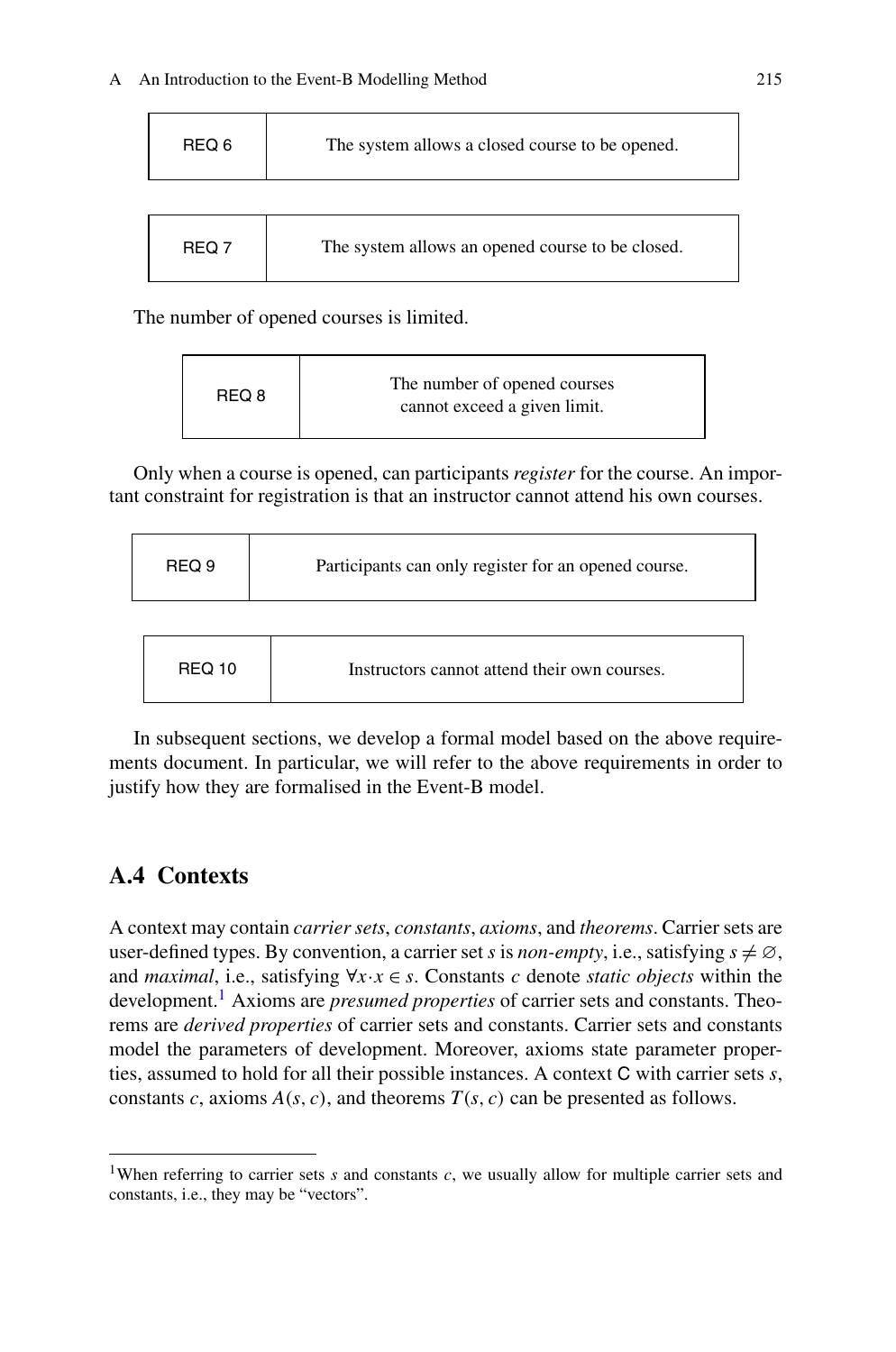| REQ 6 | The system allows a closed course to be opened. |
|---|---|

| REQ 7 | The system allows an opened course to be closed. |
|---|---|

The number of opened courses is limited.

| REQ 8 | The number of opened courses cannot exceed a given limit. |
|---|---|

Only when a course is opened, can participants *register* for the course. An important constraint for registration is that an instructor cannot attend his own courses.

| REQ 9 | Participants can only register for an opened course. |
|---|---|

| REQ 10 | Instructors cannot attend their own courses. |
|---|---|

In subsequent sections, we develop a formal model based on the above requirements document. In particular, we will refer to the above requirements in order to justify how they are formalised in the Event-B model.

## A.4 Contexts

A context may contain *carrier sets*, *constants*, *axioms*, and *theorems*. Carrier sets are user-defined types. By convention, a carrier set $s$ is *non-empty*, i.e., satisfying $s \neq \varnothing$, and *maximal*, i.e., satisfying $\forall x \cdot x \in s$. Constants $c$ denote *static objects* within the development.[1] Axioms are *presumed properties* of carrier sets and constants. Theorems are *derived properties* of carrier sets and constants. Carrier sets and constants model the parameters of development. Moreover, axioms state parameter properties, assumed to hold for all their possible instances. A context C with carrier sets $s$, constants $c$, axioms $A(s, c)$, and theorems $T(s, c)$ can be presented as follows.

---

[1] When referring to carrier sets $s$ and constants $c$, we usually allow for multiple carrier sets and constants, i.e., they may be "vectors".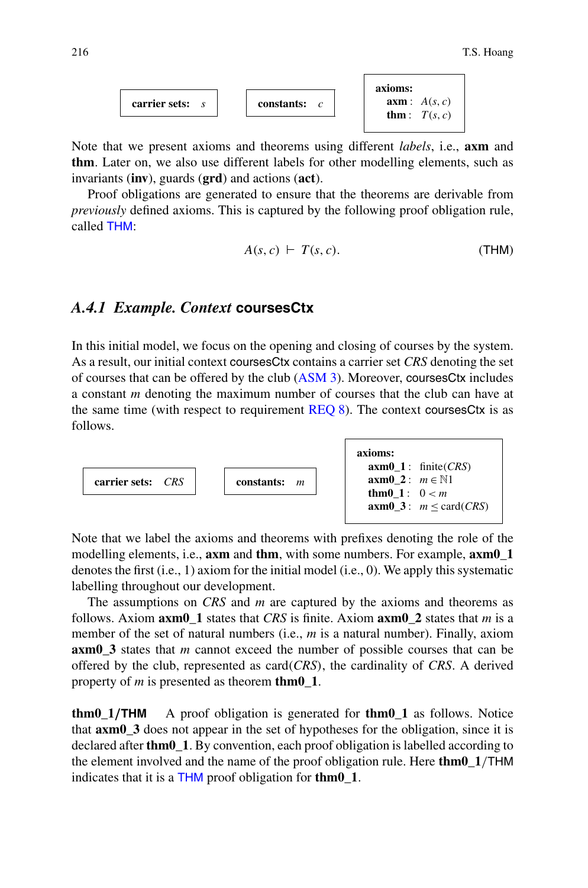**carrier sets:** $s$

**constants:** $c$

**axioms:**
**axm** : $A(s, c)$
**thm** : $T(s, c)$

Note that we present axioms and theorems using different *labels*, i.e., **axm** and **thm**. Later on, we also use different labels for other modelling elements, such as invariants (**inv**), guards (**grd**) and actions (**act**).

Proof obligations are generated to ensure that the theorems are derivable from *previously* defined axioms. This is captured by the following proof obligation rule, called THM:

$$A(s, c) \vdash T(s, c). \qquad \text{(THM)}$$

### *A.4.1 Example. Context* coursesCtx

In this initial model, we focus on the opening and closing of courses by the system. As a result, our initial context coursesCtx contains a carrier set *CRS* denoting the set of courses that can be offered by the club (ASM 3). Moreover, coursesCtx includes a constant $m$ denoting the maximum number of courses that the club can have at the same time (with respect to requirement REQ 8). The context coursesCtx is as follows.

**carrier sets:** $CRS$

**constants:** $m$

**axioms:**
**axm0_1** : $\mathrm{finite}(CRS)$
**axm0_2** : $m \in \mathbb{N}1$
**thm0_1** : $0 < m$
**axm0_3** : $m \leq \mathrm{card}(CRS)$

Note that we label the axioms and theorems with prefixes denoting the role of the modelling elements, i.e., **axm** and **thm**, with some numbers. For example, **axm0_1** denotes the first (i.e., 1) axiom for the initial model (i.e., 0). We apply this systematic labelling throughout our development.

The assumptions on *CRS* and $m$ are captured by the axioms and theorems as follows. Axiom **axm0_1** states that *CRS* is finite. Axiom **axm0_2** states that $m$ is a member of the set of natural numbers (i.e., $m$ is a natural number). Finally, axiom **axm0_3** states that $m$ cannot exceed the number of possible courses that can be offered by the club, represented as card(*CRS*), the cardinality of *CRS*. A derived property of $m$ is presented as theorem **thm0_1**.

**thm0_1/THM** A proof obligation is generated for **thm0_1** as follows. Notice that **axm0_3** does not appear in the set of hypotheses for the obligation, since it is declared after **thm0_1**. By convention, each proof obligation is labelled according to the element involved and the name of the proof obligation rule. Here **thm0_1**/THM indicates that it is a THM proof obligation for **thm0_1**.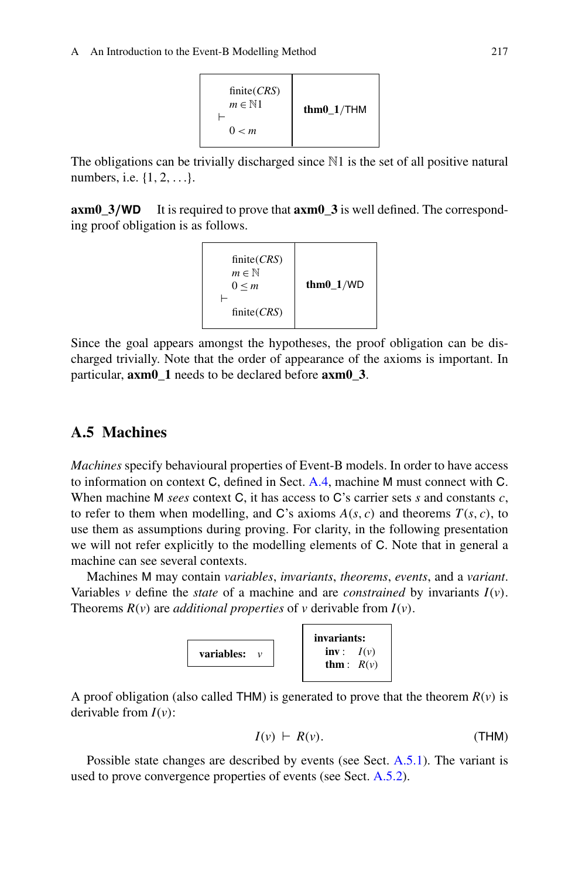| finite($CRS$)<br>$m \in \mathbb{N}1$<br>$\vdash$<br>$0 < m$ | **thm0_1**/THM |
|---|---|

The obligations can be trivially discharged since $\mathbb{N}1$ is the set of all positive natural numbers, i.e. $\{1, 2, \ldots\}$.

**axm0_3/WD** It is required to prove that **axm0_3** is well defined. The corresponding proof obligation is as follows.

| finite($CRS$)<br>$m \in \mathbb{N}$<br>$0 \leq m$<br>$\vdash$<br>finite($CRS$) | **thm0_1**/WD |
|---|---|

Since the goal appears amongst the hypotheses, the proof obligation can be discharged trivially. Note that the order of appearance of the axioms is important. In particular, **axm0_1** needs to be declared before **axm0_3**.

## A.5 Machines

*Machines* specify behavioural properties of Event-B models. In order to have access to information on context C, defined in Sect. A.4, machine M must connect with C. When machine M *sees* context C, it has access to C's carrier sets $s$ and constants $c$, to refer to them when modelling, and C's axioms $A(s, c)$ and theorems $T(s, c)$, to use them as assumptions during proving. For clarity, in the following presentation we will not refer explicitly to the modelling elements of C. Note that in general a machine can see several contexts.

Machines M may contain *variables*, *invariants*, *theorems*, *events*, and a *variant*. Variables $v$ define the *state* of a machine and are *constrained* by invariants $I(v)$. Theorems $R(v)$ are *additional properties* of $v$ derivable from $I(v)$.

| **variables:** $v$ |
|---|

| **invariants:**<br>**inv** : $I(v)$<br>**thm** : $R(v)$ |
|---|

A proof obligation (also called THM) is generated to prove that the theorem $R(v)$ is derivable from $I(v)$:

$$I(v) \vdash R(v). \qquad \text{(THM)}$$

Possible state changes are described by events (see Sect. A.5.1). The variant is used to prove convergence properties of events (see Sect. A.5.2).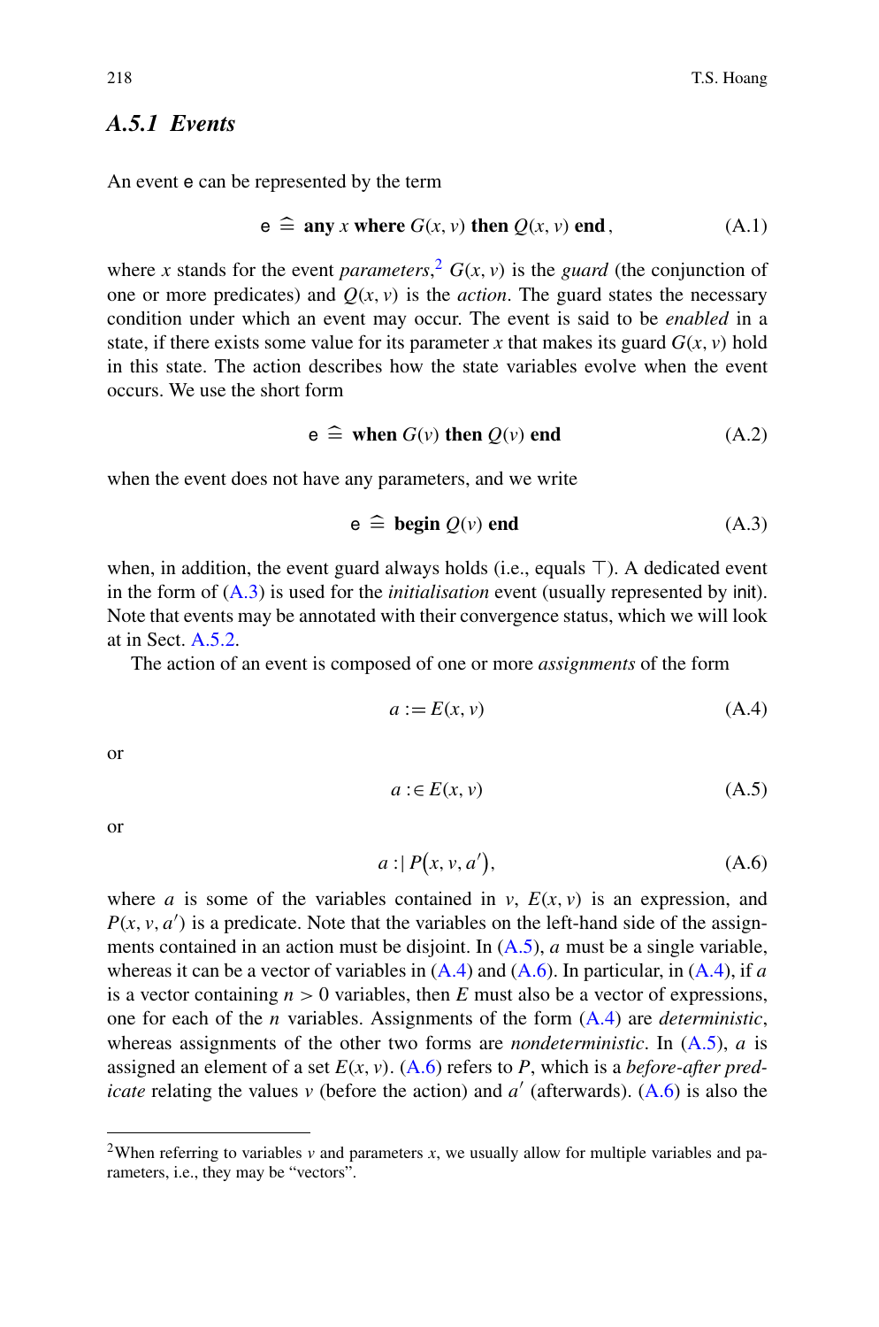### A.5.1 Events

An event $\mathsf{e}$ can be represented by the term

$$\mathsf{e} \;\widehat{=}\; \textbf{any } x \textbf{ where } G(x, v) \textbf{ then } Q(x, v) \textbf{ end}\,, \tag{A.1}$$

where $x$ stands for the event *parameters*,[2] $G(x, v)$ is the *guard* (the conjunction of one or more predicates) and $Q(x, v)$ is the *action*. The guard states the necessary condition under which an event may occur. The event is said to be *enabled* in a state, if there exists some value for its parameter $x$ that makes its guard $G(x, v)$ hold in this state. The action describes how the state variables evolve when the event occurs. We use the short form

$$\mathsf{e} \;\widehat{=}\; \textbf{when } G(v) \textbf{ then } Q(v) \textbf{ end} \tag{A.2}$$

when the event does not have any parameters, and we write

$$\mathsf{e} \;\widehat{=}\; \textbf{begin } Q(v) \textbf{ end} \tag{A.3}$$

when, in addition, the event guard always holds (i.e., equals $\top$). A dedicated event in the form of (A.3) is used for the *initialisation* event (usually represented by $\mathsf{init}$). Note that events may be annotated with their convergence status, which we will look at in Sect. A.5.2.

The action of an event is composed of one or more *assignments* of the form

$$a := E(x, v) \tag{A.4}$$

or

$$a :\in E(x, v) \tag{A.5}$$

or

$$a :\mid P(x, v, a'), \tag{A.6}$$

where $a$ is some of the variables contained in $v$, $E(x, v)$ is an expression, and $P(x, v, a')$ is a predicate. Note that the variables on the left-hand side of the assignments contained in an action must be disjoint. In (A.5), $a$ must be a single variable, whereas it can be a vector of variables in (A.4) and (A.6). In particular, in (A.4), if $a$ is a vector containing $n > 0$ variables, then $E$ must also be a vector of expressions, one for each of the $n$ variables. Assignments of the form (A.4) are *deterministic*, whereas assignments of the other two forms are *nondeterministic*. In (A.5), $a$ is assigned an element of a set $E(x, v)$. (A.6) refers to $P$, which is a *before-after predicate* relating the values $v$ (before the action) and $a'$ (afterwards). (A.6) is also the

[2] When referring to variables $v$ and parameters $x$, we usually allow for multiple variables and parameters, i.e., they may be "vectors".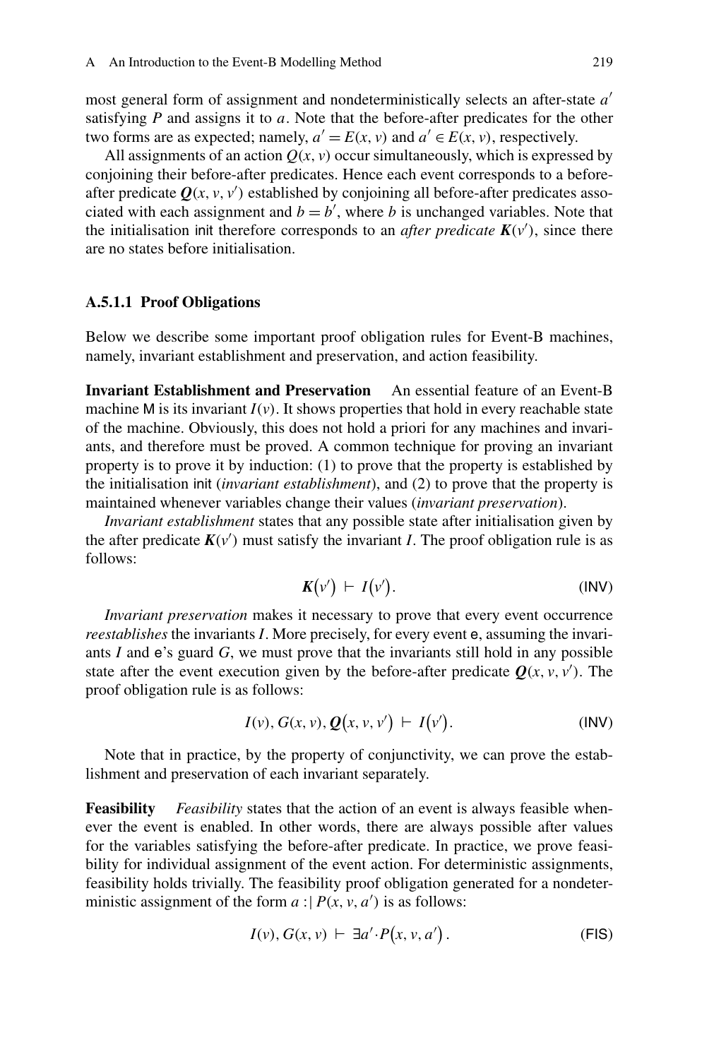most general form of assignment and nondeterministically selects an after-state $a'$ satisfying $P$ and assigns it to $a$. Note that the before-after predicates for the other two forms are as expected; namely, $a' = E(x, v)$ and $a' \in E(x, v)$, respectively.

All assignments of an action $Q(x, v)$ occur simultaneously, which is expressed by conjoining their before-after predicates. Hence each event corresponds to a before-after predicate $\boldsymbol{Q}(x, v, v')$ established by conjoining all before-after predicates associated with each assignment and $b = b'$, where $b$ is unchanged variables. Note that the initialisation init therefore corresponds to an *after predicate* $\boldsymbol{K}(v')$, since there are no states before initialisation.

#### A.5.1.1 Proof Obligations

Below we describe some important proof obligation rules for Event-B machines, namely, invariant establishment and preservation, and action feasibility.

**Invariant Establishment and Preservation** An essential feature of an Event-B machine M is its invariant $I(v)$. It shows properties that hold in every reachable state of the machine. Obviously, this does not hold a priori for any machines and invariants, and therefore must be proved. A common technique for proving an invariant property is to prove it by induction: (1) to prove that the property is established by the initialisation init (*invariant establishment*), and (2) to prove that the property is maintained whenever variables change their values (*invariant preservation*).

*Invariant establishment* states that any possible state after initialisation given by the after predicate $\boldsymbol{K}(v')$ must satisfy the invariant $I$. The proof obligation rule is as follows:

$$\boldsymbol{K}(v') \vdash I(v'). \tag{INV}$$

*Invariant preservation* makes it necessary to prove that every event occurrence *reestablishes* the invariants $I$. More precisely, for every event e, assuming the invariants $I$ and e's guard $G$, we must prove that the invariants still hold in any possible state after the event execution given by the before-after predicate $\boldsymbol{Q}(x, v, v')$. The proof obligation rule is as follows:

$$I(v), G(x, v), \boldsymbol{Q}(x, v, v') \vdash I(v'). \tag{INV}$$

Note that in practice, by the property of conjunctivity, we can prove the establishment and preservation of each invariant separately.

**Feasibility** *Feasibility* states that the action of an event is always feasible whenever the event is enabled. In other words, there are always possible after values for the variables satisfying the before-after predicate. In practice, we prove feasibility for individual assignment of the event action. For deterministic assignments, feasibility holds trivially. The feasibility proof obligation generated for a nondeterministic assignment of the form $a :| P(x, v, a')$ is as follows:

$$I(v), G(x, v) \vdash \exists a' \cdot P(x, v, a'). \tag{FIS}$$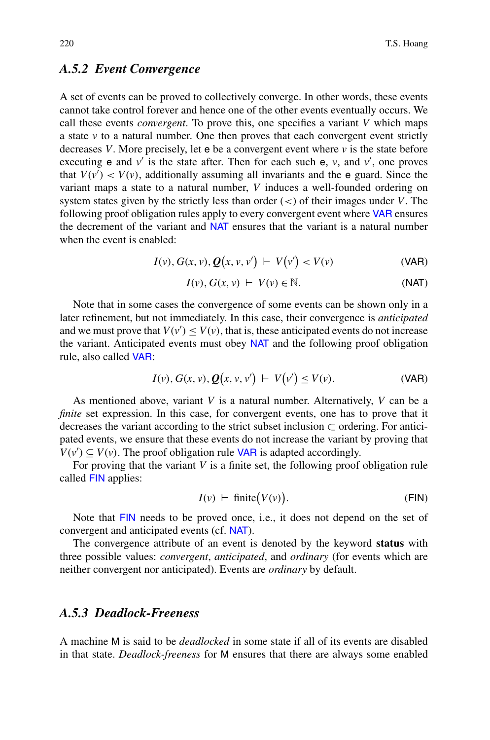### A.5.2 Event Convergence

A set of events can be proved to collectively converge. In other words, these events cannot take control forever and hence one of the other events eventually occurs. We call these events *convergent*. To prove this, one specifies a variant $V$ which maps a state $v$ to a natural number. One then proves that each convergent event strictly decreases $V$. More precisely, let e be a convergent event where $v$ is the state before executing e and $v'$ is the state after. Then for each such e, $v$, and $v'$, one proves that $V(v') < V(v)$, additionally assuming all invariants and the e guard. Since the variant maps a state to a natural number, $V$ induces a well-founded ordering on system states given by the strictly less than order ($<$) of their images under $V$. The following proof obligation rules apply to every convergent event where VAR ensures the decrement of the variant and NAT ensures that the variant is a natural number when the event is enabled:

$$I(v), G(x, v), \boldsymbol{Q}\big(x, v, v'\big) \;\vdash\; V\big(v'\big) < V(v) \qquad \text{(VAR)}$$

$$I(v), G(x, v) \;\vdash\; V(v) \in \mathbb{N}. \qquad \text{(NAT)}$$

Note that in some cases the convergence of some events can be shown only in a later refinement, but not immediately. In this case, their convergence is *anticipated* and we must prove that $V(v') \leq V(v)$, that is, these anticipated events do not increase the variant. Anticipated events must obey NAT and the following proof obligation rule, also called VAR:

$$I(v), G(x, v), \boldsymbol{Q}\big(x, v, v'\big) \;\vdash\; V\big(v'\big) \leq V(v). \qquad \text{(VAR)}$$

As mentioned above, variant $V$ is a natural number. Alternatively, $V$ can be a *finite* set expression. In this case, for convergent events, one has to prove that it decreases the variant according to the strict subset inclusion $\subset$ ordering. For anticipated events, we ensure that these events do not increase the variant by proving that $V(v') \subseteq V(v)$. The proof obligation rule VAR is adapted accordingly.

For proving that the variant $V$ is a finite set, the following proof obligation rule called FIN applies:

$$I(v) \;\vdash\; \text{finite}\big(V(v)\big). \qquad \text{(FIN)}$$

Note that FIN needs to be proved once, i.e., it does not depend on the set of convergent and anticipated events (cf. NAT).

The convergence attribute of an event is denoted by the keyword **status** with three possible values: *convergent*, *anticipated*, and *ordinary* (for events which are neither convergent nor anticipated). Events are *ordinary* by default.

### A.5.3 Deadlock-Freeness

A machine M is said to be *deadlocked* in some state if all of its events are disabled in that state. *Deadlock-freeness* for M ensures that there are always some enabled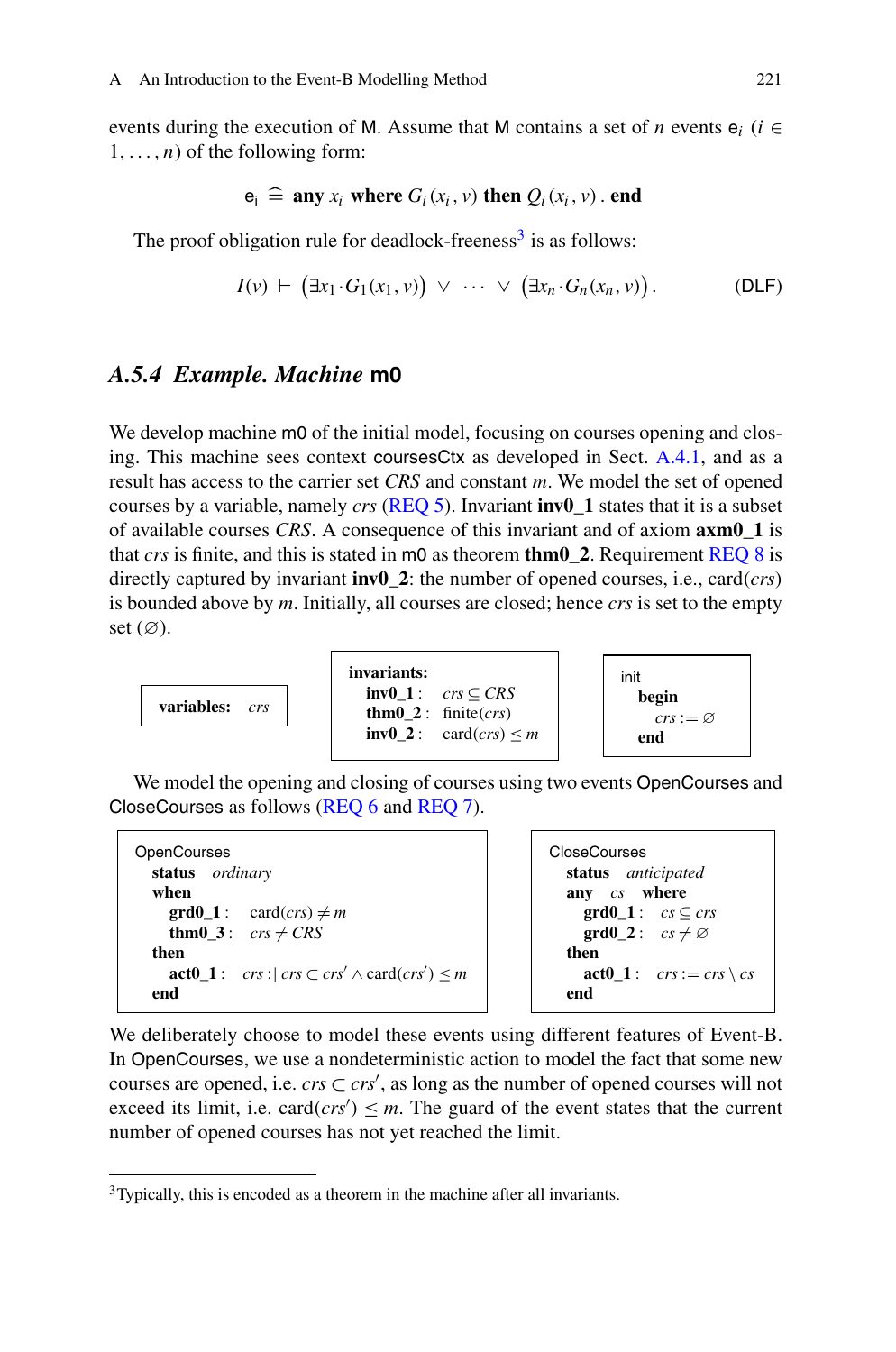events during the execution of M. Assume that M contains a set of $n$ events $\mathsf{e}_i$ ($i \in 1, \ldots, n$) of the following form:

$$\mathsf{e_i} \mathrel{\widehat{=}} \textbf{any } x_i \textbf{ where } G_i(x_i, v) \textbf{ then } Q_i(x_i, v) \textbf{ . end}$$

The proof obligation rule for deadlock-freeness[3] is as follows:

$$I(v) \vdash \big(\exists x_1 \cdot G_1(x_1, v)\big) \;\vee\; \cdots \;\vee\; \big(\exists x_n \cdot G_n(x_n, v)\big). \qquad \text{(DLF)}$$

### *A.5.4 Example. Machine* m0

We develop machine m0 of the initial model, focusing on courses opening and closing. This machine sees context coursesCtx as developed in Sect. A.4.1, and as a result has access to the carrier set $CRS$ and constant $m$. We model the set of opened courses by a variable, namely $crs$ (REQ 5). Invariant **inv0_1** states that it is a subset of available courses $CRS$. A consequence of this invariant and of axiom **axm0_1** is that $crs$ is finite, and this is stated in m0 as theorem **thm0_2**. Requirement REQ 8 is directly captured by invariant **inv0_2**: the number of opened courses, i.e., $\mathrm{card}(crs)$ is bounded above by $m$. Initially, all courses are closed; hence $crs$ is set to the empty set ($\varnothing$).

```
variables: crs
```

```
invariants:
   inv0_1 :  crs ⊆ CRS
   thm0_2 :  finite(crs)
   inv0_2 :  card(crs) ≤ m
```

```
init
   begin
      crs := ∅
   end
```

We model the opening and closing of courses using two events OpenCourses and CloseCourses as follows (REQ 6 and REQ 7).

```
OpenCourses
   status  ordinary
   when
      grd0_1 :  card(crs) ≠ m
      thm0_3 :  crs ≠ CRS
   then
      act0_1 :  crs :| crs ⊂ crs' ∧ card(crs') ≤ m
   end
```

```
CloseCourses
   status  anticipated
   any  cs  where
      grd0_1 :  cs ⊆ crs
      grd0_2 :  cs ≠ ∅
   then
      act0_1 :  crs := crs \ cs
   end
```

We deliberately choose to model these events using different features of Event-B. In OpenCourses, we use a nondeterministic action to model the fact that some new courses are opened, i.e. $crs \subset crs'$, as long as the number of opened courses will not exceed its limit, i.e. $\mathrm{card}(crs') \leq m$. The guard of the event states that the current number of opened courses has not yet reached the limit.

[3] Typically, this is encoded as a theorem in the machine after all invariants.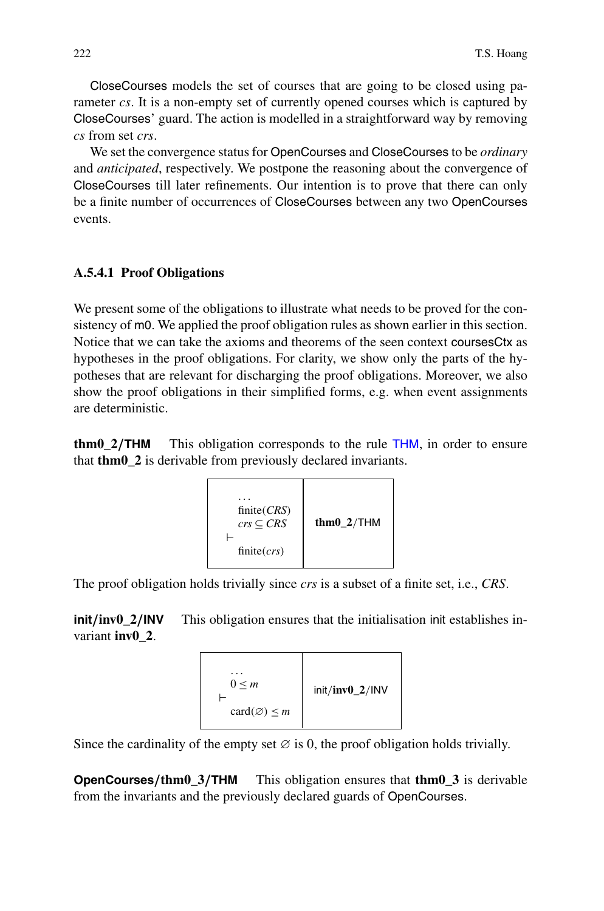CloseCourses models the set of courses that are going to be closed using parameter *cs*. It is a non-empty set of currently opened courses which is captured by CloseCourses' guard. The action is modelled in a straightforward way by removing *cs* from set *crs*.

We set the convergence status for OpenCourses and CloseCourses to be *ordinary* and *anticipated*, respectively. We postpone the reasoning about the convergence of CloseCourses till later refinements. Our intention is to prove that there can only be a finite number of occurrences of CloseCourses between any two OpenCourses events.

### A.5.4.1 Proof Obligations

We present some of the obligations to illustrate what needs to be proved for the consistency of m0. We applied the proof obligation rules as shown earlier in this section. Notice that we can take the axioms and theorems of the seen context coursesCtx as hypotheses in the proof obligations. For clarity, we show only the parts of the hypotheses that are relevant for discharging the proof obligations. Moreover, we also show the proof obligations in their simplified forms, e.g. when event assignments are deterministic.

**thm0_2/THM** This obligation corresponds to the rule THM, in order to ensure that **thm0_2** is derivable from previously declared invariants.

| | |
|---|---|
| $\ldots$<br>$\text{finite}(CRS)$<br>$crs \subseteq CRS$<br>$\vdash$<br>$\text{finite}(crs)$ | **thm0_2**/THM |

The proof obligation holds trivially since *crs* is a subset of a finite set, i.e., *CRS*.

**init/inv0_2/INV** This obligation ensures that the initialisation init establishes invariant **inv0_2**.

| | |
|---|---|
| $\ldots$<br>$0 \leq m$<br>$\vdash$<br>$\text{card}(\varnothing) \leq m$ | init/**inv0_2**/INV |

Since the cardinality of the empty set $\varnothing$ is 0, the proof obligation holds trivially.

**OpenCourses/thm0_3/THM** This obligation ensures that **thm0_3** is derivable from the invariants and the previously declared guards of OpenCourses.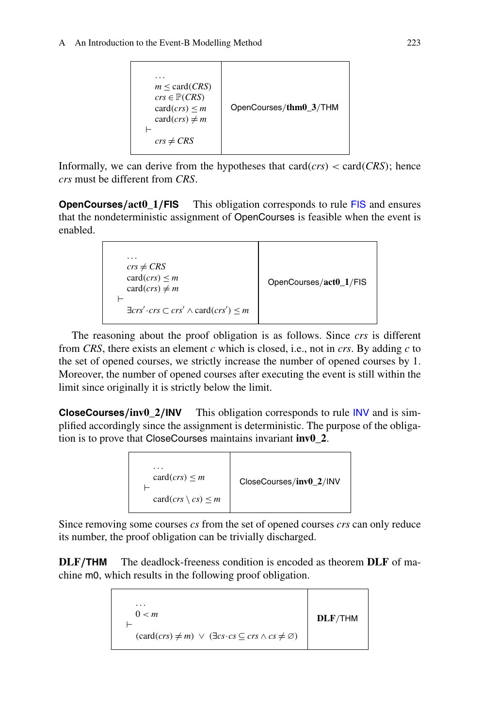| $\ldots$<br>$m \leq \mathrm{card}(CRS)$<br>$crs \in \mathbb{P}(CRS)$<br>$\mathrm{card}(crs) \leq m$<br>$\mathrm{card}(crs) \neq m$<br>$\vdash$<br>$crs \neq CRS$ | OpenCourses/**thm0_3**/THM |
| --- | --- |

Informally, we can derive from the hypotheses that $\mathrm{card}(crs) < \mathrm{card}(CRS)$; hence *crs* must be different from *CRS*.

**OpenCourses/act0_1/FIS** This obligation corresponds to rule FIS and ensures that the nondeterministic assignment of OpenCourses is feasible when the event is enabled.

| $\ldots$<br>$crs \neq CRS$<br>$\mathrm{card}(crs) \leq m$<br>$\mathrm{card}(crs) \neq m$<br>$\vdash$<br>$\exists crs' \cdot crs \subset crs' \land \mathrm{card}(crs') \leq m$ | OpenCourses/**act0_1**/FIS |
| --- | --- |

The reasoning about the proof obligation is as follows. Since *crs* is different from *CRS*, there exists an element *c* which is closed, i.e., not in *crs*. By adding *c* to the set of opened courses, we strictly increase the number of opened courses by 1. Moreover, the number of opened courses after executing the event is still within the limit since originally it is strictly below the limit.

**CloseCourses/inv0_2/INV** This obligation corresponds to rule INV and is simplified accordingly since the assignment is deterministic. The purpose of the obligation is to prove that CloseCourses maintains invariant **inv0_2**.

| $\ldots$<br>$\mathrm{card}(crs) \leq m$<br>$\vdash$<br>$\mathrm{card}(crs \setminus cs) \leq m$ | CloseCourses/**inv0_2**/INV |
| --- | --- |

Since removing some courses *cs* from the set of opened courses *crs* can only reduce its number, the proof obligation can be trivially discharged.

**DLF/THM** The deadlock-freeness condition is encoded as theorem **DLF** of machine m0, which results in the following proof obligation.

| $\ldots$<br>$0 < m$<br>$\vdash$<br>$(\mathrm{card}(crs) \neq m) \lor (\exists cs \cdot cs \subseteq crs \land cs \neq \varnothing)$ | **DLF**/THM |
| --- | --- |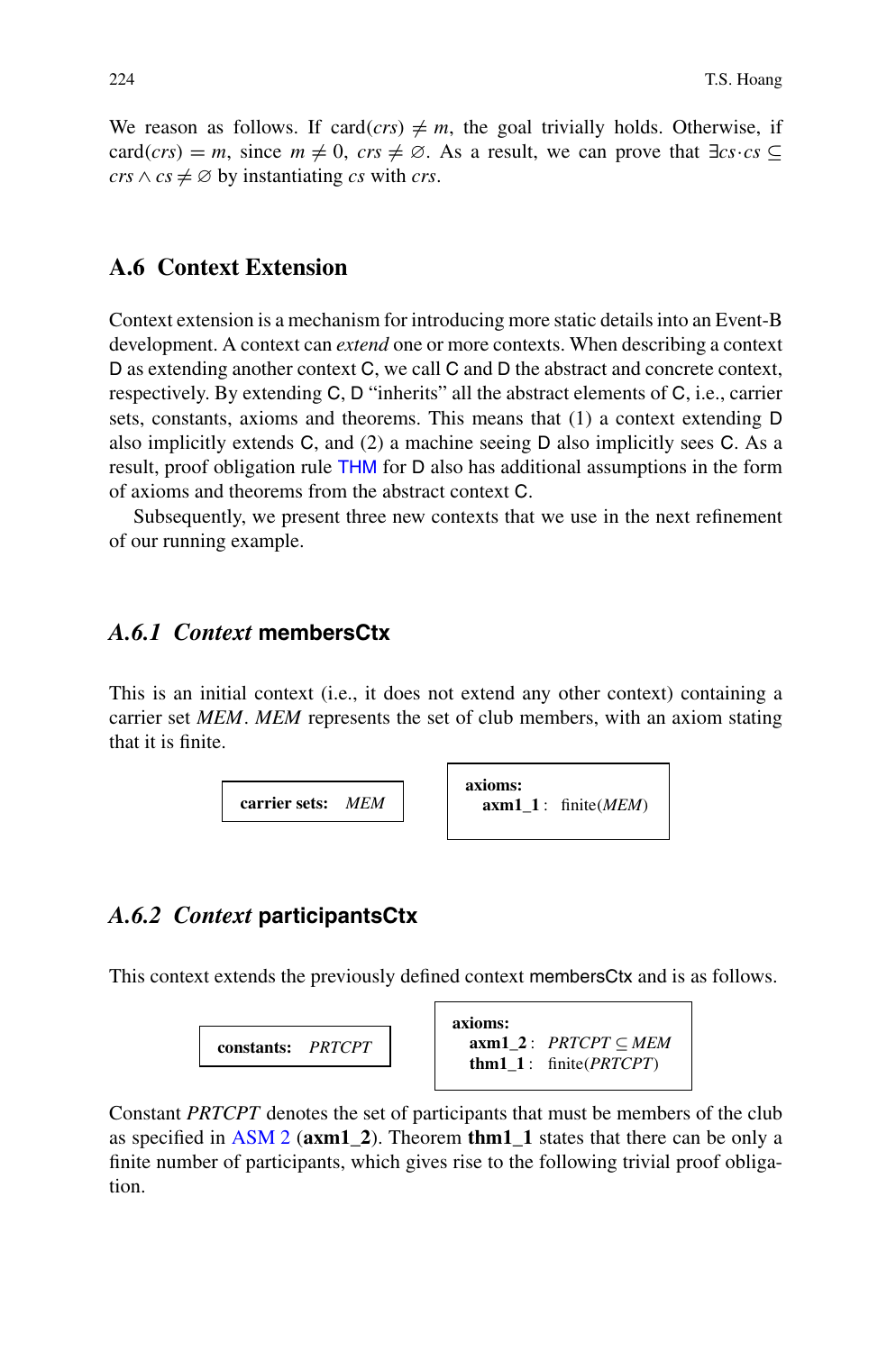We reason as follows. If $\text{card}(crs) \neq m$, the goal trivially holds. Otherwise, if $\text{card}(crs) = m$, since $m \neq 0$, $crs \neq \varnothing$. As a result, we can prove that $\exists cs \cdot cs \subseteq crs \land cs \neq \varnothing$ by instantiating $cs$ with $crs$.

## A.6 Context Extension

Context extension is a mechanism for introducing more static details into an Event-B development. A context can *extend* one or more contexts. When describing a context D as extending another context C, we call C and D the abstract and concrete context, respectively. By extending C, D "inherits" all the abstract elements of C, i.e., carrier sets, constants, axioms and theorems. This means that (1) a context extending D also implicitly extends C, and (2) a machine seeing D also implicitly sees C. As a result, proof obligation rule THM for D also has additional assumptions in the form of axioms and theorems from the abstract context C.

Subsequently, we present three new contexts that we use in the next refinement of our running example.

### *A.6.1 Context* membersCtx

This is an initial context (i.e., it does not extend any other context) containing a carrier set $MEM$. $MEM$ represents the set of club members, with an axiom stating that it is finite.

**carrier sets:** $MEM$

**axioms:**
**axm1_1** : $\text{finite}(MEM)$

### *A.6.2 Context* participantsCtx

This context extends the previously defined context membersCtx and is as follows.

**constants:** $PRTCPT$

**axioms:**
**axm1_2** : $PRTCPT \subseteq MEM$
**thm1_1** : $\text{finite}(PRTCPT)$

Constant $PRTCPT$ denotes the set of participants that must be members of the club as specified in ASM 2 (**axm1_2**). Theorem **thm1_1** states that there can be only a finite number of participants, which gives rise to the following trivial proof obligation.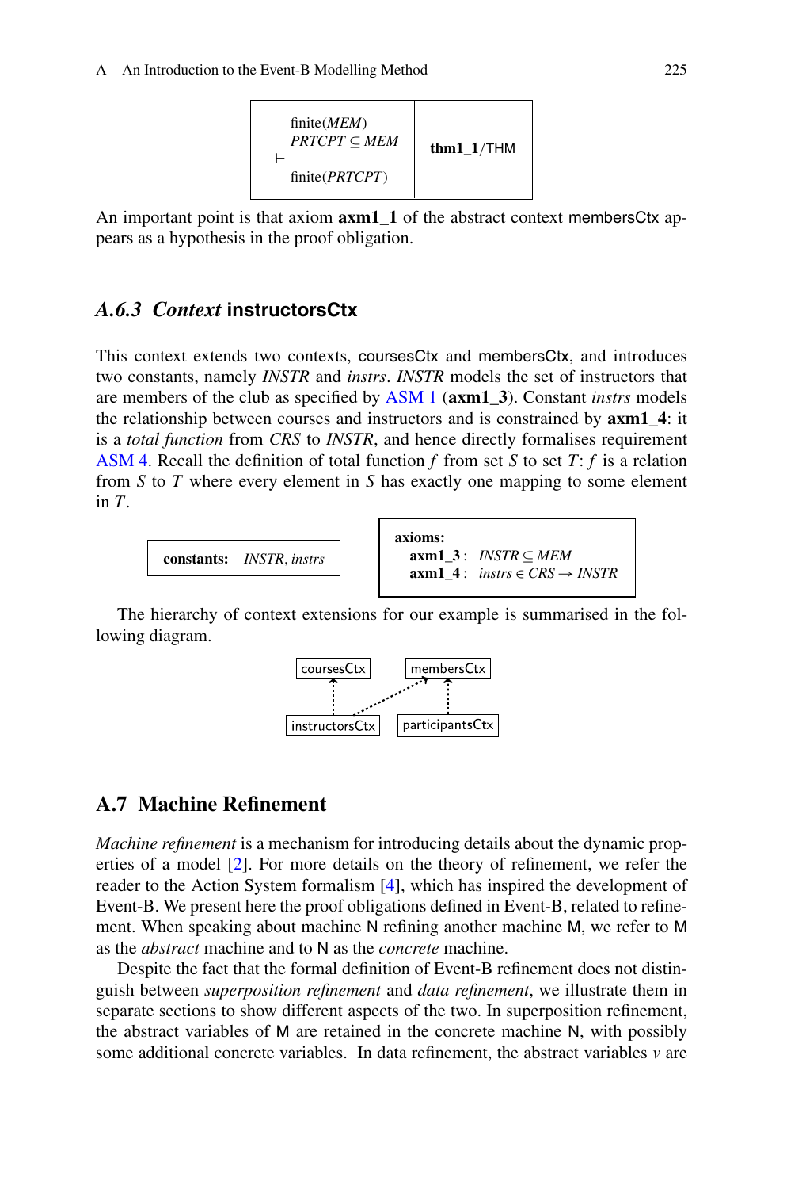| | |
|---|---|
| finite($MEM$)<br>$PRTCPT \subseteq MEM$<br>$\vdash$<br>finite($PRTCPT$) | **thm1_1**/THM |

An important point is that axiom **axm1_1** of the abstract context membersCtx appears as a hypothesis in the proof obligation.

### *A.6.3 Context* instructorsCtx

This context extends two contexts, coursesCtx and membersCtx, and introduces two constants, namely $INSTR$ and $instrs$. $INSTR$ models the set of instructors that are members of the club as specified by ASM 1 (**axm1_3**). Constant $instrs$ models the relationship between courses and instructors and is constrained by **axm1_4**: it is a *total function* from $CRS$ to $INSTR$, and hence directly formalises requirement ASM 4. Recall the definition of total function $f$ from set $S$ to set $T$: $f$ is a relation from $S$ to $T$ where every element in $S$ has exactly one mapping to some element in $T$.

**constants:** $INSTR, instrs$

**axioms:**
- **axm1_3** : $INSTR \subseteq MEM$
- **axm1_4** : $instrs \in CRS \rightarrow INSTR$

The hierarchy of context extensions for our example is summarised in the following diagram.

```
coursesCtx          membersCtx
    ^                  ^    ^
    :          ........:    :
    :         :             :
instructorsCtx      participantsCtx
```

## A.7 Machine Refinement

*Machine refinement* is a mechanism for introducing details about the dynamic properties of a model [2]. For more details on the theory of refinement, we refer the reader to the Action System formalism [4], which has inspired the development of Event-B. We present here the proof obligations defined in Event-B, related to refinement. When speaking about machine N refining another machine M, we refer to M as the *abstract* machine and to N as the *concrete* machine.

Despite the fact that the formal definition of Event-B refinement does not distinguish between *superposition refinement* and *data refinement*, we illustrate them in separate sections to show different aspects of the two. In superposition refinement, the abstract variables of M are retained in the concrete machine N, with possibly some additional concrete variables. In data refinement, the abstract variables $v$ are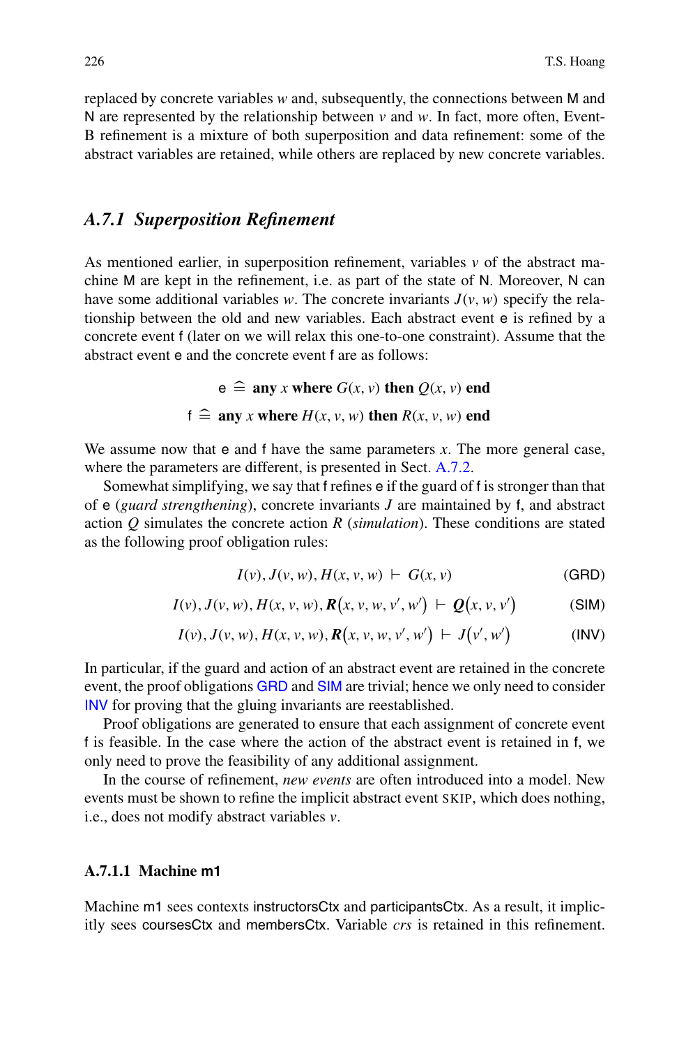replaced by concrete variables $w$ and, subsequently, the connections between M and N are represented by the relationship between $v$ and $w$. In fact, more often, Event-B refinement is a mixture of both superposition and data refinement: some of the abstract variables are retained, while others are replaced by new concrete variables.

### *A.7.1 Superposition Refinement*

As mentioned earlier, in superposition refinement, variables $v$ of the abstract machine M are kept in the refinement, i.e. as part of the state of N. Moreover, N can have some additional variables $w$. The concrete invariants $J(v, w)$ specify the relationship between the old and new variables. Each abstract event e is refined by a concrete event f (later on we will relax this one-to-one constraint). Assume that the abstract event e and the concrete event f are as follows:

$$\mathsf{e} \mathrel{\widehat{=}} \textbf{any } x \textbf{ where } G(x, v) \textbf{ then } Q(x, v) \textbf{ end}$$

$$\mathsf{f} \mathrel{\widehat{=}} \textbf{any } x \textbf{ where } H(x, v, w) \textbf{ then } R(x, v, w) \textbf{ end}$$

We assume now that e and f have the same parameters $x$. The more general case, where the parameters are different, is presented in Sect. A.7.2.

Somewhat simplifying, we say that f refines e if the guard of f is stronger than that of e (*guard strengthening*), concrete invariants $J$ are maintained by f, and abstract action $Q$ simulates the concrete action $R$ (*simulation*). These conditions are stated as the following proof obligation rules:

$$I(v), J(v, w), H(x, v, w) \vdash G(x, v) \qquad \text{(GRD)}$$

$$I(v), J(v, w), H(x, v, w), \boldsymbol{R}(x, v, w, v', w') \vdash \boldsymbol{Q}(x, v, v') \qquad \text{(SIM)}$$

$$I(v), J(v, w), H(x, v, w), \boldsymbol{R}(x, v, w, v', w') \vdash J(v', w') \qquad \text{(INV)}$$

In particular, if the guard and action of an abstract event are retained in the concrete event, the proof obligations GRD and SIM are trivial; hence we only need to consider INV for proving that the gluing invariants are reestablished.

Proof obligations are generated to ensure that each assignment of concrete event f is feasible. In the case where the action of the abstract event is retained in f, we only need to prove the feasibility of any additional assignment.

In the course of refinement, *new events* are often introduced into a model. New events must be shown to refine the implicit abstract event SKIP, which does nothing, i.e., does not modify abstract variables $v$.

#### A.7.1.1 Machine m1

Machine m1 sees contexts instructorsCtx and participantsCtx. As a result, it implicitly sees coursesCtx and membersCtx. Variable *crs* is retained in this refinement.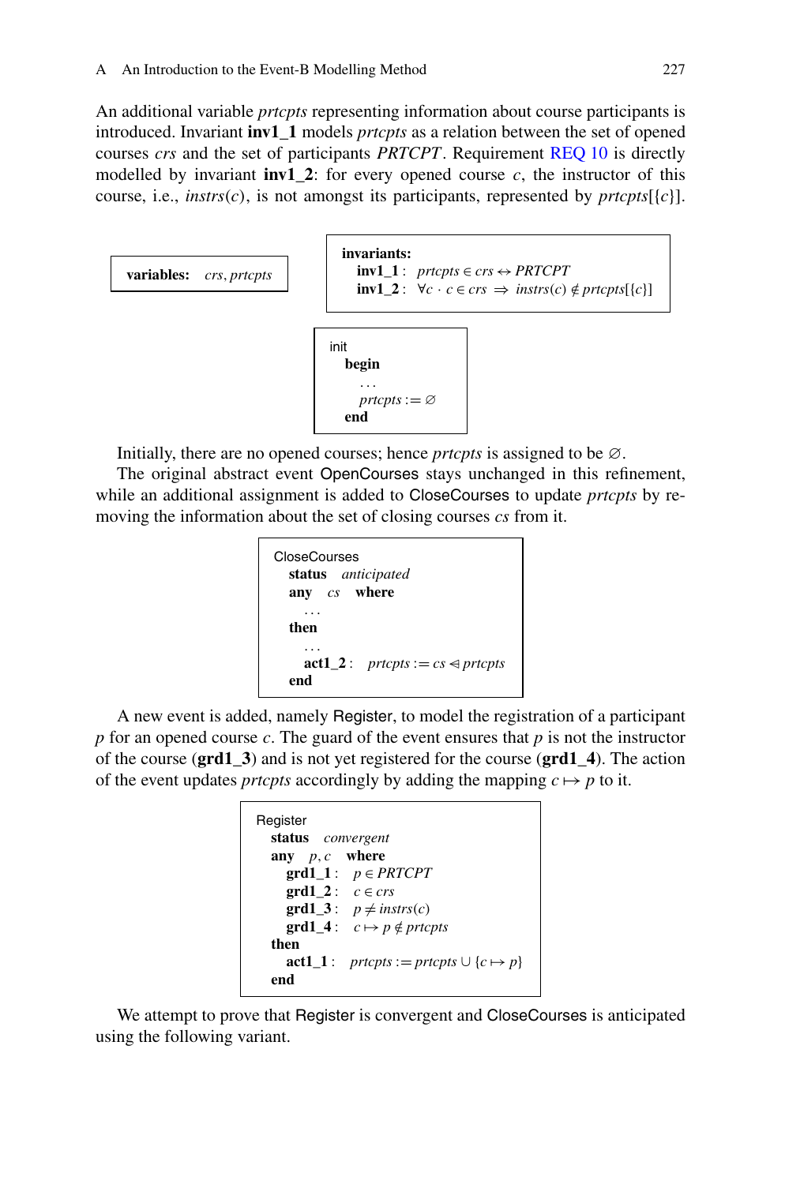An additional variable *prtcpts* representing information about course participants is introduced. Invariant **inv1_1** models *prtcpts* as a relation between the set of opened courses *crs* and the set of participants *PRTCPT*. Requirement REQ 10 is directly modelled by invariant **inv1_2**: for every opened course $c$, the instructor of this course, i.e., $instrs(c)$, is not amongst its participants, represented by $prtcpts[\{c\}]$.

```
variables:  crs, prtcpts
```

**invariants:**
- **inv1_1** : $prtcpts \in crs \leftrightarrow PRTCPT$
- **inv1_2** : $\forall c \cdot c \in crs \Rightarrow instrs(c) \notin prtcpts[\{c\}]$

```
init
  begin
    ...
    prtcpts := ∅
  end
```

Initially, there are no opened courses; hence *prtcpts* is assigned to be $\varnothing$.

The original abstract event OpenCourses stays unchanged in this refinement, while an additional assignment is added to CloseCourses to update *prtcpts* by removing the information about the set of closing courses *cs* from it.

```
CloseCourses
  status  anticipated
  any  cs  where
    ...
  then
    ...
    act1_2 :  prtcpts := cs ⩤ prtcpts
  end
```

A new event is added, namely Register, to model the registration of a participant $p$ for an opened course $c$. The guard of the event ensures that $p$ is not the instructor of the course (**grd1_3**) and is not yet registered for the course (**grd1_4**). The action of the event updates *prtcpts* accordingly by adding the mapping $c \mapsto p$ to it.

```
Register
  status  convergent
  any  p, c  where
    grd1_1 :  p ∈ PRTCPT
    grd1_2 :  c ∈ crs
    grd1_3 :  p ≠ instrs(c)
    grd1_4 :  c ↦ p ∉ prtcpts
  then
    act1_1 :  prtcpts := prtcpts ∪ {c ↦ p}
  end
```

We attempt to prove that Register is convergent and CloseCourses is anticipated using the following variant.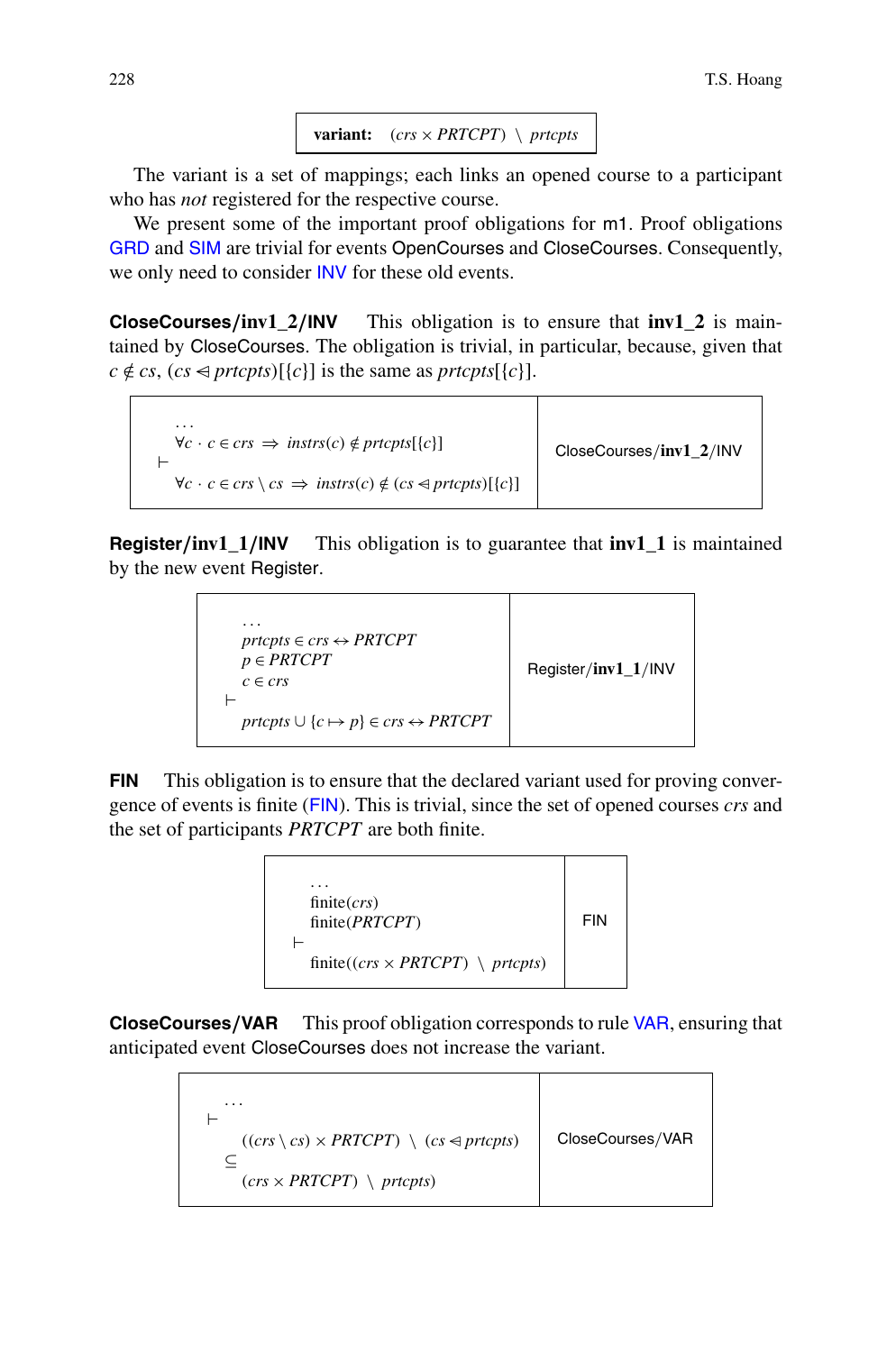| **variant:** $(crs \times PRTCPT) \setminus prtcpts$ |
|---|

The variant is a set of mappings; each links an opened course to a participant who has *not* registered for the respective course.

We present some of the important proof obligations for m1. Proof obligations GRD and SIM are trivial for events OpenCourses and CloseCourses. Consequently, we only need to consider INV for these old events.

**CloseCourses/inv1_2/INV** This obligation is to ensure that **inv1_2** is maintained by CloseCourses. The obligation is trivial, in particular, because, given that $c \notin cs$, $(cs \lhd prtcpts)[\{c\}]$ is the same as $prtcpts[\{c\}]$.

| $\ldots$<br>$\forall c \cdot c \in crs \Rightarrow instrs(c) \notin prtcpts[\{c\}]$<br>$\vdash$<br>$\forall c \cdot c \in crs \setminus cs \Rightarrow instrs(c) \notin (cs \lhd prtcpts)[\{c\}]$ | CloseCourses/**inv1_2**/INV |
|---|---|

**Register/inv1_1/INV** This obligation is to guarantee that **inv1_1** is maintained by the new event Register.

| $\ldots$<br>$prtcpts \in crs \leftrightarrow PRTCPT$<br>$p \in PRTCPT$<br>$c \in crs$<br>$\vdash$<br>$prtcpts \cup \{c \mapsto p\} \in crs \leftrightarrow PRTCPT$ | Register/**inv1_1**/INV |
|---|---|

**FIN** This obligation is to ensure that the declared variant used for proving convergence of events is finite (FIN). This is trivial, since the set of opened courses *crs* and the set of participants *PRTCPT* are both finite.

| $\ldots$<br>$\mathrm{finite}(crs)$<br>$\mathrm{finite}(PRTCPT)$<br>$\vdash$<br>$\mathrm{finite}((crs \times PRTCPT) \setminus prtcpts)$ | FIN |
|---|---|

**CloseCourses/VAR** This proof obligation corresponds to rule VAR, ensuring that anticipated event CloseCourses does not increase the variant.

| $\ldots$<br>$\vdash$<br>$((crs \setminus cs) \times PRTCPT) \setminus (cs \lhd prtcpts)$<br>$\subseteq$<br>$(crs \times PRTCPT) \setminus prtcpts)$ | CloseCourses/VAR |
|---|---|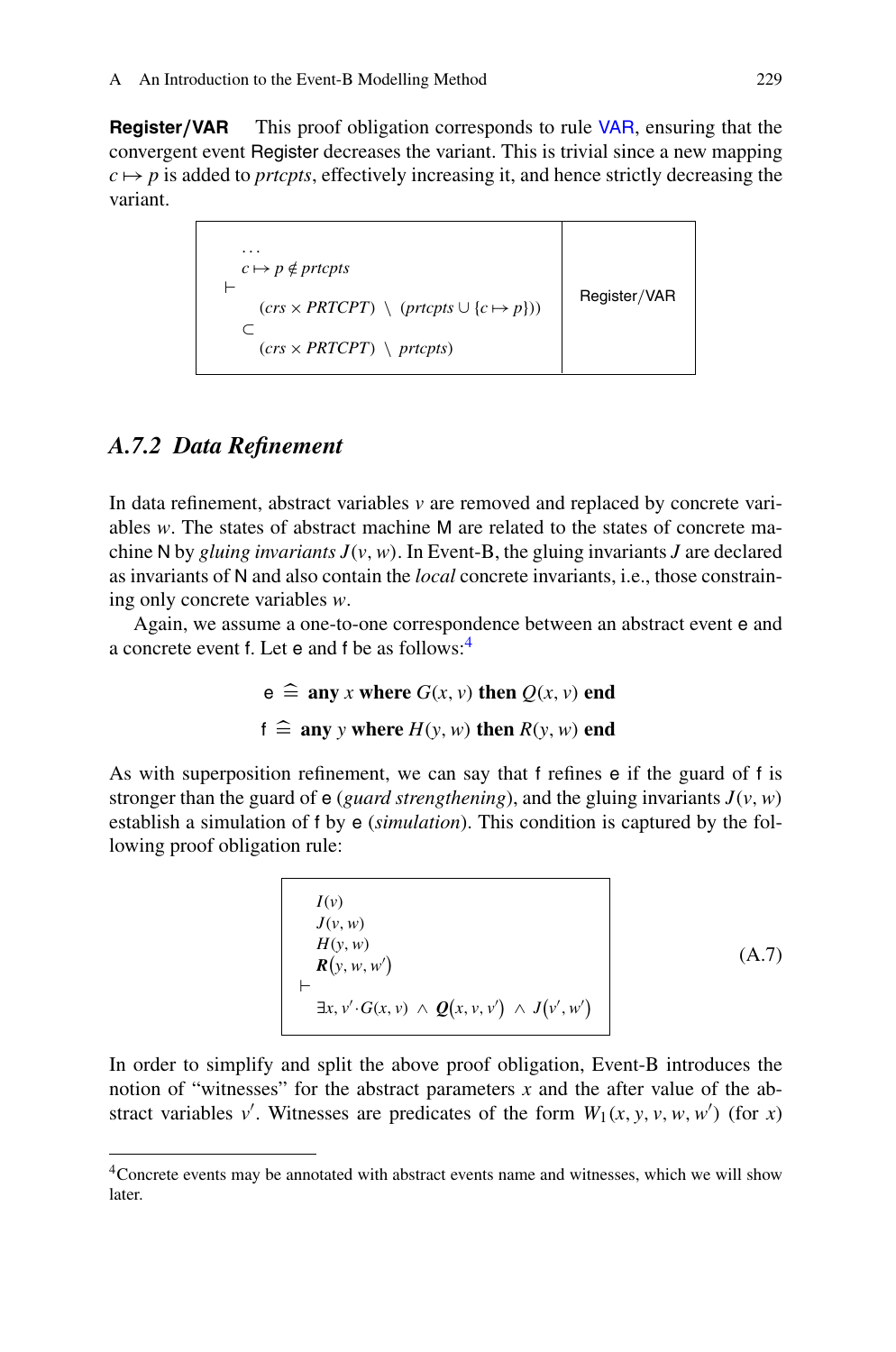**Register/VAR** This proof obligation corresponds to rule VAR, ensuring that the convergent event Register decreases the variant. This is trivial since a new mapping $c \mapsto p$ is added to *prtcpts*, effectively increasing it, and hence strictly decreasing the variant.

| | |
|---|---|
| $\ldots$<br>$c \mapsto p \notin prtcpts$<br>$\vdash$<br>$(crs \times PRTCPT) \setminus (prtcpts \cup \{c \mapsto p\})$<br>$\subset$<br>$(crs \times PRTCPT) \setminus prtcpts$ | Register/VAR |

### A.7.2 Data Refinement

In data refinement, abstract variables $v$ are removed and replaced by concrete variables $w$. The states of abstract machine M are related to the states of concrete machine N by *gluing invariants* $J(v, w)$. In Event-B, the gluing invariants $J$ are declared as invariants of N and also contain the *local* concrete invariants, i.e., those constraining only concrete variables $w$.

Again, we assume a one-to-one correspondence between an abstract event e and a concrete event f. Let e and f be as follows:[4]

$$\mathsf{e} \mathrel{\widehat{=}} \textbf{any } x \textbf{ where } G(x, v) \textbf{ then } Q(x, v) \textbf{ end}$$

$$\mathsf{f} \mathrel{\widehat{=}} \textbf{any } y \textbf{ where } H(y, w) \textbf{ then } R(y, w) \textbf{ end}$$

As with superposition refinement, we can say that f refines e if the guard of f is stronger than the guard of e (*guard strengthening*), and the gluing invariants $J(v, w)$ establish a simulation of f by e (*simulation*). This condition is captured by the following proof obligation rule:

$$\begin{array}{l} I(v) \\ J(v, w) \\ H(y, w) \\ \boldsymbol{R}(y, w, w') \\ \vdash \\ \exists x, v' \cdot G(x, v) \ \wedge \ \boldsymbol{Q}(x, v, v') \ \wedge \ J(v', w') \end{array} \tag{A.7}$$

In order to simplify and split the above proof obligation, Event-B introduces the notion of "witnesses" for the abstract parameters $x$ and the after value of the abstract variables $v'$. Witnesses are predicates of the form $W_1(x, y, v, w, w')$ (for $x$)

[4] Concrete events may be annotated with abstract events name and witnesses, which we will show later.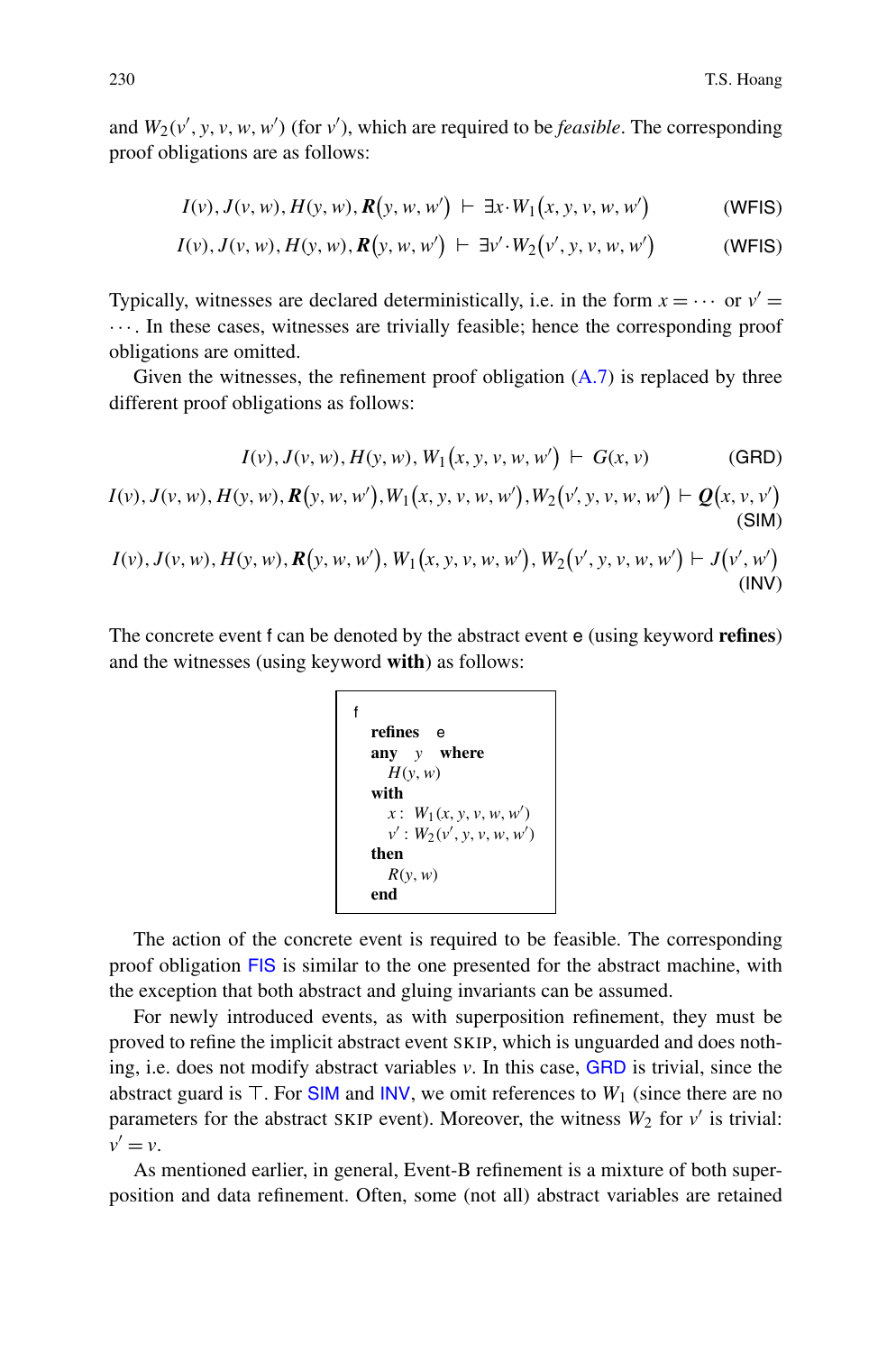and $W_2(v', y, v, w, w')$ (for $v'$), which are required to be *feasible*. The corresponding proof obligations are as follows:

$$I(v), J(v, w), H(y, w), \boldsymbol{R}(y, w, w') \vdash \exists x \cdot W_1(x, y, v, w, w') \qquad \text{(WFIS)}$$

$$I(v), J(v, w), H(y, w), \boldsymbol{R}(y, w, w') \vdash \exists v' \cdot W_2(v', y, v, w, w') \qquad \text{(WFIS)}$$

Typically, witnesses are declared deterministically, i.e. in the form $x = \cdots$ or $v' = \cdots$. In these cases, witnesses are trivially feasible; hence the corresponding proof obligations are omitted.

Given the witnesses, the refinement proof obligation (A.7) is replaced by three different proof obligations as follows:

$$I(v), J(v, w), H(y, w), W_1(x, y, v, w, w') \vdash G(x, v) \qquad \text{(GRD)}$$

$$I(v), J(v, w), H(y, w), \boldsymbol{R}(y, w, w'), W_1(x, y, v, w, w'), W_2(v', y, v, w, w') \vdash \boldsymbol{Q}(x, v, v') \qquad \text{(SIM)}$$

$$I(v), J(v, w), H(y, w), \boldsymbol{R}(y, w, w'), W_1(x, y, v, w, w'), W_2(v', y, v, w, w') \vdash J(v', w') \qquad \text{(INV)}$$

The concrete event f can be denoted by the abstract event e (using keyword **refines**) and the witnesses (using keyword **with**) as follows:

```
f
  refines  e
  any  y  where
    H(y, w)
  with
    x :  W1(x, y, v, w, w')
    v' : W2(v', y, v, w, w')
  then
    R(y, w)
  end
```

The action of the concrete event is required to be feasible. The corresponding proof obligation FIS is similar to the one presented for the abstract machine, with the exception that both abstract and gluing invariants can be assumed.

For newly introduced events, as with superposition refinement, they must be proved to refine the implicit abstract event SKIP, which is unguarded and does nothing, i.e. does not modify abstract variables $v$. In this case, GRD is trivial, since the abstract guard is $\top$. For SIM and INV, we omit references to $W_1$ (since there are no parameters for the abstract SKIP event). Moreover, the witness $W_2$ for $v'$ is trivial: $v' = v$.

As mentioned earlier, in general, Event-B refinement is a mixture of both superposition and data refinement. Often, some (not all) abstract variables are retained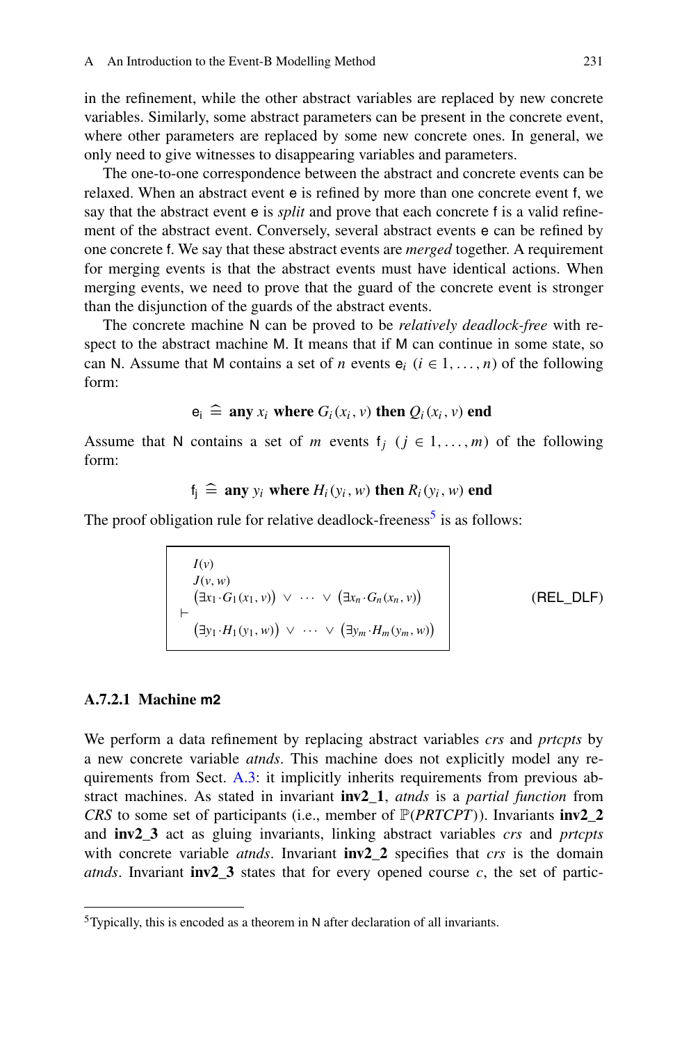in the refinement, while the other abstract variables are replaced by new concrete variables. Similarly, some abstract parameters can be present in the concrete event, where other parameters are replaced by some new concrete ones. In general, we only need to give witnesses to disappearing variables and parameters.

The one-to-one correspondence between the abstract and concrete events can be relaxed. When an abstract event e is refined by more than one concrete event f, we say that the abstract event e is *split* and prove that each concrete f is a valid refinement of the abstract event. Conversely, several abstract events e can be refined by one concrete f. We say that these abstract events are *merged* together. A requirement for merging events is that the abstract events must have identical actions. When merging events, we need to prove that the guard of the concrete event is stronger than the disjunction of the guards of the abstract events.

The concrete machine N can be proved to be *relatively deadlock-free* with respect to the abstract machine M. It means that if M can continue in some state, so can N. Assume that M contains a set of $n$ events $\mathsf{e}_i$ $(i \in 1, \ldots, n)$ of the following form:

$$\mathsf{e_i} \;\widehat{=}\; \textbf{any}\ x_i\ \textbf{where}\ G_i(x_i, v)\ \textbf{then}\ Q_i(x_i, v)\ \textbf{end}$$

Assume that N contains a set of $m$ events $\mathsf{f}_j$ $(j \in 1, \ldots, m)$ of the following form:

$$\mathsf{f_j} \;\widehat{=}\; \textbf{any}\ y_i\ \textbf{where}\ H_i(y_i, w)\ \textbf{then}\ R_i(y_i, w)\ \textbf{end}$$

The proof obligation rule for relative deadlock-freeness[5] is as follows:

$$\begin{array}{l} I(v) \\ J(v,w) \\ \big(\exists x_1 \cdot G_1(x_1, v)\big) \ \vee\ \cdots\ \vee\ \big(\exists x_n \cdot G_n(x_n, v)\big) \\ \vdash \\ \big(\exists y_1 \cdot H_1(y_1, w)\big) \ \vee\ \cdots\ \vee\ \big(\exists y_m \cdot H_m(y_m, w)\big) \end{array} \qquad \text{(REL\_DLF)}$$

#### A.7.2.1 Machine m2

We perform a data refinement by replacing abstract variables *crs* and *prtcpts* by a new concrete variable *atnds*. This machine does not explicitly model any requirements from Sect. A.3: it implicitly inherits requirements from previous abstract machines. As stated in invariant **inv2_1**, *atnds* is a *partial function* from *CRS* to some set of participants (i.e., member of $\mathbb{P}(PRTCPT)$). Invariants **inv2_2** and **inv2_3** act as gluing invariants, linking abstract variables *crs* and *prtcpts* with concrete variable *atnds*. Invariant **inv2_2** specifies that *crs* is the domain *atnds*. Invariant **inv2_3** states that for every opened course $c$, the set of partic-

[5] Typically, this is encoded as a theorem in N after declaration of all invariants.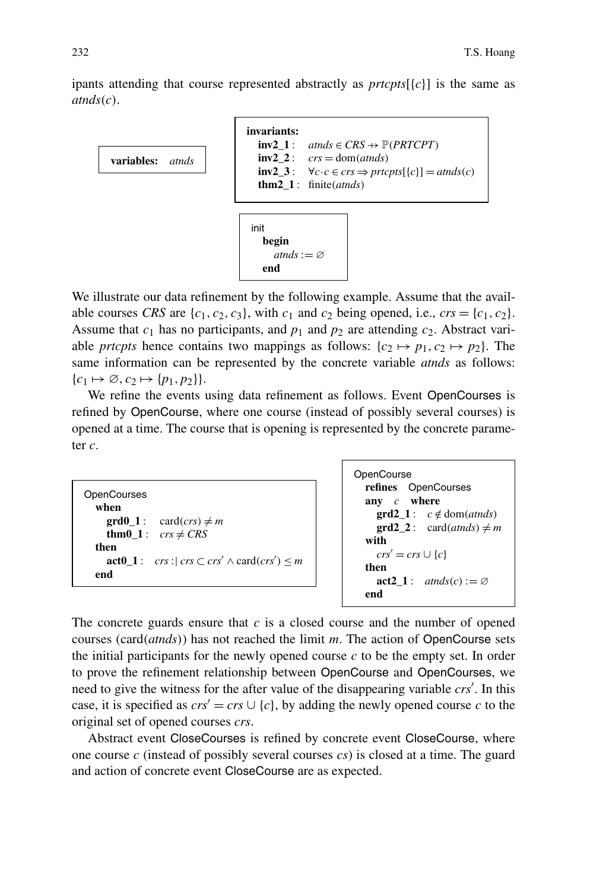ipants attending that course represented abstractly as $prtcpts[\{c\}]$ is the same as $atnds(c)$.

```
variables:  atnds
```

```
invariants:
  inv2_1 :   atnds ∈ CRS ⇸ ℙ(PRTCPT)
  inv2_2 :   crs = dom(atnds)
  inv2_3 :   ∀c·c ∈ crs ⇒ prtcpts[{c}] = atnds(c)
  thm2_1 :   finite(atnds)
```

```
init
  begin
    atnds := ∅
  end
```

We illustrate our data refinement by the following example. Assume that the available courses $CRS$ are $\{c_1, c_2, c_3\}$, with $c_1$ and $c_2$ being opened, i.e., $crs = \{c_1, c_2\}$. Assume that $c_1$ has no participants, and $p_1$ and $p_2$ are attending $c_2$. Abstract variable $prtcpts$ hence contains two mappings as follows: $\{c_2 \mapsto p_1, c_2 \mapsto p_2\}$. The same information can be represented by the concrete variable $atnds$ as follows: $\{c_1 \mapsto \varnothing, c_2 \mapsto \{p_1, p_2\}\}$.

We refine the events using data refinement as follows. Event OpenCourses is refined by OpenCourse, where one course (instead of possibly several courses) is opened at a time. The course that is opening is represented by the concrete parameter $c$.

```
OpenCourses
  when
    grd0_1 :   card(crs) ≠ m
    thm0_1 :   crs ≠ CRS
  then
    act0_1 :   crs :| crs ⊂ crs' ∧ card(crs') ≤ m
  end
```

```
OpenCourse
  refines  OpenCourses
  any  c  where
    grd2_1 :   c ∉ dom(atnds)
    grd2_2 :   card(atnds) ≠ m
  with
    crs' = crs ∪ {c}
  then
    act2_1 :   atnds(c) := ∅
  end
```

The concrete guards ensure that $c$ is a closed course and the number of opened courses ($\text{card}(atnds)$) has not reached the limit $m$. The action of OpenCourse sets the initial participants for the newly opened course $c$ to be the empty set. In order to prove the refinement relationship between OpenCourse and OpenCourses, we need to give the witness for the after value of the disappearing variable $crs'$. In this case, it is specified as $crs' = crs \cup \{c\}$, by adding the newly opened course $c$ to the original set of opened courses $crs$.

Abstract event CloseCourses is refined by concrete event CloseCourse, where one course $c$ (instead of possibly several courses $cs$) is closed at a time. The guard and action of concrete event CloseCourse are as expected.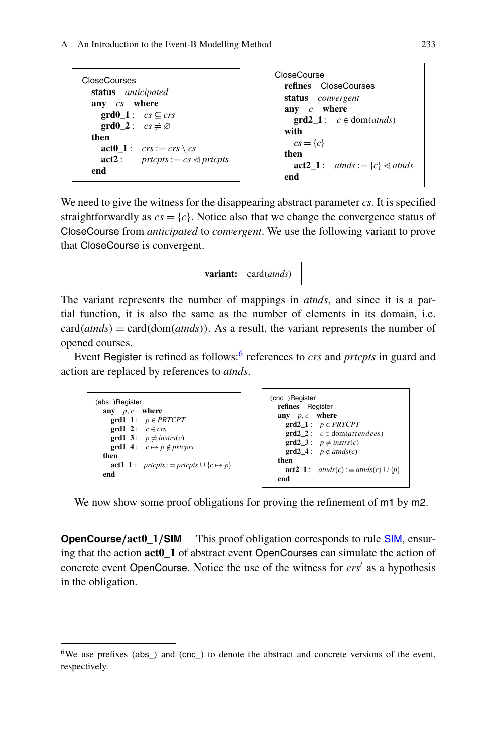```
CloseCourses
  status   anticipated
  any   cs   where
    grd0_1 :   cs ⊆ crs
    grd0_2 :   cs ≠ ∅
  then
    act0_1 :   crs := crs \ cs
    act2 :     prtcpts := cs ⩤ prtcpts
  end
```

```
CloseCourse
  refines   CloseCourses
  status   convergent
  any   c   where
    grd2_1 :   c ∈ dom(atnds)
  with
    cs = {c}
  then
    act2_1 :   atnds := {c} ⩤ atnds
  end
```

We need to give the witness for the disappearing abstract parameter $cs$. It is specified straightforwardly as $cs = \{c\}$. Notice also that we change the convergence status of CloseCourse from *anticipated* to *convergent*. We use the following variant to prove that CloseCourse is convergent.

```
variant:   card(atnds)
```

The variant represents the number of mappings in $atnds$, and since it is a partial function, it is also the same as the number of elements in its domain, i.e. $\mathrm{card}(atnds) = \mathrm{card}(\mathrm{dom}(atnds))$. As a result, the variant represents the number of opened courses.

Event Register is refined as follows:[6] references to $crs$ and $prtcpts$ in guard and action are replaced by references to $atnds$.

```
(abs_)Register
  any   p, c   where
    grd1_1 :   p ∈ PRTCPT
    grd1_2 :   c ∈ crs
    grd1_3 :   p ≠ instrs(c)
    grd1_4 :   c ↦ p ∉ prtcpts
  then
    act1_1 :   prtcpts := prtcpts ∪ {c ↦ p}
  end
```

```
(cnc_)Register
  refines   Register
  any   p, c   where
    grd2_1 :   p ∈ PRTCPT
    grd2_2 :   c ∈ dom(attendees)
    grd2_3 :   p ≠ instrs(c)
    grd2_4 :   p ∉ atnds(c)
  then
    act2_1 :   atnds(c) := atnds(c) ∪ {p}
  end
```

We now show some proof obligations for proving the refinement of m1 by m2.

**OpenCourse/act0_1/SIM** This proof obligation corresponds to rule SIM, ensuring that the action **act0_1** of abstract event OpenCourses can simulate the action of concrete event OpenCourse. Notice the use of the witness for $crs'$ as a hypothesis in the obligation.

[6] We use prefixes (abs_) and (cnc_) to denote the abstract and concrete versions of the event, respectively.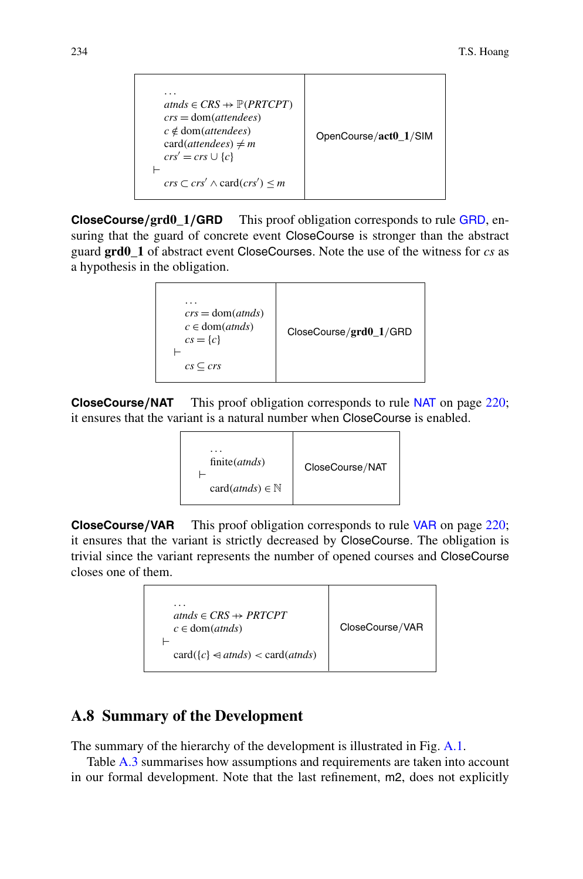| $\ldots$<br>$atnds \in CRS \twoheadrightarrow \mathbb{P}(PRTCPT)$<br>$crs = \mathrm{dom}(attendees)$<br>$c \notin \mathrm{dom}(attendees)$<br>$\mathrm{card}(attendees) \neq m$<br>$crs' = crs \cup \{c\}$<br>$\vdash$<br>$crs \subset crs' \wedge \mathrm{card}(crs') \leq m$ | OpenCourse/**act0_1**/SIM |
|---|---|

**CloseCourse/grd0_1/GRD** This proof obligation corresponds to rule GRD, ensuring that the guard of concrete event CloseCourse is stronger than the abstract guard **grd0_1** of abstract event CloseCourses. Note the use of the witness for *cs* as a hypothesis in the obligation.

| $\ldots$<br>$crs = \mathrm{dom}(atnds)$<br>$c \in \mathrm{dom}(atnds)$<br>$cs = \{c\}$<br>$\vdash$<br>$cs \subseteq crs$ | CloseCourse/**grd0_1**/GRD |
|---|---|

**CloseCourse/NAT** This proof obligation corresponds to rule NAT on page 220; it ensures that the variant is a natural number when CloseCourse is enabled.

| $\ldots$<br>$\mathrm{finite}(atnds)$<br>$\vdash$<br>$\mathrm{card}(atnds) \in \mathbb{N}$ | CloseCourse/NAT |
|---|---|

**CloseCourse/VAR** This proof obligation corresponds to rule VAR on page 220; it ensures that the variant is strictly decreased by CloseCourse. The obligation is trivial since the variant represents the number of opened courses and CloseCourse closes one of them.

| $\ldots$<br>$atnds \in CRS \twoheadrightarrow PRTCPT$<br>$c \in \mathrm{dom}(atnds)$<br>$\vdash$<br>$\mathrm{card}(\{c\} \lhd atnds) < \mathrm{card}(atnds)$ | CloseCourse/VAR |
|---|---|

## A.8 Summary of the Development

The summary of the hierarchy of the development is illustrated in Fig. A.1.

Table A.3 summarises how assumptions and requirements are taken into account in our formal development. Note that the last refinement, m2, does not explicitly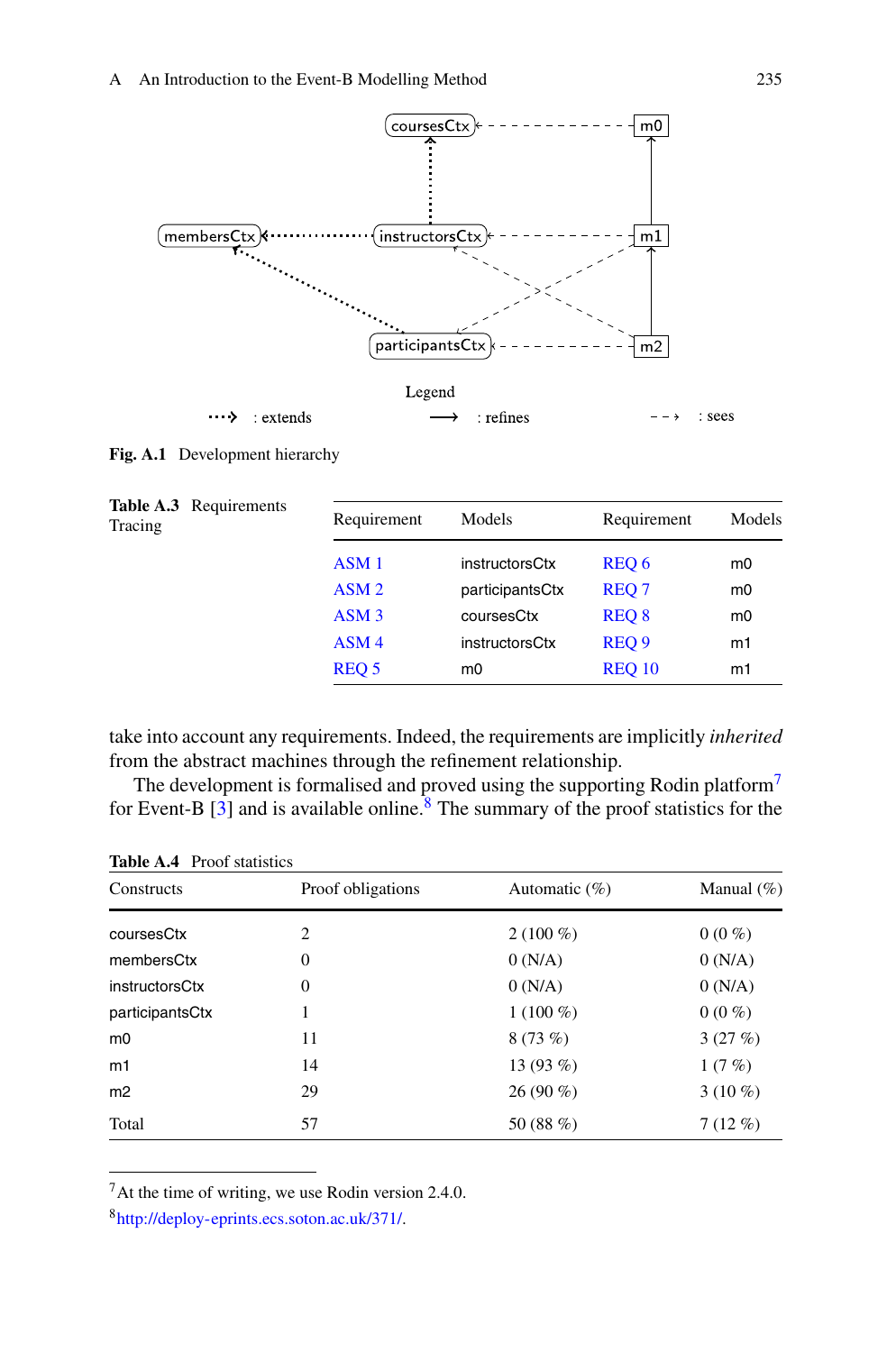Fig. A.1 Development hierarchy

**Table A.3** Requirements Tracing

| Requirement | Models | Requirement | Models |
|---|---|---|---|
| ASM 1 | instructorsCtx | REQ 6 | m0 |
| ASM 2 | participantsCtx | REQ 7 | m0 |
| ASM 3 | coursesCtx | REQ 8 | m0 |
| ASM 4 | instructorsCtx | REQ 9 | m1 |
| REQ 5 | m0 | REQ 10 | m1 |

take into account any requirements. Indeed, the requirements are implicitly *inherited* from the abstract machines through the refinement relationship.

The development is formalised and proved using the supporting Rodin platform[7] for Event-B [3] and is available online.[8] The summary of the proof statistics for the

**Table A.4** Proof statistics

| Constructs | Proof obligations | Automatic (%) | Manual (%) |
|---|---|---|---|
| coursesCtx | 2 | 2 (100 %) | 0 (0 %) |
| membersCtx | 0 | 0 (N/A) | 0 (N/A) |
| instructorsCtx | 0 | 0 (N/A) | 0 (N/A) |
| participantsCtx | 1 | 1 (100 %) | 0 (0 %) |
| m0 | 11 | 8 (73 %) | 3 (27 %) |
| m1 | 14 | 13 (93 %) | 1 (7 %) |
| m2 | 29 | 26 (90 %) | 3 (10 %) |
| Total | 57 | 50 (88 %) | 7 (12 %) |

[7] At the time of writing, we use Rodin version 2.4.0.

[8] http://deploy-eprints.ecs.soton.ac.uk/371/.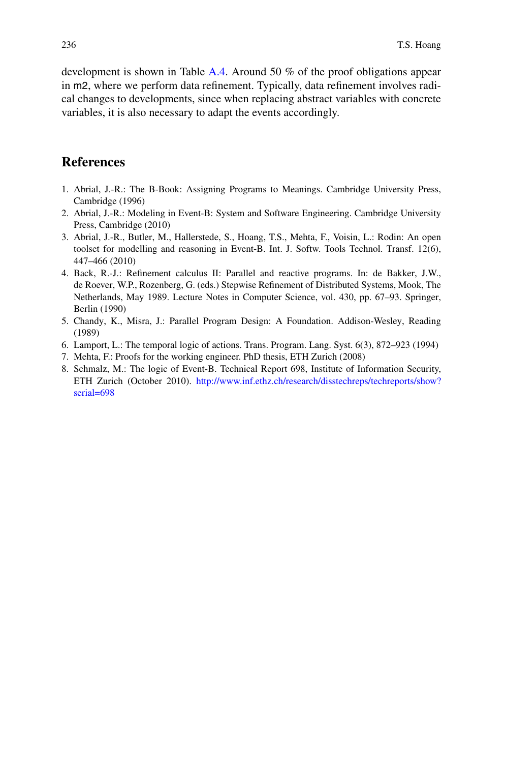development is shown in Table A.4. Around 50 % of the proof obligations appear in m2, where we perform data refinement. Typically, data refinement involves radical changes to developments, since when replacing abstract variables with concrete variables, it is also necessary to adapt the events accordingly.

## References

1. Abrial, J.-R.: The B-Book: Assigning Programs to Meanings. Cambridge University Press, Cambridge (1996)
2. Abrial, J.-R.: Modeling in Event-B: System and Software Engineering. Cambridge University Press, Cambridge (2010)
3. Abrial, J.-R., Butler, M., Hallerstede, S., Hoang, T.S., Mehta, F., Voisin, L.: Rodin: An open toolset for modelling and reasoning in Event-B. Int. J. Softw. Tools Technol. Transf. 12(6), 447–466 (2010)
4. Back, R.-J.: Refinement calculus II: Parallel and reactive programs. In: de Bakker, J.W., de Roever, W.P., Rozenberg, G. (eds.) Stepwise Refinement of Distributed Systems, Mook, The Netherlands, May 1989. Lecture Notes in Computer Science, vol. 430, pp. 67–93. Springer, Berlin (1990)
5. Chandy, K., Misra, J.: Parallel Program Design: A Foundation. Addison-Wesley, Reading (1989)
6. Lamport, L.: The temporal logic of actions. Trans. Program. Lang. Syst. 6(3), 872–923 (1994)
7. Mehta, F.: Proofs for the working engineer. PhD thesis, ETH Zurich (2008)
8. Schmalz, M.: The logic of Event-B. Technical Report 698, Institute of Information Security, ETH Zurich (October 2010). http://www.inf.ethz.ch/research/disstechreps/techreports/show?serial=698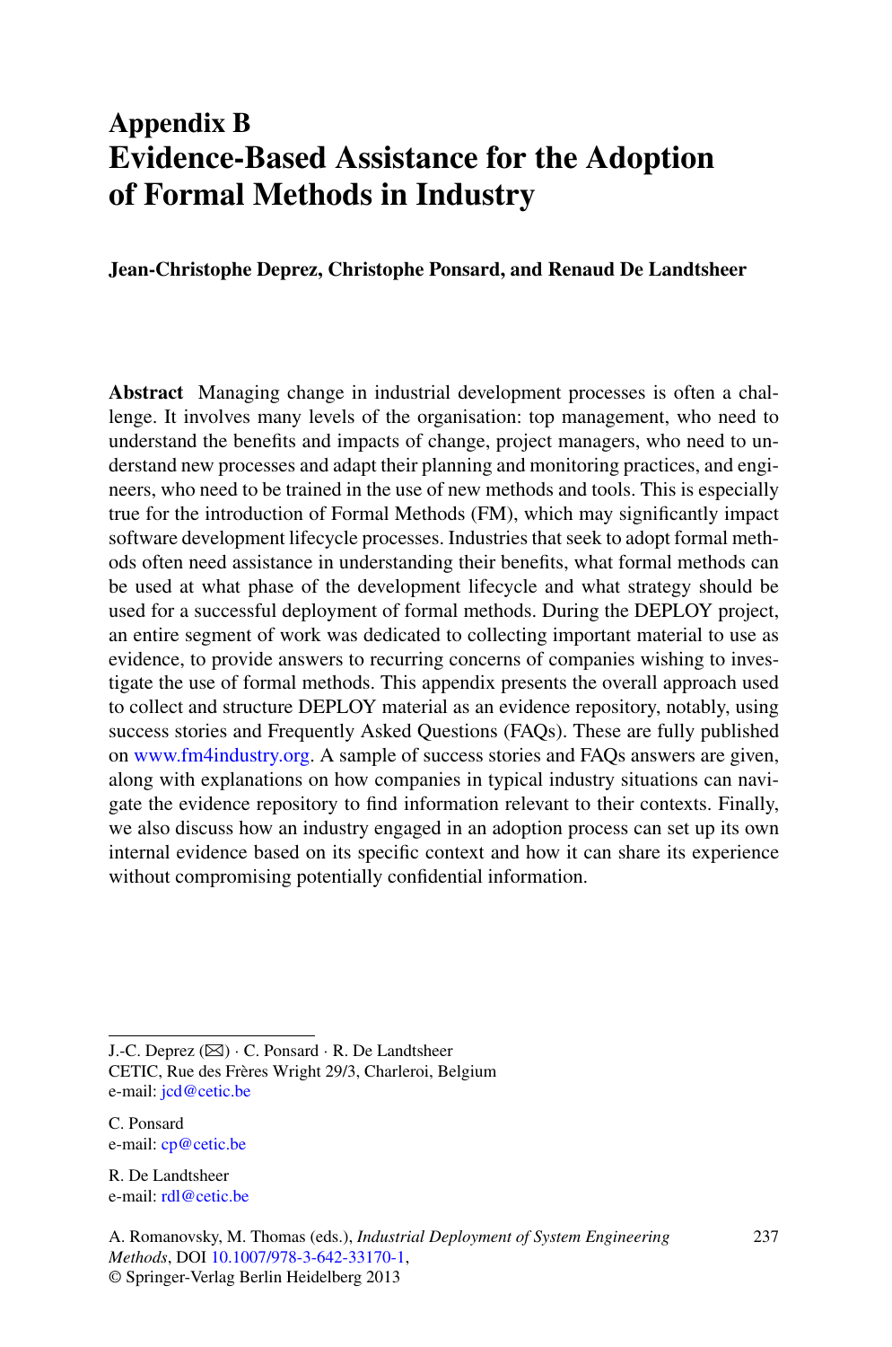# Appendix B
# Evidence-Based Assistance for the Adoption of Formal Methods in Industry

**Jean-Christophe Deprez, Christophe Ponsard, and Renaud De Landtsheer**

**Abstract** Managing change in industrial development processes is often a challenge. It involves many levels of the organisation: top management, who need to understand the benefits and impacts of change, project managers, who need to understand new processes and adapt their planning and monitoring practices, and engineers, who need to be trained in the use of new methods and tools. This is especially true for the introduction of Formal Methods (FM), which may significantly impact software development lifecycle processes. Industries that seek to adopt formal methods often need assistance in understanding their benefits, what formal methods can be used at what phase of the development lifecycle and what strategy should be used for a successful deployment of formal methods. During the DEPLOY project, an entire segment of work was dedicated to collecting important material to use as evidence, to provide answers to recurring concerns of companies wishing to investigate the use of formal methods. This appendix presents the overall approach used to collect and structure DEPLOY material as an evidence repository, notably, using success stories and Frequently Asked Questions (FAQs). These are fully published on www.fm4industry.org. A sample of success stories and FAQs answers are given, along with explanations on how companies in typical industry situations can navigate the evidence repository to find information relevant to their contexts. Finally, we also discuss how an industry engaged in an adoption process can set up its own internal evidence based on its specific context and how it can share its experience without compromising potentially confidential information.

---

J.-C. Deprez (✉) · C. Ponsard · R. De Landtsheer
CETIC, Rue des Frères Wright 29/3, Charleroi, Belgium
e-mail: jcd@cetic.be

C. Ponsard
e-mail: cp@cetic.be

R. De Landtsheer
e-mail: rdl@cetic.be

A. Romanovsky, M. Thomas (eds.), *Industrial Deployment of System Engineering Methods*, DOI 10.1007/978-3-642-33170-1,
© Springer-Verlag Berlin Heidelberg 2013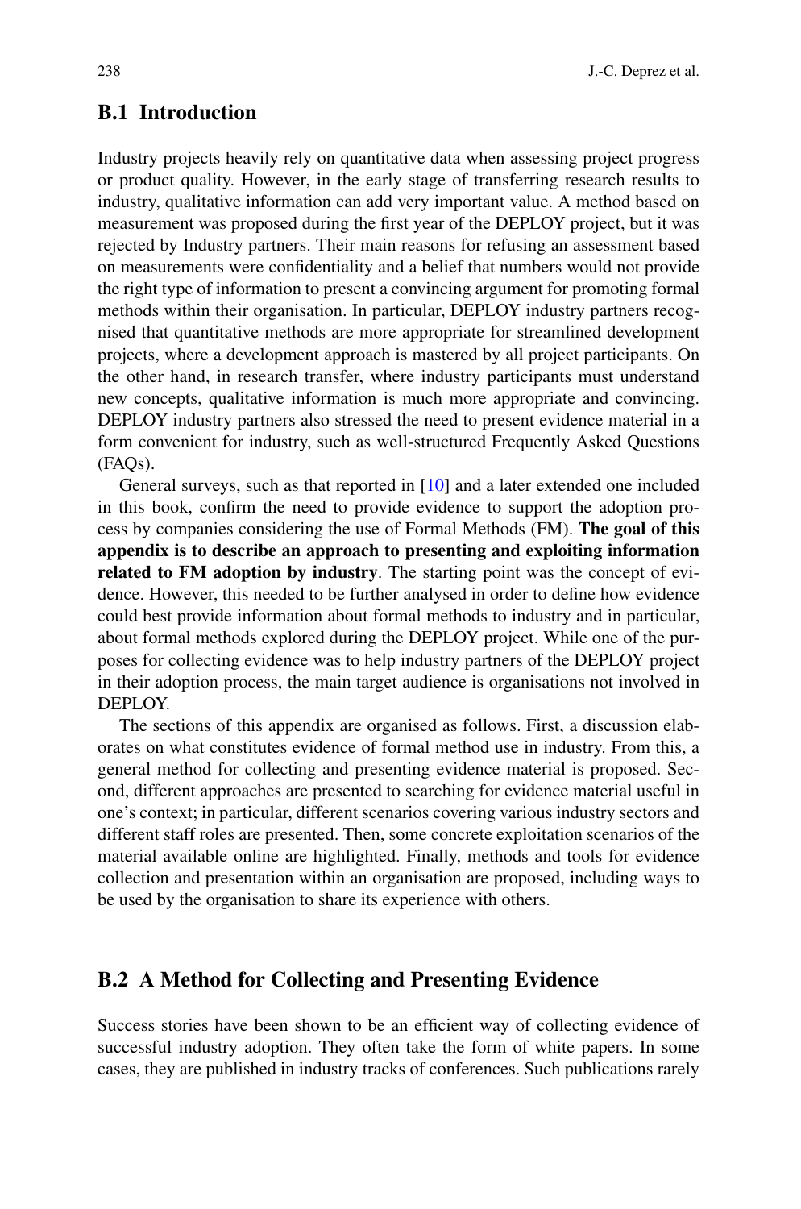## B.1 Introduction

Industry projects heavily rely on quantitative data when assessing project progress or product quality. However, in the early stage of transferring research results to industry, qualitative information can add very important value. A method based on measurement was proposed during the first year of the DEPLOY project, but it was rejected by Industry partners. Their main reasons for refusing an assessment based on measurements were confidentiality and a belief that numbers would not provide the right type of information to present a convincing argument for promoting formal methods within their organisation. In particular, DEPLOY industry partners recognised that quantitative methods are more appropriate for streamlined development projects, where a development approach is mastered by all project participants. On the other hand, in research transfer, where industry participants must understand new concepts, qualitative information is much more appropriate and convincing. DEPLOY industry partners also stressed the need to present evidence material in a form convenient for industry, such as well-structured Frequently Asked Questions (FAQs).

General surveys, such as that reported in [10] and a later extended one included in this book, confirm the need to provide evidence to support the adoption process by companies considering the use of Formal Methods (FM). **The goal of this appendix is to describe an approach to presenting and exploiting information related to FM adoption by industry**. The starting point was the concept of evidence. However, this needed to be further analysed in order to define how evidence could best provide information about formal methods to industry and in particular, about formal methods explored during the DEPLOY project. While one of the purposes for collecting evidence was to help industry partners of the DEPLOY project in their adoption process, the main target audience is organisations not involved in DEPLOY.

The sections of this appendix are organised as follows. First, a discussion elaborates on what constitutes evidence of formal method use in industry. From this, a general method for collecting and presenting evidence material is proposed. Second, different approaches are presented to searching for evidence material useful in one's context; in particular, different scenarios covering various industry sectors and different staff roles are presented. Then, some concrete exploitation scenarios of the material available online are highlighted. Finally, methods and tools for evidence collection and presentation within an organisation are proposed, including ways to be used by the organisation to share its experience with others.

## B.2 A Method for Collecting and Presenting Evidence

Success stories have been shown to be an efficient way of collecting evidence of successful industry adoption. They often take the form of white papers. In some cases, they are published in industry tracks of conferences. Such publications rarely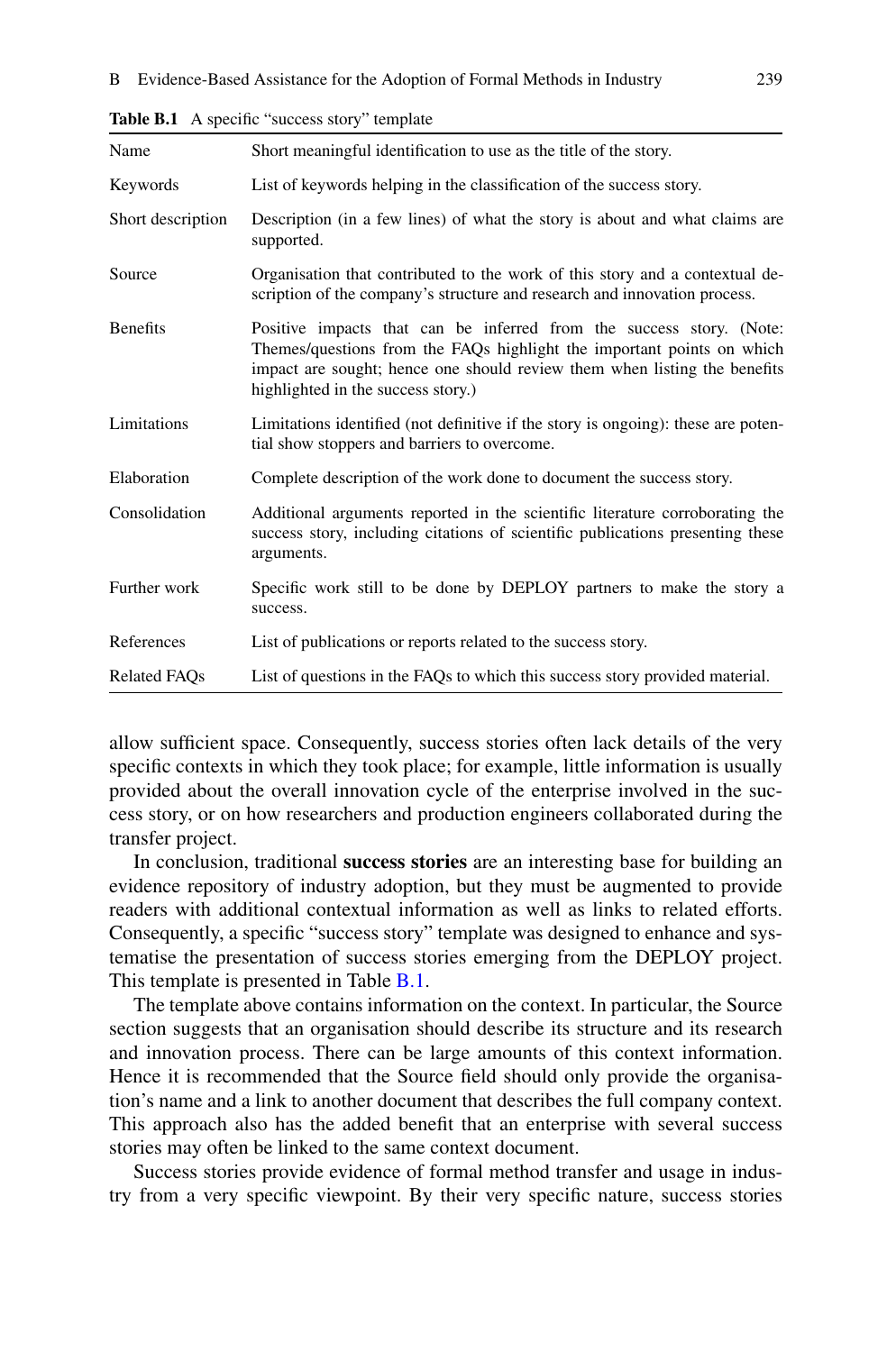**Table B.1** A specific "success story" template

| | |
|---|---|
| Name | Short meaningful identification to use as the title of the story. |
| Keywords | List of keywords helping in the classification of the success story. |
| Short description | Description (in a few lines) of what the story is about and what claims are supported. |
| Source | Organisation that contributed to the work of this story and a contextual description of the company's structure and research and innovation process. |
| Benefits | Positive impacts that can be inferred from the success story. (Note: Themes/questions from the FAQs highlight the important points on which impact are sought; hence one should review them when listing the benefits highlighted in the success story.) |
| Limitations | Limitations identified (not definitive if the story is ongoing): these are potential show stoppers and barriers to overcome. |
| Elaboration | Complete description of the work done to document the success story. |
| Consolidation | Additional arguments reported in the scientific literature corroborating the success story, including citations of scientific publications presenting these arguments. |
| Further work | Specific work still to be done by DEPLOY partners to make the story a success. |
| References | List of publications or reports related to the success story. |
| Related FAQs | List of questions in the FAQs to which this success story provided material. |

allow sufficient space. Consequently, success stories often lack details of the very specific contexts in which they took place; for example, little information is usually provided about the overall innovation cycle of the enterprise involved in the success story, or on how researchers and production engineers collaborated during the transfer project.

In conclusion, traditional **success stories** are an interesting base for building an evidence repository of industry adoption, but they must be augmented to provide readers with additional contextual information as well as links to related efforts. Consequently, a specific "success story" template was designed to enhance and systematise the presentation of success stories emerging from the DEPLOY project. This template is presented in Table B.1.

The template above contains information on the context. In particular, the Source section suggests that an organisation should describe its structure and its research and innovation process. There can be large amounts of this context information. Hence it is recommended that the Source field should only provide the organisation's name and a link to another document that describes the full company context. This approach also has the added benefit that an enterprise with several success stories may often be linked to the same context document.

Success stories provide evidence of formal method transfer and usage in industry from a very specific viewpoint. By their very specific nature, success stories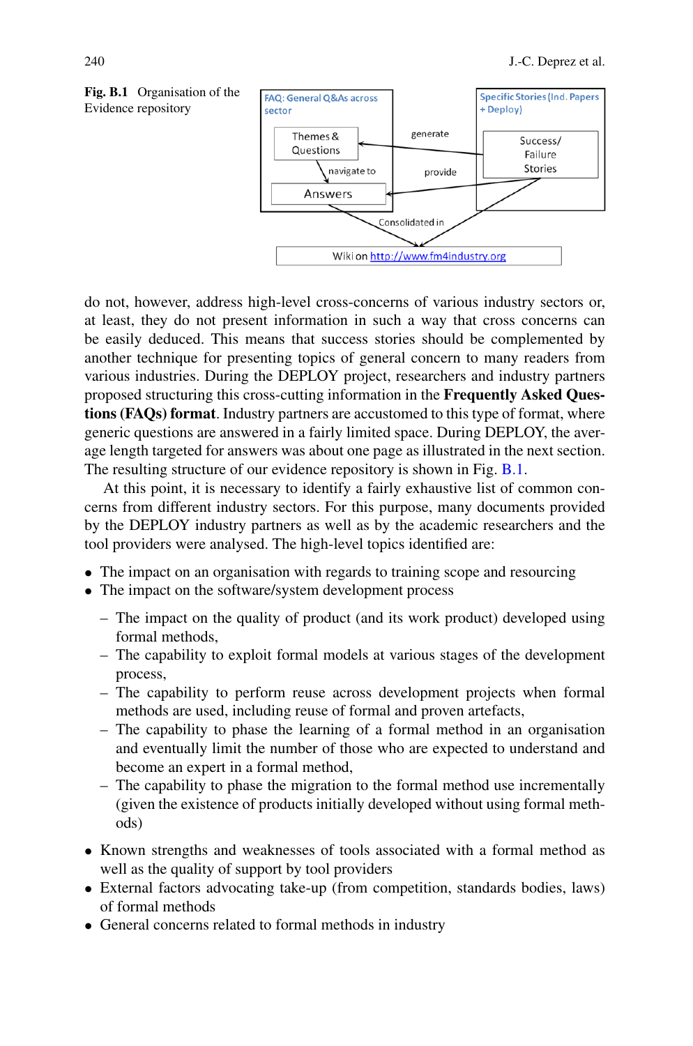**Fig. B.1** Organisation of the Evidence repository

FAQ: General Q&As across sector

Themes & Questions

navigate to

Answers

generate

provide

Specific Stories (Ind. Papers + Deploy)

Success/ Failure Stories

Consolidated in

Wiki on http://www.fm4industry.org

do not, however, address high-level cross-concerns of various industry sectors or, at least, they do not present information in such a way that cross concerns can be easily deduced. This means that success stories should be complemented by another technique for presenting topics of general concern to many readers from various industries. During the DEPLOY project, researchers and industry partners proposed structuring this cross-cutting information in the **Frequently Asked Questions (FAQs) format**. Industry partners are accustomed to this type of format, where generic questions are answered in a fairly limited space. During DEPLOY, the average length targeted for answers was about one page as illustrated in the next section. The resulting structure of our evidence repository is shown in Fig. B.1.

At this point, it is necessary to identify a fairly exhaustive list of common concerns from different industry sectors. For this purpose, many documents provided by the DEPLOY industry partners as well as by the academic researchers and the tool providers were analysed. The high-level topics identified are:

- The impact on an organisation with regards to training scope and resourcing
- The impact on the software/system development process
  - The impact on the quality of product (and its work product) developed using formal methods,
  - The capability to exploit formal models at various stages of the development process,
  - The capability to perform reuse across development projects when formal methods are used, including reuse of formal and proven artefacts,
  - The capability to phase the learning of a formal method in an organisation and eventually limit the number of those who are expected to understand and become an expert in a formal method,
  - The capability to phase the migration to the formal method use incrementally (given the existence of products initially developed without using formal methods)
- Known strengths and weaknesses of tools associated with a formal method as well as the quality of support by tool providers
- External factors advocating take-up (from competition, standards bodies, laws) of formal methods
- General concerns related to formal methods in industry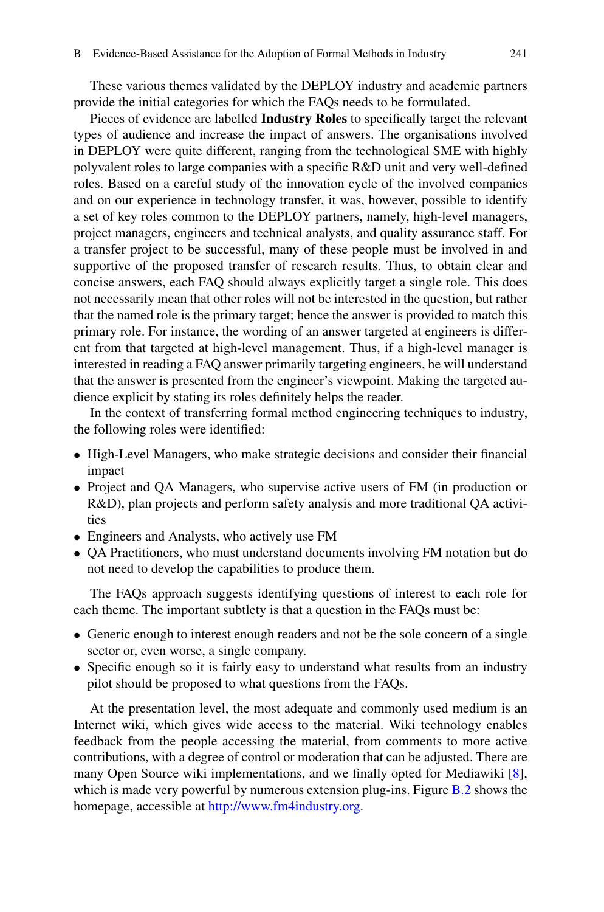These various themes validated by the DEPLOY industry and academic partners provide the initial categories for which the FAQs needs to be formulated.

Pieces of evidence are labelled **Industry Roles** to specifically target the relevant types of audience and increase the impact of answers. The organisations involved in DEPLOY were quite different, ranging from the technological SME with highly polyvalent roles to large companies with a specific R&D unit and very well-defined roles. Based on a careful study of the innovation cycle of the involved companies and on our experience in technology transfer, it was, however, possible to identify a set of key roles common to the DEPLOY partners, namely, high-level managers, project managers, engineers and technical analysts, and quality assurance staff. For a transfer project to be successful, many of these people must be involved in and supportive of the proposed transfer of research results. Thus, to obtain clear and concise answers, each FAQ should always explicitly target a single role. This does not necessarily mean that other roles will not be interested in the question, but rather that the named role is the primary target; hence the answer is provided to match this primary role. For instance, the wording of an answer targeted at engineers is different from that targeted at high-level management. Thus, if a high-level manager is interested in reading a FAQ answer primarily targeting engineers, he will understand that the answer is presented from the engineer's viewpoint. Making the targeted audience explicit by stating its roles definitely helps the reader.

In the context of transferring formal method engineering techniques to industry, the following roles were identified:

- High-Level Managers, who make strategic decisions and consider their financial impact
- Project and QA Managers, who supervise active users of FM (in production or R&D), plan projects and perform safety analysis and more traditional QA activities
- Engineers and Analysts, who actively use FM
- QA Practitioners, who must understand documents involving FM notation but do not need to develop the capabilities to produce them.

The FAQs approach suggests identifying questions of interest to each role for each theme. The important subtlety is that a question in the FAQs must be:

- Generic enough to interest enough readers and not be the sole concern of a single sector or, even worse, a single company.
- Specific enough so it is fairly easy to understand what results from an industry pilot should be proposed to what questions from the FAQs.

At the presentation level, the most adequate and commonly used medium is an Internet wiki, which gives wide access to the material. Wiki technology enables feedback from the people accessing the material, from comments to more active contributions, with a degree of control or moderation that can be adjusted. There are many Open Source wiki implementations, and we finally opted for Mediawiki [8], which is made very powerful by numerous extension plug-ins. Figure B.2 shows the homepage, accessible at http://www.fm4industry.org.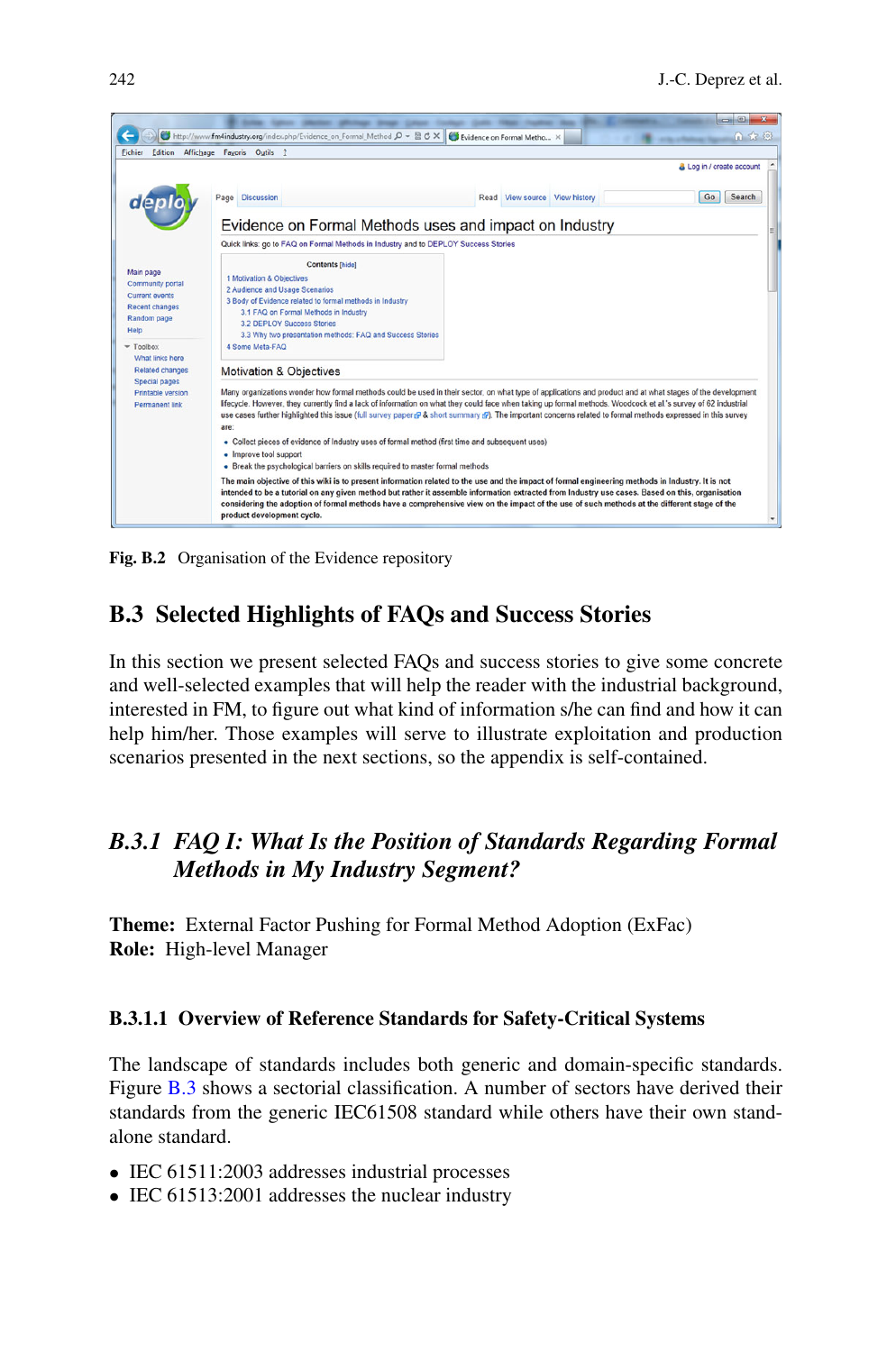Fig. B.2 Organisation of the Evidence repository

## B.3 Selected Highlights of FAQs and Success Stories

In this section we present selected FAQs and success stories to give some concrete and well-selected examples that will help the reader with the industrial background, interested in FM, to figure out what kind of information s/he can find and how it can help him/her. Those examples will serve to illustrate exploitation and production scenarios presented in the next sections, so the appendix is self-contained.

### *B.3.1 FAQ I: What Is the Position of Standards Regarding Formal Methods in My Industry Segment?*

**Theme:** External Factor Pushing for Formal Method Adoption (ExFac)
**Role:** High-level Manager

#### B.3.1.1 Overview of Reference Standards for Safety-Critical Systems

The landscape of standards includes both generic and domain-specific standards. Figure B.3 shows a sectorial classification. A number of sectors have derived their standards from the generic IEC61508 standard while others have their own stand-alone standard.

- IEC 61511:2003 addresses industrial processes
- IEC 61513:2001 addresses the nuclear industry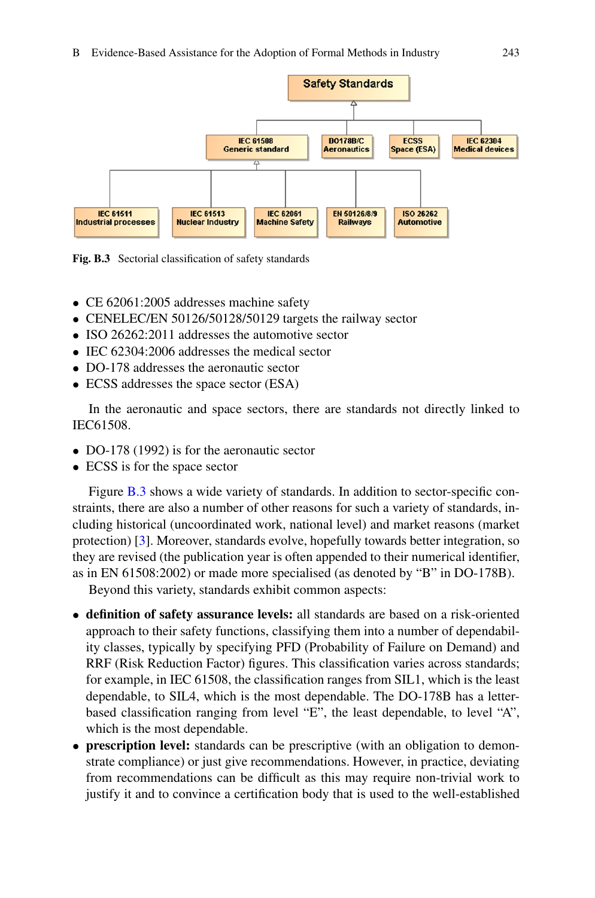Fig. B.3 Sectorial classification of safety standards

- CE 62061:2005 addresses machine safety
- CENELEC/EN 50126/50128/50129 targets the railway sector
- ISO 26262:2011 addresses the automotive sector
- IEC 62304:2006 addresses the medical sector
- DO-178 addresses the aeronautic sector
- ECSS addresses the space sector (ESA)

In the aeronautic and space sectors, there are standards not directly linked to IEC61508.

- DO-178 (1992) is for the aeronautic sector
- ECSS is for the space sector

Figure B.3 shows a wide variety of standards. In addition to sector-specific constraints, there are also a number of other reasons for such a variety of standards, including historical (uncoordinated work, national level) and market reasons (market protection) [3]. Moreover, standards evolve, hopefully towards better integration, so they are revised (the publication year is often appended to their numerical identifier, as in EN 61508:2002) or made more specialised (as denoted by "B" in DO-178B).

Beyond this variety, standards exhibit common aspects:

- **definition of safety assurance levels:** all standards are based on a risk-oriented approach to their safety functions, classifying them into a number of dependability classes, typically by specifying PFD (Probability of Failure on Demand) and RRF (Risk Reduction Factor) figures. This classification varies across standards; for example, in IEC 61508, the classification ranges from SIL1, which is the least dependable, to SIL4, which is the most dependable. The DO-178B has a letter-based classification ranging from level "E", the least dependable, to level "A", which is the most dependable.
- **prescription level:** standards can be prescriptive (with an obligation to demonstrate compliance) or just give recommendations. However, in practice, deviating from recommendations can be difficult as this may require non-trivial work to justify it and to convince a certification body that is used to the well-established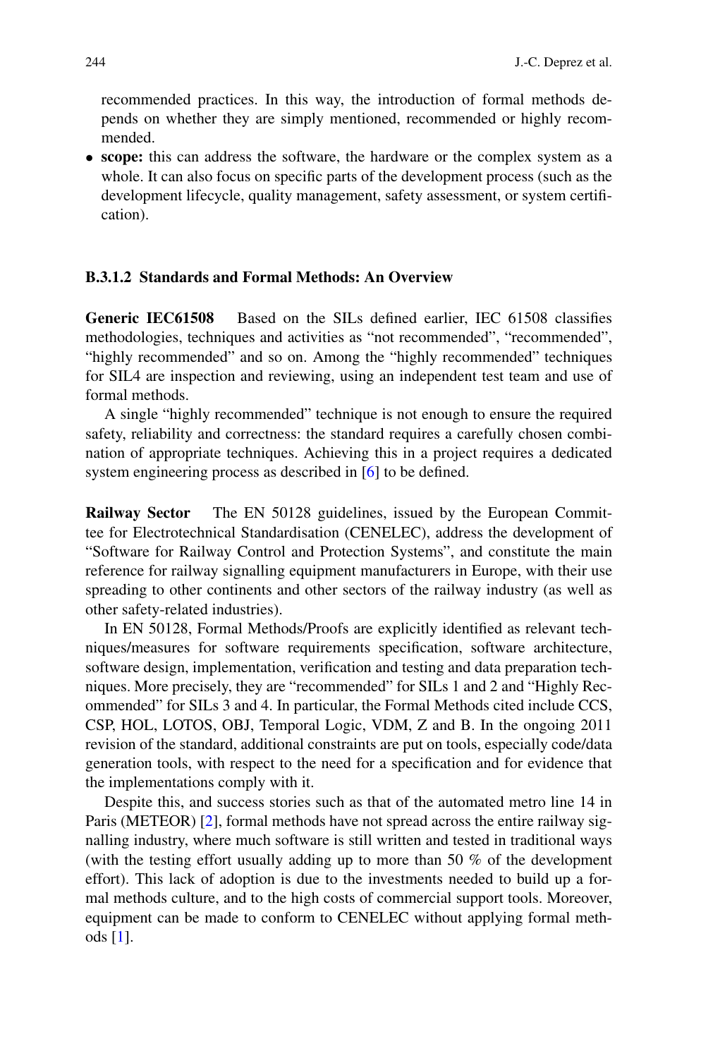recommended practices. In this way, the introduction of formal methods depends on whether they are simply mentioned, recommended or highly recommended.

- **scope:** this can address the software, the hardware or the complex system as a whole. It can also focus on specific parts of the development process (such as the development lifecycle, quality management, safety assessment, or system certification).

#### B.3.1.2 Standards and Formal Methods: An Overview

**Generic IEC61508** Based on the SILs defined earlier, IEC 61508 classifies methodologies, techniques and activities as "not recommended", "recommended", "highly recommended" and so on. Among the "highly recommended" techniques for SIL4 are inspection and reviewing, using an independent test team and use of formal methods.

A single "highly recommended" technique is not enough to ensure the required safety, reliability and correctness: the standard requires a carefully chosen combination of appropriate techniques. Achieving this in a project requires a dedicated system engineering process as described in [6] to be defined.

**Railway Sector** The EN 50128 guidelines, issued by the European Committee for Electrotechnical Standardisation (CENELEC), address the development of "Software for Railway Control and Protection Systems", and constitute the main reference for railway signalling equipment manufacturers in Europe, with their use spreading to other continents and other sectors of the railway industry (as well as other safety-related industries).

In EN 50128, Formal Methods/Proofs are explicitly identified as relevant techniques/measures for software requirements specification, software architecture, software design, implementation, verification and testing and data preparation techniques. More precisely, they are "recommended" for SILs 1 and 2 and "Highly Recommended" for SILs 3 and 4. In particular, the Formal Methods cited include CCS, CSP, HOL, LOTOS, OBJ, Temporal Logic, VDM, Z and B. In the ongoing 2011 revision of the standard, additional constraints are put on tools, especially code/data generation tools, with respect to the need for a specification and for evidence that the implementations comply with it.

Despite this, and success stories such as that of the automated metro line 14 in Paris (METEOR) [2], formal methods have not spread across the entire railway signalling industry, where much software is still written and tested in traditional ways (with the testing effort usually adding up to more than 50 % of the development effort). This lack of adoption is due to the investments needed to build up a formal methods culture, and to the high costs of commercial support tools. Moreover, equipment can be made to conform to CENELEC without applying formal methods [1].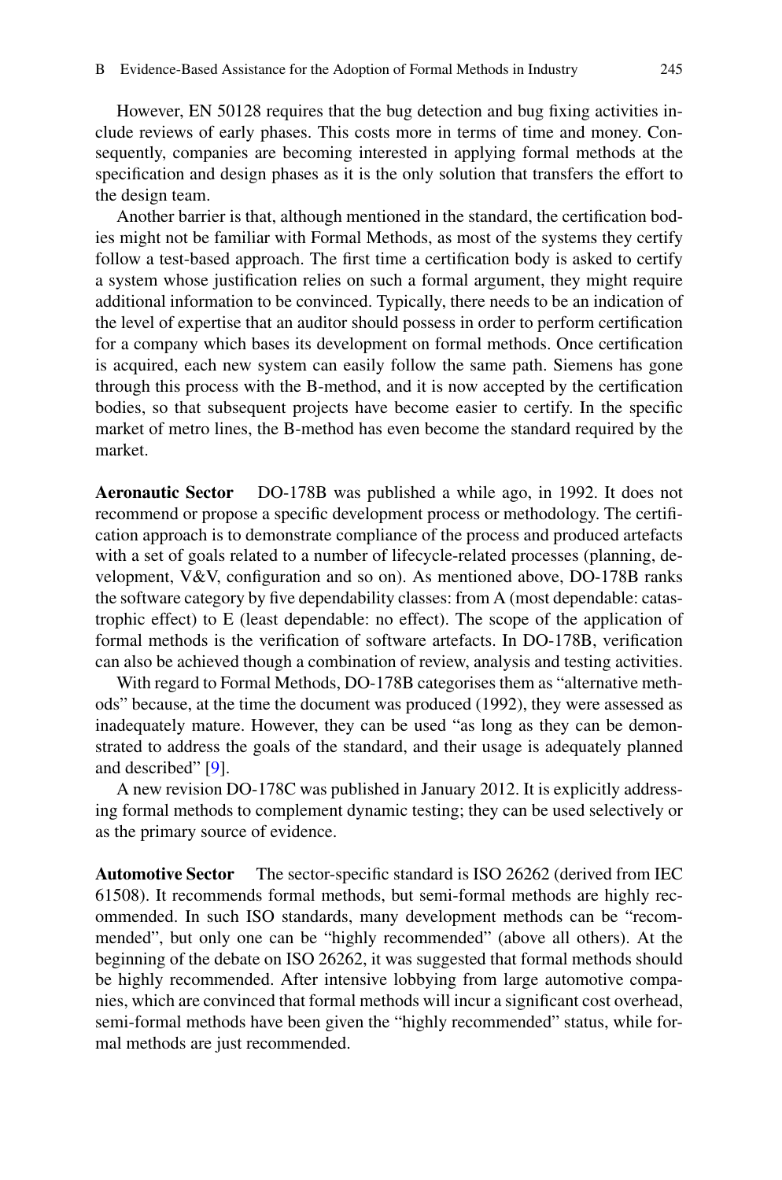However, EN 50128 requires that the bug detection and bug fixing activities include reviews of early phases. This costs more in terms of time and money. Consequently, companies are becoming interested in applying formal methods at the specification and design phases as it is the only solution that transfers the effort to the design team.

Another barrier is that, although mentioned in the standard, the certification bodies might not be familiar with Formal Methods, as most of the systems they certify follow a test-based approach. The first time a certification body is asked to certify a system whose justification relies on such a formal argument, they might require additional information to be convinced. Typically, there needs to be an indication of the level of expertise that an auditor should possess in order to perform certification for a company which bases its development on formal methods. Once certification is acquired, each new system can easily follow the same path. Siemens has gone through this process with the B-method, and it is now accepted by the certification bodies, so that subsequent projects have become easier to certify. In the specific market of metro lines, the B-method has even become the standard required by the market.

**Aeronautic Sector** DO-178B was published a while ago, in 1992. It does not recommend or propose a specific development process or methodology. The certification approach is to demonstrate compliance of the process and produced artefacts with a set of goals related to a number of lifecycle-related processes (planning, development, V&V, configuration and so on). As mentioned above, DO-178B ranks the software category by five dependability classes: from A (most dependable: catastrophic effect) to E (least dependable: no effect). The scope of the application of formal methods is the verification of software artefacts. In DO-178B, verification can also be achieved though a combination of review, analysis and testing activities.

With regard to Formal Methods, DO-178B categorises them as "alternative methods" because, at the time the document was produced (1992), they were assessed as inadequately mature. However, they can be used "as long as they can be demonstrated to address the goals of the standard, and their usage is adequately planned and described" [9].

A new revision DO-178C was published in January 2012. It is explicitly addressing formal methods to complement dynamic testing; they can be used selectively or as the primary source of evidence.

**Automotive Sector** The sector-specific standard is ISO 26262 (derived from IEC 61508). It recommends formal methods, but semi-formal methods are highly recommended. In such ISO standards, many development methods can be "recommended", but only one can be "highly recommended" (above all others). At the beginning of the debate on ISO 26262, it was suggested that formal methods should be highly recommended. After intensive lobbying from large automotive companies, which are convinced that formal methods will incur a significant cost overhead, semi-formal methods have been given the "highly recommended" status, while formal methods are just recommended.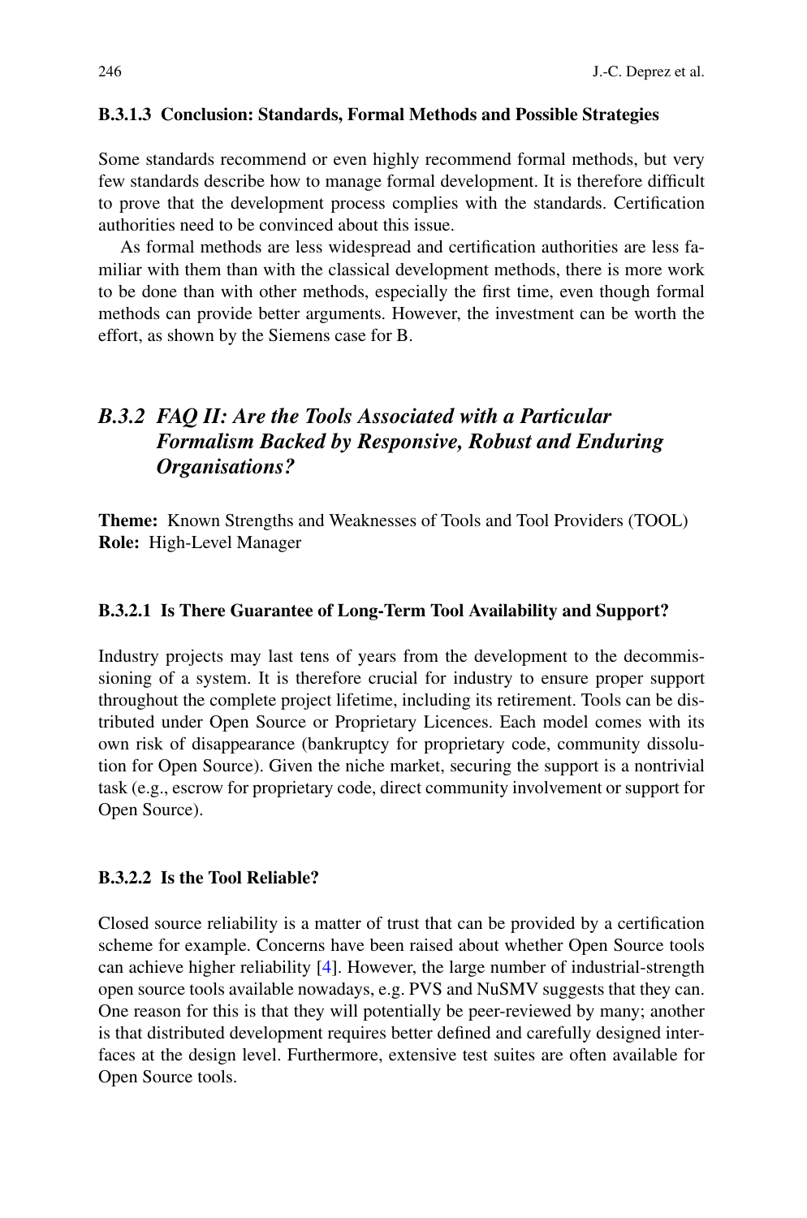#### B.3.1.3 Conclusion: Standards, Formal Methods and Possible Strategies

Some standards recommend or even highly recommend formal methods, but very few standards describe how to manage formal development. It is therefore difficult to prove that the development process complies with the standards. Certification authorities need to be convinced about this issue.

As formal methods are less widespread and certification authorities are less familiar with them than with the classical development methods, there is more work to be done than with other methods, especially the first time, even though formal methods can provide better arguments. However, the investment can be worth the effort, as shown by the Siemens case for B.

### *B.3.2 FAQ II: Are the Tools Associated with a Particular Formalism Backed by Responsive, Robust and Enduring Organisations?*

**Theme:** Known Strengths and Weaknesses of Tools and Tool Providers (TOOL)
**Role:** High-Level Manager

#### B.3.2.1 Is There Guarantee of Long-Term Tool Availability and Support?

Industry projects may last tens of years from the development to the decommissioning of a system. It is therefore crucial for industry to ensure proper support throughout the complete project lifetime, including its retirement. Tools can be distributed under Open Source or Proprietary Licences. Each model comes with its own risk of disappearance (bankruptcy for proprietary code, community dissolution for Open Source). Given the niche market, securing the support is a nontrivial task (e.g., escrow for proprietary code, direct community involvement or support for Open Source).

#### B.3.2.2 Is the Tool Reliable?

Closed source reliability is a matter of trust that can be provided by a certification scheme for example. Concerns have been raised about whether Open Source tools can achieve higher reliability [4]. However, the large number of industrial-strength open source tools available nowadays, e.g. PVS and NuSMV suggests that they can. One reason for this is that they will potentially be peer-reviewed by many; another is that distributed development requires better defined and carefully designed interfaces at the design level. Furthermore, extensive test suites are often available for Open Source tools.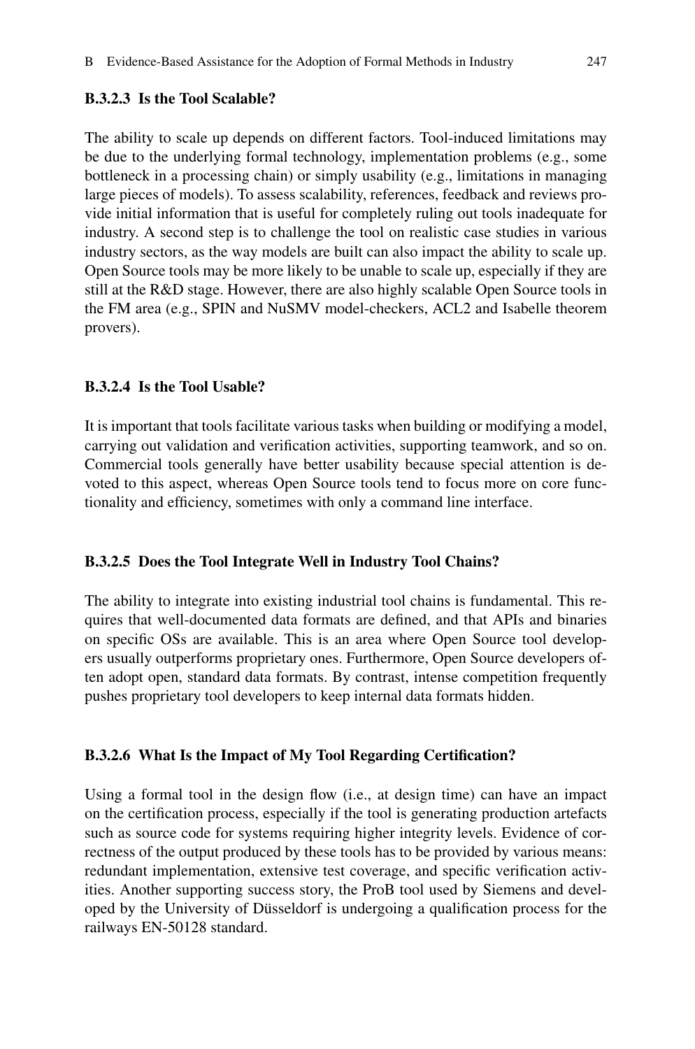#### B.3.2.3 Is the Tool Scalable?

The ability to scale up depends on different factors. Tool-induced limitations may be due to the underlying formal technology, implementation problems (e.g., some bottleneck in a processing chain) or simply usability (e.g., limitations in managing large pieces of models). To assess scalability, references, feedback and reviews provide initial information that is useful for completely ruling out tools inadequate for industry. A second step is to challenge the tool on realistic case studies in various industry sectors, as the way models are built can also impact the ability to scale up. Open Source tools may be more likely to be unable to scale up, especially if they are still at the R&D stage. However, there are also highly scalable Open Source tools in the FM area (e.g., SPIN and NuSMV model-checkers, ACL2 and Isabelle theorem provers).

#### B.3.2.4 Is the Tool Usable?

It is important that tools facilitate various tasks when building or modifying a model, carrying out validation and verification activities, supporting teamwork, and so on. Commercial tools generally have better usability because special attention is devoted to this aspect, whereas Open Source tools tend to focus more on core functionality and efficiency, sometimes with only a command line interface.

#### B.3.2.5 Does the Tool Integrate Well in Industry Tool Chains?

The ability to integrate into existing industrial tool chains is fundamental. This requires that well-documented data formats are defined, and that APIs and binaries on specific OSs are available. This is an area where Open Source tool developers usually outperforms proprietary ones. Furthermore, Open Source developers often adopt open, standard data formats. By contrast, intense competition frequently pushes proprietary tool developers to keep internal data formats hidden.

#### B.3.2.6 What Is the Impact of My Tool Regarding Certification?

Using a formal tool in the design flow (i.e., at design time) can have an impact on the certification process, especially if the tool is generating production artefacts such as source code for systems requiring higher integrity levels. Evidence of correctness of the output produced by these tools has to be provided by various means: redundant implementation, extensive test coverage, and specific verification activities. Another supporting success story, the ProB tool used by Siemens and developed by the University of Düsseldorf is undergoing a qualification process for the railways EN-50128 standard.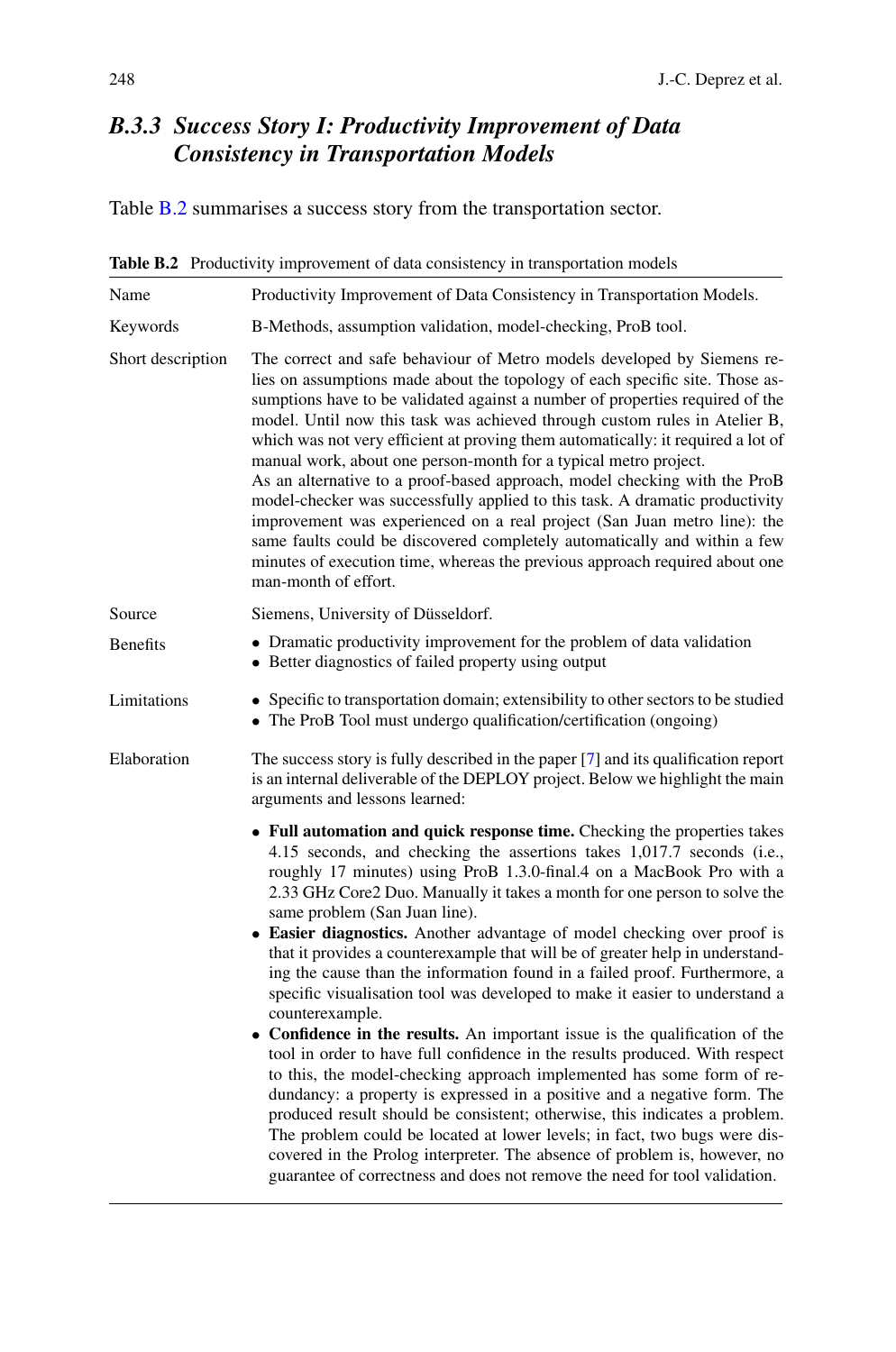### *B.3.3 Success Story I: Productivity Improvement of Data Consistency in Transportation Models*

Table B.2 summarises a success story from the transportation sector.

**Table B.2** Productivity improvement of data consistency in transportation models

| | |
|---|---|
| Name | Productivity Improvement of Data Consistency in Transportation Models. |
| Keywords | B-Methods, assumption validation, model-checking, ProB tool. |
| Short description | The correct and safe behaviour of Metro models developed by Siemens relies on assumptions made about the topology of each specific site. Those assumptions have to be validated against a number of properties required of the model. Until now this task was achieved through custom rules in Atelier B, which was not very efficient at proving them automatically: it required a lot of manual work, about one person-month for a typical metro project.<br>As an alternative to a proof-based approach, model checking with the ProB model-checker was successfully applied to this task. A dramatic productivity improvement was experienced on a real project (San Juan metro line): the same faults could be discovered completely automatically and within a few minutes of execution time, whereas the previous approach required about one man-month of effort. |
| Source | Siemens, University of Düsseldorf. |
| Benefits | • Dramatic productivity improvement for the problem of data validation<br>• Better diagnostics of failed property using output |
| Limitations | • Specific to transportation domain; extensibility to other sectors to be studied<br>• The ProB Tool must undergo qualification/certification (ongoing) |
| Elaboration | The success story is fully described in the paper [7] and its qualification report is an internal deliverable of the DEPLOY project. Below we highlight the main arguments and lessons learned:<br>• **Full automation and quick response time.** Checking the properties takes 4.15 seconds, and checking the assertions takes 1,017.7 seconds (i.e., roughly 17 minutes) using ProB 1.3.0-final.4 on a MacBook Pro with a 2.33 GHz Core2 Duo. Manually it takes a month for one person to solve the same problem (San Juan line).<br>• **Easier diagnostics.** Another advantage of model checking over proof is that it provides a counterexample that will be of greater help in understanding the cause than the information found in a failed proof. Furthermore, a specific visualisation tool was developed to make it easier to understand a counterexample.<br>• **Confidence in the results.** An important issue is the qualification of the tool in order to have full confidence in the results produced. With respect to this, the model-checking approach implemented has some form of redundancy: a property is expressed in a positive and a negative form. The produced result should be consistent; otherwise, this indicates a problem. The problem could be located at lower levels; in fact, two bugs were discovered in the Prolog interpreter. The absence of problem is, however, no guarantee of correctness and does not remove the need for tool validation. |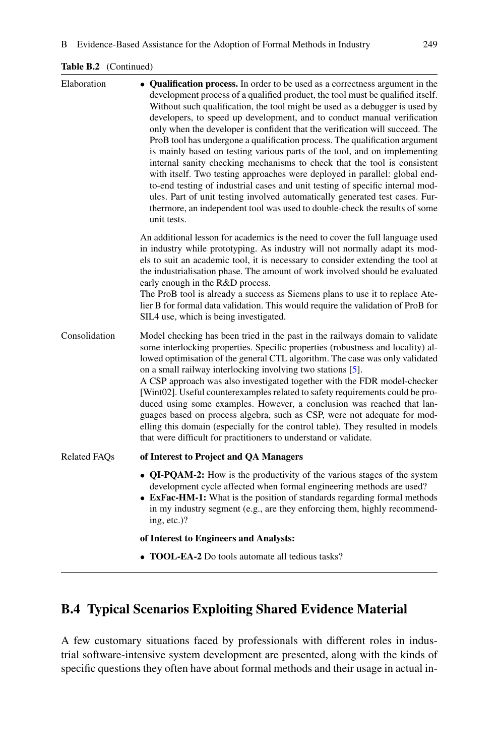**Table B.2** (Continued)

| | |
|---|---|
| Elaboration | • **Qualification process.** In order to be used as a correctness argument in the development process of a qualified product, the tool must be qualified itself. Without such qualification, the tool might be used as a debugger is used by developers, to speed up development, and to conduct manual verification only when the developer is confident that the verification will succeed. The ProB tool has undergone a qualification process. The qualification argument is mainly based on testing various parts of the tool, and on implementing internal sanity checking mechanisms to check that the tool is consistent with itself. Two testing approaches were deployed in parallel: global end-to-end testing of industrial cases and unit testing of specific internal modules. Part of unit testing involved automatically generated test cases. Furthermore, an independent tool was used to double-check the results of some unit tests.<br><br>An additional lesson for academics is the need to cover the full language used in industry while prototyping. As industry will not normally adapt its models to suit an academic tool, it is necessary to consider extending the tool at the industrialisation phase. The amount of work involved should be evaluated early enough in the R&D process.<br>The ProB tool is already a success as Siemens plans to use it to replace Atelier B for formal data validation. This would require the validation of ProB for SIL4 use, which is being investigated. |
| Consolidation | Model checking has been tried in the past in the railways domain to validate some interlocking properties. Specific properties (robustness and locality) allowed optimisation of the general CTL algorithm. The case was only validated on a small railway interlocking involving two stations [5].<br>A CSP approach was also investigated together with the FDR model-checker [Wint02]. Useful counterexamples related to safety requirements could be produced using some examples. However, a conclusion was reached that languages based on process algebra, such as CSP, were not adequate for modelling this domain (especially for the control table). They resulted in models that were difficult for practitioners to understand or validate. |
| Related FAQs | **of Interest to Project and QA Managers**<br><br>• **QI-PQAM-2:** How is the productivity of the various stages of the system development cycle affected when formal engineering methods are used?<br>• **ExFac-HM-1:** What is the position of standards regarding formal methods in my industry segment (e.g., are they enforcing them, highly recommending, etc.)?<br><br>**of Interest to Engineers and Analysts:**<br><br>• **TOOL-EA-2** Do tools automate all tedious tasks? |

## B.4 Typical Scenarios Exploiting Shared Evidence Material

A few customary situations faced by professionals with different roles in industrial software-intensive system development are presented, along with the kinds of specific questions they often have about formal methods and their usage in actual in-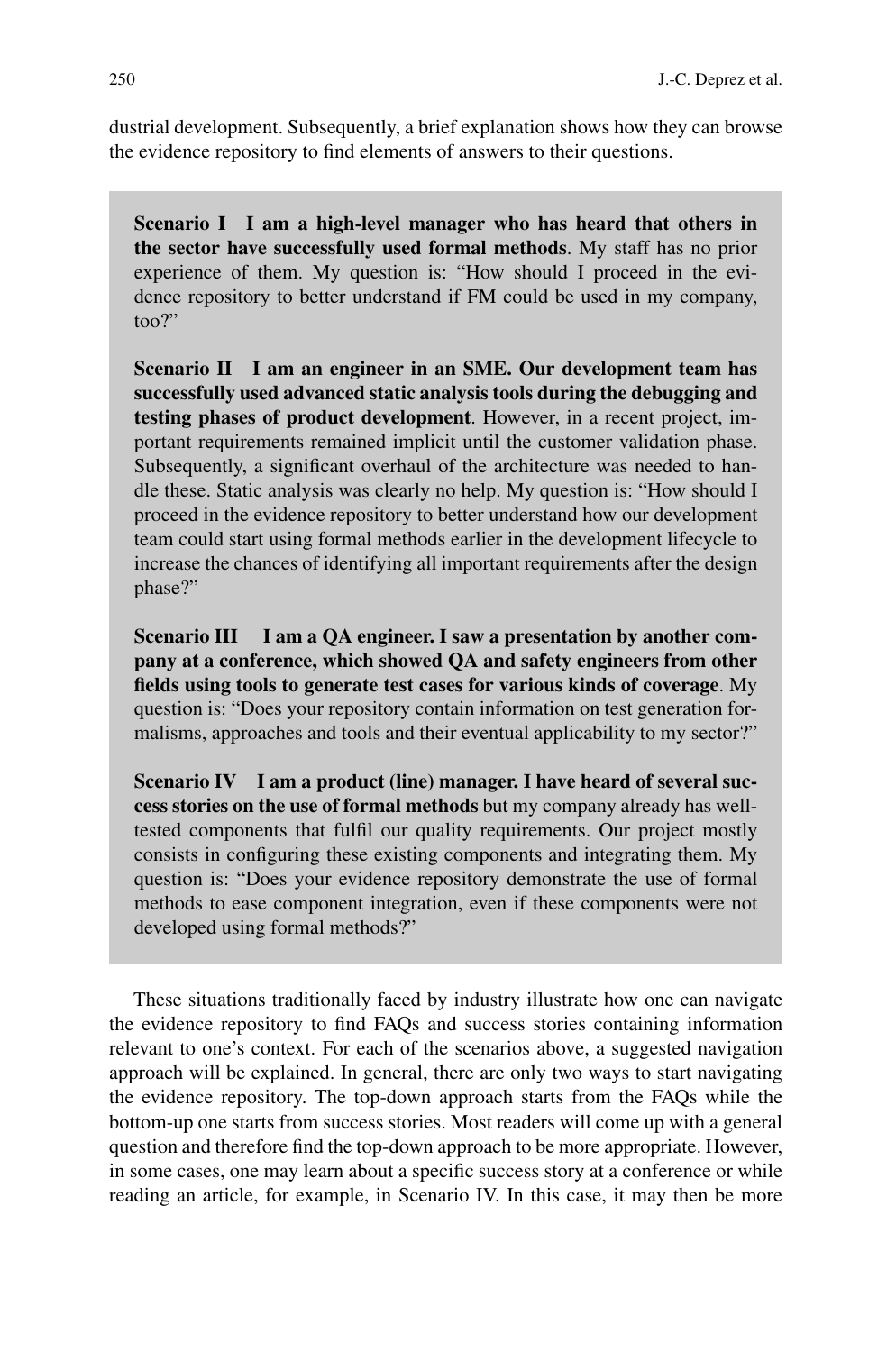dustrial development. Subsequently, a brief explanation shows how they can browse the evidence repository to find elements of answers to their questions.

**Scenario I I am a high-level manager who has heard that others in the sector have successfully used formal methods**. My staff has no prior experience of them. My question is: "How should I proceed in the evidence repository to better understand if FM could be used in my company, too?"

**Scenario II I am an engineer in an SME. Our development team has successfully used advanced static analysis tools during the debugging and testing phases of product development**. However, in a recent project, important requirements remained implicit until the customer validation phase. Subsequently, a significant overhaul of the architecture was needed to handle these. Static analysis was clearly no help. My question is: "How should I proceed in the evidence repository to better understand how our development team could start using formal methods earlier in the development lifecycle to increase the chances of identifying all important requirements after the design phase?"

**Scenario III I am a QA engineer. I saw a presentation by another company at a conference, which showed QA and safety engineers from other fields using tools to generate test cases for various kinds of coverage**. My question is: "Does your repository contain information on test generation formalisms, approaches and tools and their eventual applicability to my sector?"

**Scenario IV I am a product (line) manager. I have heard of several success stories on the use of formal methods** but my company already has well-tested components that fulfil our quality requirements. Our project mostly consists in configuring these existing components and integrating them. My question is: "Does your evidence repository demonstrate the use of formal methods to ease component integration, even if these components were not developed using formal methods?"

These situations traditionally faced by industry illustrate how one can navigate the evidence repository to find FAQs and success stories containing information relevant to one's context. For each of the scenarios above, a suggested navigation approach will be explained. In general, there are only two ways to start navigating the evidence repository. The top-down approach starts from the FAQs while the bottom-up one starts from success stories. Most readers will come up with a general question and therefore find the top-down approach to be more appropriate. However, in some cases, one may learn about a specific success story at a conference or while reading an article, for example, in Scenario IV. In this case, it may then be more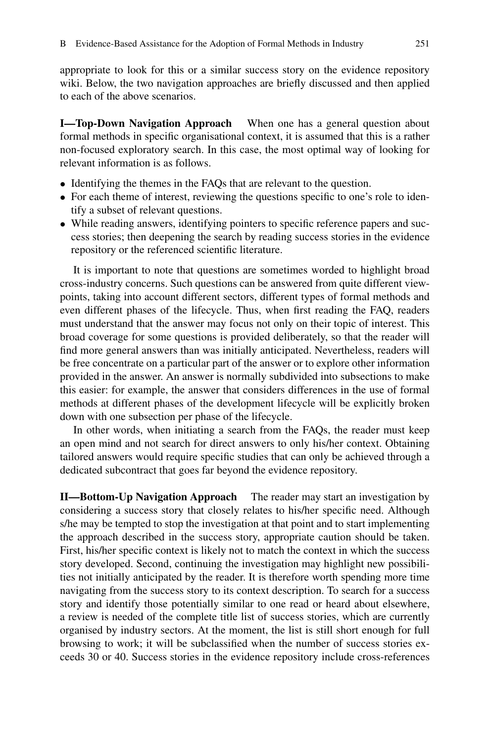appropriate to look for this or a similar success story on the evidence repository wiki. Below, the two navigation approaches are briefly discussed and then applied to each of the above scenarios.

**I—Top-Down Navigation Approach** When one has a general question about formal methods in specific organisational context, it is assumed that this is a rather non-focused exploratory search. In this case, the most optimal way of looking for relevant information is as follows.

- Identifying the themes in the FAQs that are relevant to the question.
- For each theme of interest, reviewing the questions specific to one's role to identify a subset of relevant questions.
- While reading answers, identifying pointers to specific reference papers and success stories; then deepening the search by reading success stories in the evidence repository or the referenced scientific literature.

It is important to note that questions are sometimes worded to highlight broad cross-industry concerns. Such questions can be answered from quite different viewpoints, taking into account different sectors, different types of formal methods and even different phases of the lifecycle. Thus, when first reading the FAQ, readers must understand that the answer may focus not only on their topic of interest. This broad coverage for some questions is provided deliberately, so that the reader will find more general answers than was initially anticipated. Nevertheless, readers will be free concentrate on a particular part of the answer or to explore other information provided in the answer. An answer is normally subdivided into subsections to make this easier: for example, the answer that considers differences in the use of formal methods at different phases of the development lifecycle will be explicitly broken down with one subsection per phase of the lifecycle.

In other words, when initiating a search from the FAQs, the reader must keep an open mind and not search for direct answers to only his/her context. Obtaining tailored answers would require specific studies that can only be achieved through a dedicated subcontract that goes far beyond the evidence repository.

**II—Bottom-Up Navigation Approach** The reader may start an investigation by considering a success story that closely relates to his/her specific need. Although s/he may be tempted to stop the investigation at that point and to start implementing the approach described in the success story, appropriate caution should be taken. First, his/her specific context is likely not to match the context in which the success story developed. Second, continuing the investigation may highlight new possibilities not initially anticipated by the reader. It is therefore worth spending more time navigating from the success story to its context description. To search for a success story and identify those potentially similar to one read or heard about elsewhere, a review is needed of the complete title list of success stories, which are currently organised by industry sectors. At the moment, the list is still short enough for full browsing to work; it will be subclassified when the number of success stories exceeds 30 or 40. Success stories in the evidence repository include cross-references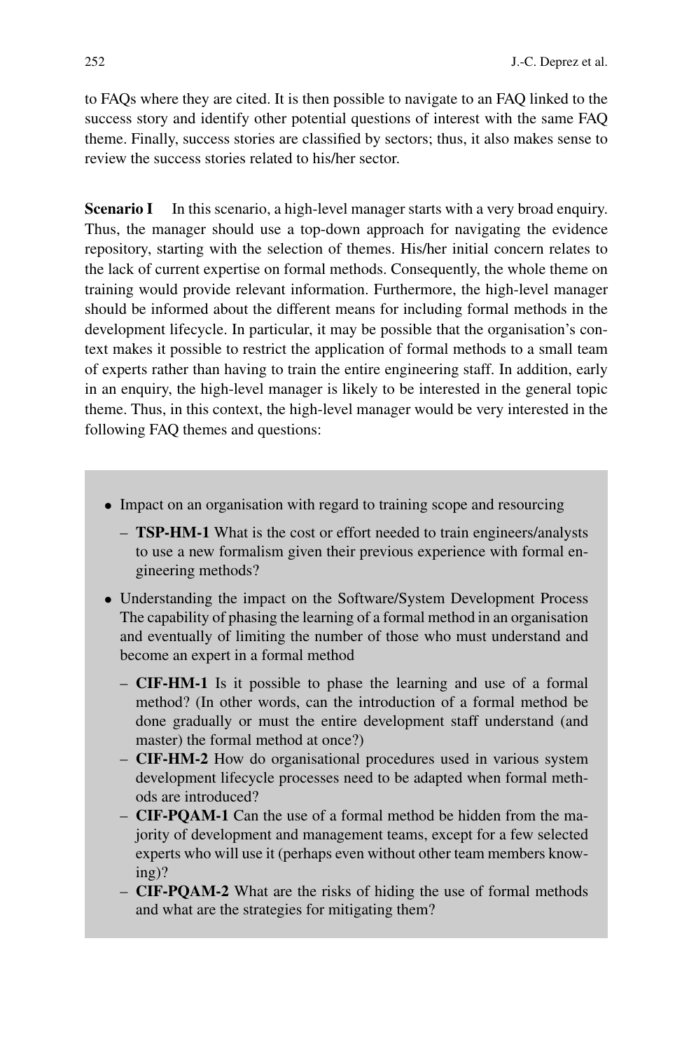to FAQs where they are cited. It is then possible to navigate to an FAQ linked to the success story and identify other potential questions of interest with the same FAQ theme. Finally, success stories are classified by sectors; thus, it also makes sense to review the success stories related to his/her sector.

**Scenario I** In this scenario, a high-level manager starts with a very broad enquiry. Thus, the manager should use a top-down approach for navigating the evidence repository, starting with the selection of themes. His/her initial concern relates to the lack of current expertise on formal methods. Consequently, the whole theme on training would provide relevant information. Furthermore, the high-level manager should be informed about the different means for including formal methods in the development lifecycle. In particular, it may be possible that the organisation's context makes it possible to restrict the application of formal methods to a small team of experts rather than having to train the entire engineering staff. In addition, early in an enquiry, the high-level manager is likely to be interested in the general topic theme. Thus, in this context, the high-level manager would be very interested in the following FAQ themes and questions:

- Impact on an organisation with regard to training scope and resourcing
  - **TSP-HM-1** What is the cost or effort needed to train engineers/analysts to use a new formalism given their previous experience with formal engineering methods?
- Understanding the impact on the Software/System Development Process The capability of phasing the learning of a formal method in an organisation and eventually of limiting the number of those who must understand and become an expert in a formal method
  - **CIF-HM-1** Is it possible to phase the learning and use of a formal method? (In other words, can the introduction of a formal method be done gradually or must the entire development staff understand (and master) the formal method at once?)
  - **CIF-HM-2** How do organisational procedures used in various system development lifecycle processes need to be adapted when formal methods are introduced?
  - **CIF-PQAM-1** Can the use of a formal method be hidden from the majority of development and management teams, except for a few selected experts who will use it (perhaps even without other team members knowing)?
  - **CIF-PQAM-2** What are the risks of hiding the use of formal methods and what are the strategies for mitigating them?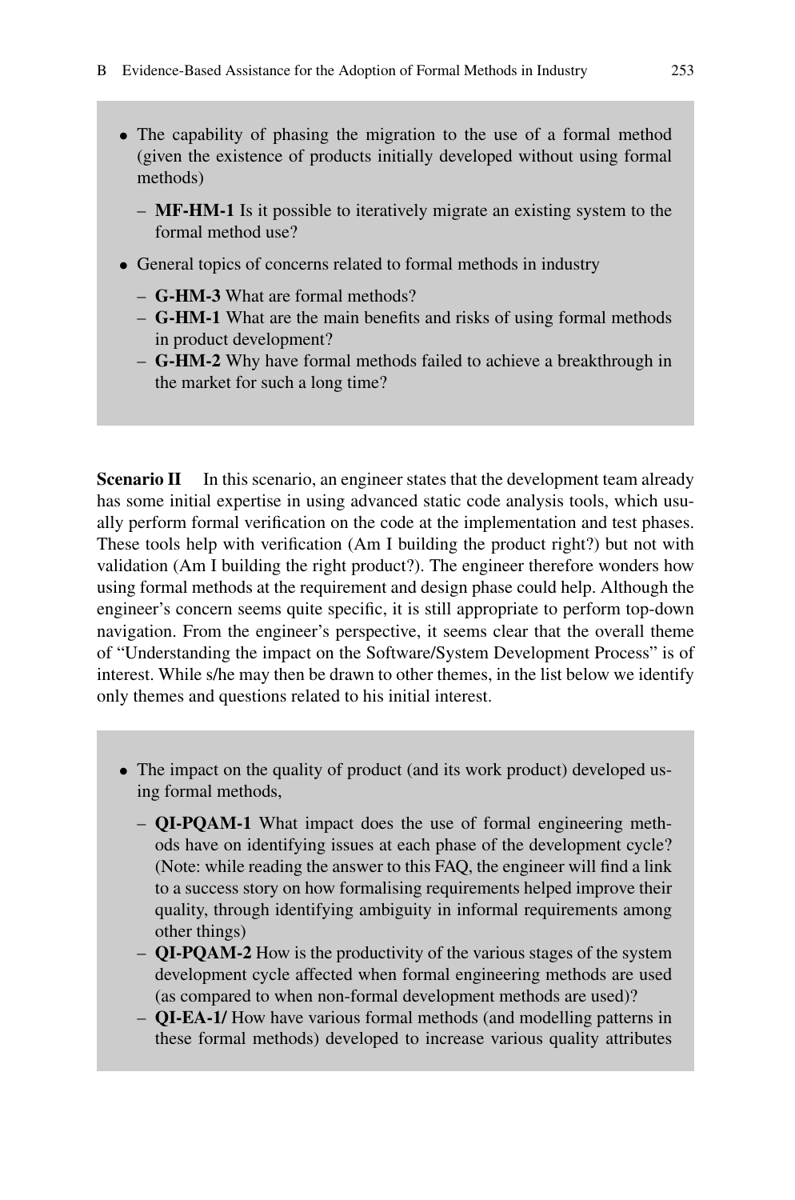- The capability of phasing the migration to the use of a formal method (given the existence of products initially developed without using formal methods)
  - **MF-HM-1** Is it possible to iteratively migrate an existing system to the formal method use?
- General topics of concerns related to formal methods in industry
  - **G-HM-3** What are formal methods?
  - **G-HM-1** What are the main benefits and risks of using formal methods in product development?
  - **G-HM-2** Why have formal methods failed to achieve a breakthrough in the market for such a long time?

**Scenario II** In this scenario, an engineer states that the development team already has some initial expertise in using advanced static code analysis tools, which usually perform formal verification on the code at the implementation and test phases. These tools help with verification (Am I building the product right?) but not with validation (Am I building the right product?). The engineer therefore wonders how using formal methods at the requirement and design phase could help. Although the engineer's concern seems quite specific, it is still appropriate to perform top-down navigation. From the engineer's perspective, it seems clear that the overall theme of "Understanding the impact on the Software/System Development Process" is of interest. While s/he may then be drawn to other themes, in the list below we identify only themes and questions related to his initial interest.

- The impact on the quality of product (and its work product) developed using formal methods,
  - **QI-PQAM-1** What impact does the use of formal engineering methods have on identifying issues at each phase of the development cycle? (Note: while reading the answer to this FAQ, the engineer will find a link to a success story on how formalising requirements helped improve their quality, through identifying ambiguity in informal requirements among other things)
  - **QI-PQAM-2** How is the productivity of the various stages of the system development cycle affected when formal engineering methods are used (as compared to when non-formal development methods are used)?
  - **QI-EA-1/** How have various formal methods (and modelling patterns in these formal methods) developed to increase various quality attributes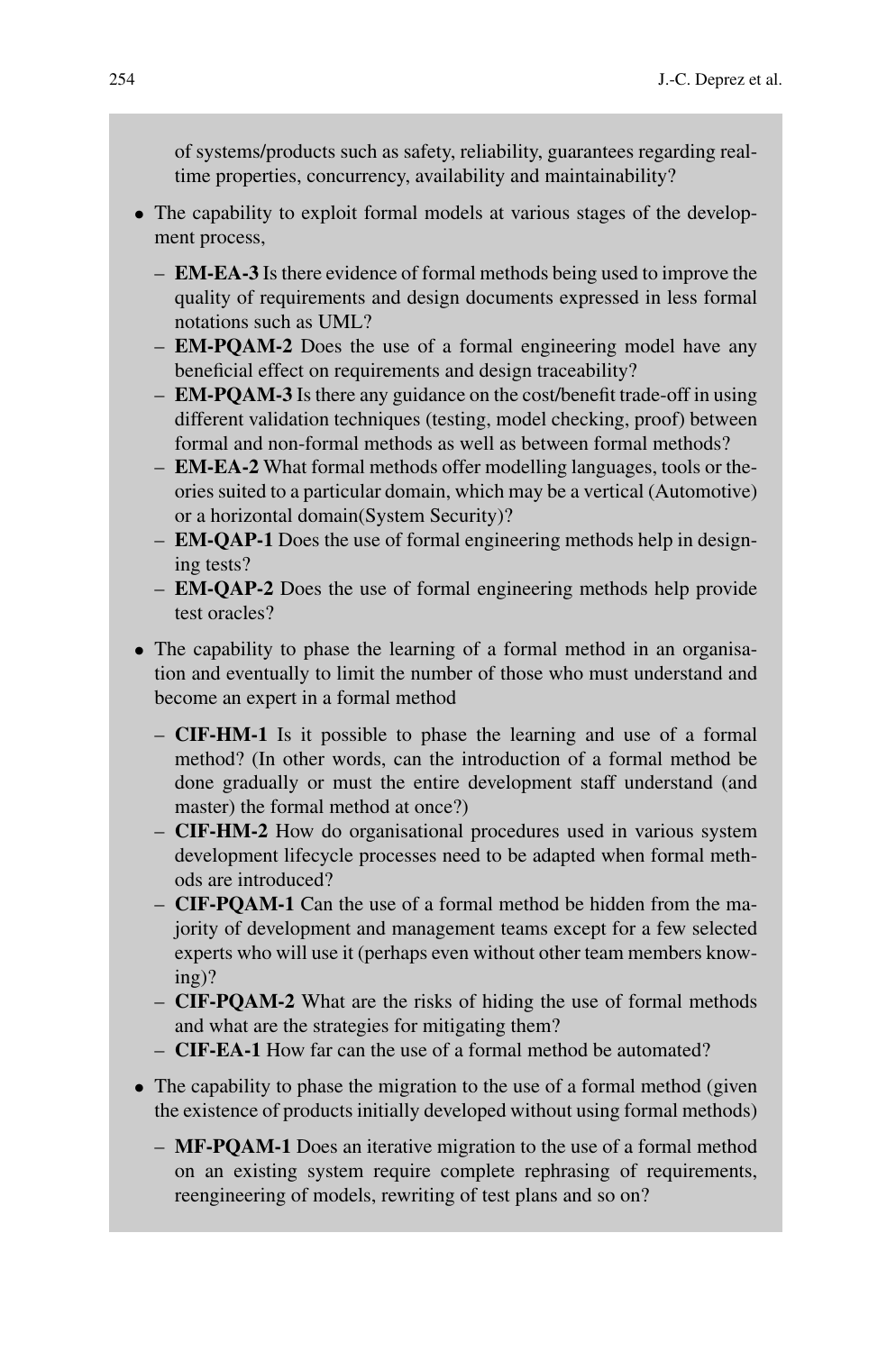of systems/products such as safety, reliability, guarantees regarding real-time properties, concurrency, availability and maintainability?

- The capability to exploit formal models at various stages of the development process,
  - **EM-EA-3** Is there evidence of formal methods being used to improve the quality of requirements and design documents expressed in less formal notations such as UML?
  - **EM-PQAM-2** Does the use of a formal engineering model have any beneficial effect on requirements and design traceability?
  - **EM-PQAM-3** Is there any guidance on the cost/benefit trade-off in using different validation techniques (testing, model checking, proof) between formal and non-formal methods as well as between formal methods?
  - **EM-EA-2** What formal methods offer modelling languages, tools or theories suited to a particular domain, which may be a vertical (Automotive) or a horizontal domain(System Security)?
  - **EM-QAP-1** Does the use of formal engineering methods help in designing tests?
  - **EM-QAP-2** Does the use of formal engineering methods help provide test oracles?
- The capability to phase the learning of a formal method in an organisation and eventually to limit the number of those who must understand and become an expert in a formal method
  - **CIF-HM-1** Is it possible to phase the learning and use of a formal method? (In other words, can the introduction of a formal method be done gradually or must the entire development staff understand (and master) the formal method at once?)
  - **CIF-HM-2** How do organisational procedures used in various system development lifecycle processes need to be adapted when formal methods are introduced?
  - **CIF-PQAM-1** Can the use of a formal method be hidden from the majority of development and management teams except for a few selected experts who will use it (perhaps even without other team members knowing)?
  - **CIF-PQAM-2** What are the risks of hiding the use of formal methods and what are the strategies for mitigating them?
  - **CIF-EA-1** How far can the use of a formal method be automated?
- The capability to phase the migration to the use of a formal method (given the existence of products initially developed without using formal methods)
  - **MF-PQAM-1** Does an iterative migration to the use of a formal method on an existing system require complete rephrasing of requirements, reengineering of models, rewriting of test plans and so on?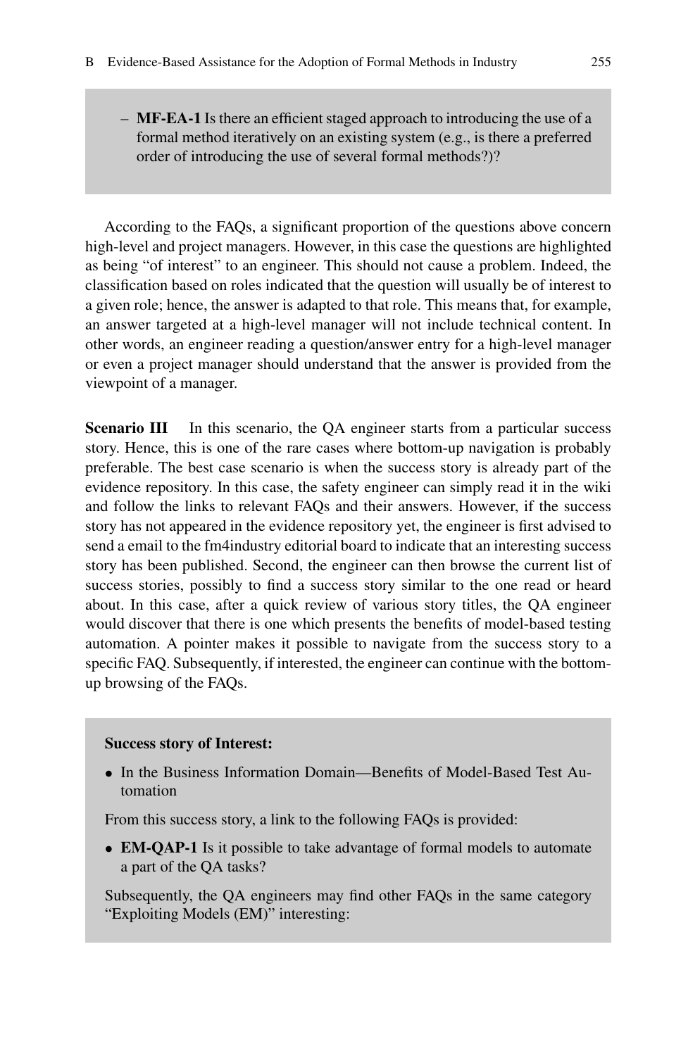– **MF-EA-1** Is there an efficient staged approach to introducing the use of a formal method iteratively on an existing system (e.g., is there a preferred order of introducing the use of several formal methods?)?

According to the FAQs, a significant proportion of the questions above concern high-level and project managers. However, in this case the questions are highlighted as being "of interest" to an engineer. This should not cause a problem. Indeed, the classification based on roles indicated that the question will usually be of interest to a given role; hence, the answer is adapted to that role. This means that, for example, an answer targeted at a high-level manager will not include technical content. In other words, an engineer reading a question/answer entry for a high-level manager or even a project manager should understand that the answer is provided from the viewpoint of a manager.

**Scenario III** In this scenario, the QA engineer starts from a particular success story. Hence, this is one of the rare cases where bottom-up navigation is probably preferable. The best case scenario is when the success story is already part of the evidence repository. In this case, the safety engineer can simply read it in the wiki and follow the links to relevant FAQs and their answers. However, if the success story has not appeared in the evidence repository yet, the engineer is first advised to send a email to the fm4industry editorial board to indicate that an interesting success story has been published. Second, the engineer can then browse the current list of success stories, possibly to find a success story similar to the one read or heard about. In this case, after a quick review of various story titles, the QA engineer would discover that there is one which presents the benefits of model-based testing automation. A pointer makes it possible to navigate from the success story to a specific FAQ. Subsequently, if interested, the engineer can continue with the bottom-up browsing of the FAQs.

**Success story of Interest:**

- In the Business Information Domain—Benefits of Model-Based Test Automation

From this success story, a link to the following FAQs is provided:

- **EM-QAP-1** Is it possible to take advantage of formal models to automate a part of the QA tasks?

Subsequently, the QA engineers may find other FAQs in the same category "Exploiting Models (EM)" interesting: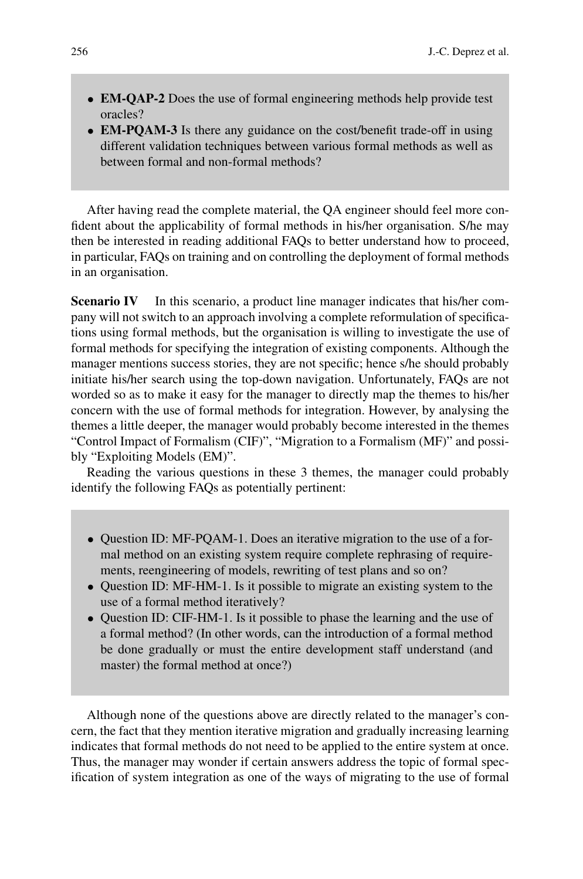- **EM-QAP-2** Does the use of formal engineering methods help provide test oracles?
- **EM-PQAM-3** Is there any guidance on the cost/benefit trade-off in using different validation techniques between various formal methods as well as between formal and non-formal methods?

After having read the complete material, the QA engineer should feel more confident about the applicability of formal methods in his/her organisation. S/he may then be interested in reading additional FAQs to better understand how to proceed, in particular, FAQs on training and on controlling the deployment of formal methods in an organisation.

**Scenario IV** In this scenario, a product line manager indicates that his/her company will not switch to an approach involving a complete reformulation of specifications using formal methods, but the organisation is willing to investigate the use of formal methods for specifying the integration of existing components. Although the manager mentions success stories, they are not specific; hence s/he should probably initiate his/her search using the top-down navigation. Unfortunately, FAQs are not worded so as to make it easy for the manager to directly map the themes to his/her concern with the use of formal methods for integration. However, by analysing the themes a little deeper, the manager would probably become interested in the themes "Control Impact of Formalism (CIF)", "Migration to a Formalism (MF)" and possibly "Exploiting Models (EM)".

Reading the various questions in these 3 themes, the manager could probably identify the following FAQs as potentially pertinent:

- Question ID: MF-PQAM-1. Does an iterative migration to the use of a formal method on an existing system require complete rephrasing of requirements, reengineering of models, rewriting of test plans and so on?
- Question ID: MF-HM-1. Is it possible to migrate an existing system to the use of a formal method iteratively?
- Question ID: CIF-HM-1. Is it possible to phase the learning and the use of a formal method? (In other words, can the introduction of a formal method be done gradually or must the entire development staff understand (and master) the formal method at once?)

Although none of the questions above are directly related to the manager's concern, the fact that they mention iterative migration and gradually increasing learning indicates that formal methods do not need to be applied to the entire system at once. Thus, the manager may wonder if certain answers address the topic of formal specification of system integration as one of the ways of migrating to the use of formal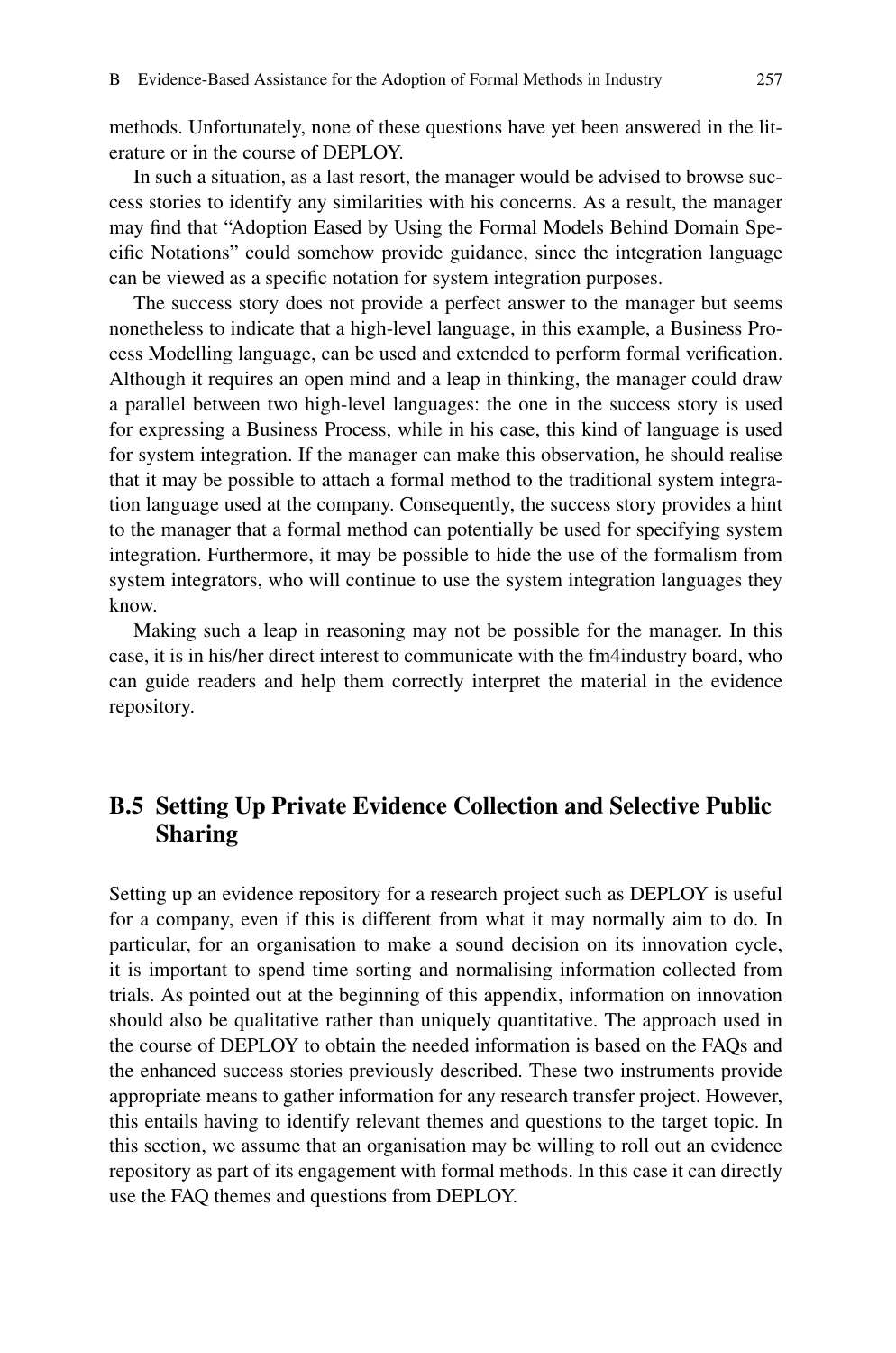methods. Unfortunately, none of these questions have yet been answered in the literature or in the course of DEPLOY.

In such a situation, as a last resort, the manager would be advised to browse success stories to identify any similarities with his concerns. As a result, the manager may find that "Adoption Eased by Using the Formal Models Behind Domain Specific Notations" could somehow provide guidance, since the integration language can be viewed as a specific notation for system integration purposes.

The success story does not provide a perfect answer to the manager but seems nonetheless to indicate that a high-level language, in this example, a Business Process Modelling language, can be used and extended to perform formal verification. Although it requires an open mind and a leap in thinking, the manager could draw a parallel between two high-level languages: the one in the success story is used for expressing a Business Process, while in his case, this kind of language is used for system integration. If the manager can make this observation, he should realise that it may be possible to attach a formal method to the traditional system integration language used at the company. Consequently, the success story provides a hint to the manager that a formal method can potentially be used for specifying system integration. Furthermore, it may be possible to hide the use of the formalism from system integrators, who will continue to use the system integration languages they know.

Making such a leap in reasoning may not be possible for the manager. In this case, it is in his/her direct interest to communicate with the fm4industry board, who can guide readers and help them correctly interpret the material in the evidence repository.

## B.5 Setting Up Private Evidence Collection and Selective Public Sharing

Setting up an evidence repository for a research project such as DEPLOY is useful for a company, even if this is different from what it may normally aim to do. In particular, for an organisation to make a sound decision on its innovation cycle, it is important to spend time sorting and normalising information collected from trials. As pointed out at the beginning of this appendix, information on innovation should also be qualitative rather than uniquely quantitative. The approach used in the course of DEPLOY to obtain the needed information is based on the FAQs and the enhanced success stories previously described. These two instruments provide appropriate means to gather information for any research transfer project. However, this entails having to identify relevant themes and questions to the target topic. In this section, we assume that an organisation may be willing to roll out an evidence repository as part of its engagement with formal methods. In this case it can directly use the FAQ themes and questions from DEPLOY.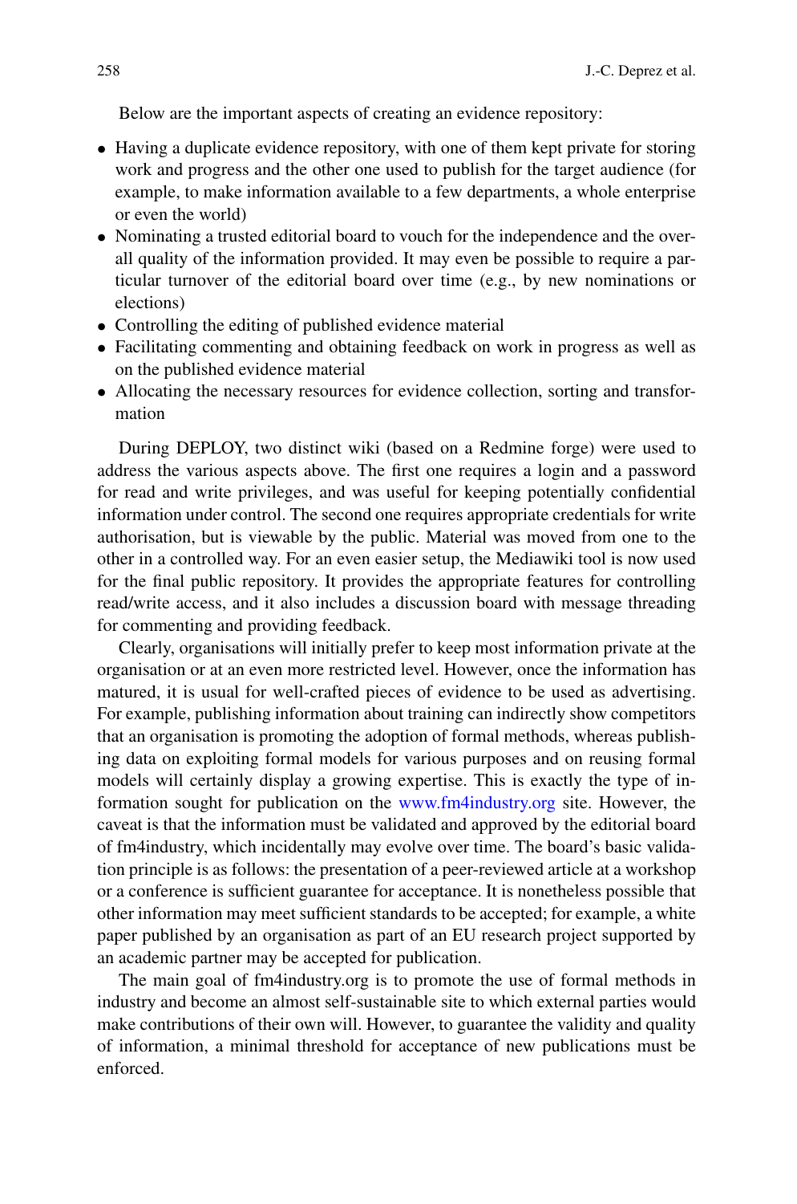Below are the important aspects of creating an evidence repository:

- Having a duplicate evidence repository, with one of them kept private for storing work and progress and the other one used to publish for the target audience (for example, to make information available to a few departments, a whole enterprise or even the world)
- Nominating a trusted editorial board to vouch for the independence and the overall quality of the information provided. It may even be possible to require a particular turnover of the editorial board over time (e.g., by new nominations or elections)
- Controlling the editing of published evidence material
- Facilitating commenting and obtaining feedback on work in progress as well as on the published evidence material
- Allocating the necessary resources for evidence collection, sorting and transformation

During DEPLOY, two distinct wiki (based on a Redmine forge) were used to address the various aspects above. The first one requires a login and a password for read and write privileges, and was useful for keeping potentially confidential information under control. The second one requires appropriate credentials for write authorisation, but is viewable by the public. Material was moved from one to the other in a controlled way. For an even easier setup, the Mediawiki tool is now used for the final public repository. It provides the appropriate features for controlling read/write access, and it also includes a discussion board with message threading for commenting and providing feedback.

Clearly, organisations will initially prefer to keep most information private at the organisation or at an even more restricted level. However, once the information has matured, it is usual for well-crafted pieces of evidence to be used as advertising. For example, publishing information about training can indirectly show competitors that an organisation is promoting the adoption of formal methods, whereas publishing data on exploiting formal models for various purposes and on reusing formal models will certainly display a growing expertise. This is exactly the type of information sought for publication on the www.fm4industry.org site. However, the caveat is that the information must be validated and approved by the editorial board of fm4industry, which incidentally may evolve over time. The board's basic validation principle is as follows: the presentation of a peer-reviewed article at a workshop or a conference is sufficient guarantee for acceptance. It is nonetheless possible that other information may meet sufficient standards to be accepted; for example, a white paper published by an organisation as part of an EU research project supported by an academic partner may be accepted for publication.

The main goal of fm4industry.org is to promote the use of formal methods in industry and become an almost self-sustainable site to which external parties would make contributions of their own will. However, to guarantee the validity and quality of information, a minimal threshold for acceptance of new publications must be enforced.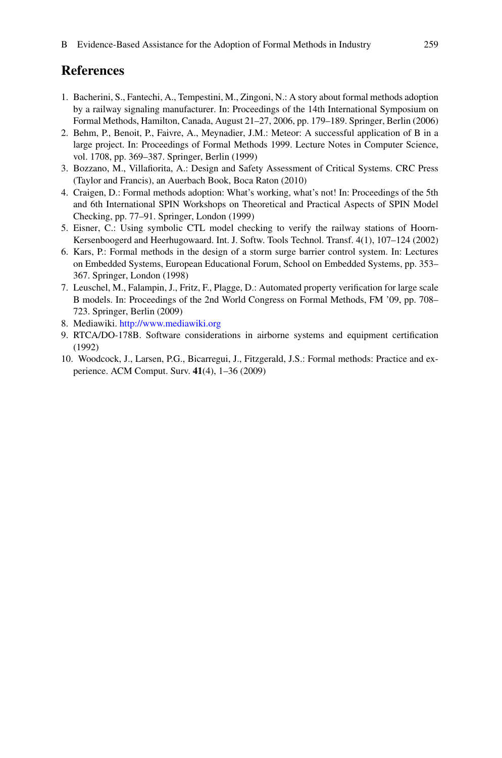## References

1. Bacherini, S., Fantechi, A., Tempestini, M., Zingoni, N.: A story about formal methods adoption by a railway signaling manufacturer. In: Proceedings of the 14th International Symposium on Formal Methods, Hamilton, Canada, August 21–27, 2006, pp. 179–189. Springer, Berlin (2006)
2. Behm, P., Benoit, P., Faivre, A., Meynadier, J.M.: Meteor: A successful application of B in a large project. In: Proceedings of Formal Methods 1999. Lecture Notes in Computer Science, vol. 1708, pp. 369–387. Springer, Berlin (1999)
3. Bozzano, M., Villafiorita, A.: Design and Safety Assessment of Critical Systems. CRC Press (Taylor and Francis), an Auerbach Book, Boca Raton (2010)
4. Craigen, D.: Formal methods adoption: What's working, what's not! In: Proceedings of the 5th and 6th International SPIN Workshops on Theoretical and Practical Aspects of SPIN Model Checking, pp. 77–91. Springer, London (1999)
5. Eisner, C.: Using symbolic CTL model checking to verify the railway stations of Hoorn-Kersenboogerd and Heerhugowaard. Int. J. Softw. Tools Technol. Transf. 4(1), 107–124 (2002)
6. Kars, P.: Formal methods in the design of a storm surge barrier control system. In: Lectures on Embedded Systems, European Educational Forum, School on Embedded Systems, pp. 353–367. Springer, London (1998)
7. Leuschel, M., Falampin, J., Fritz, F., Plagge, D.: Automated property verification for large scale B models. In: Proceedings of the 2nd World Congress on Formal Methods, FM '09, pp. 708–723. Springer, Berlin (2009)
8. Mediawiki. http://www.mediawiki.org
9. RTCA/DO-178B. Software considerations in airborne systems and equipment certification (1992)
10. Woodcock, J., Larsen, P.G., Bicarregui, J., Fitzgerald, J.S.: Formal methods: Practice and experience. ACM Comput. Surv. **41**(4), 1–36 (2009)